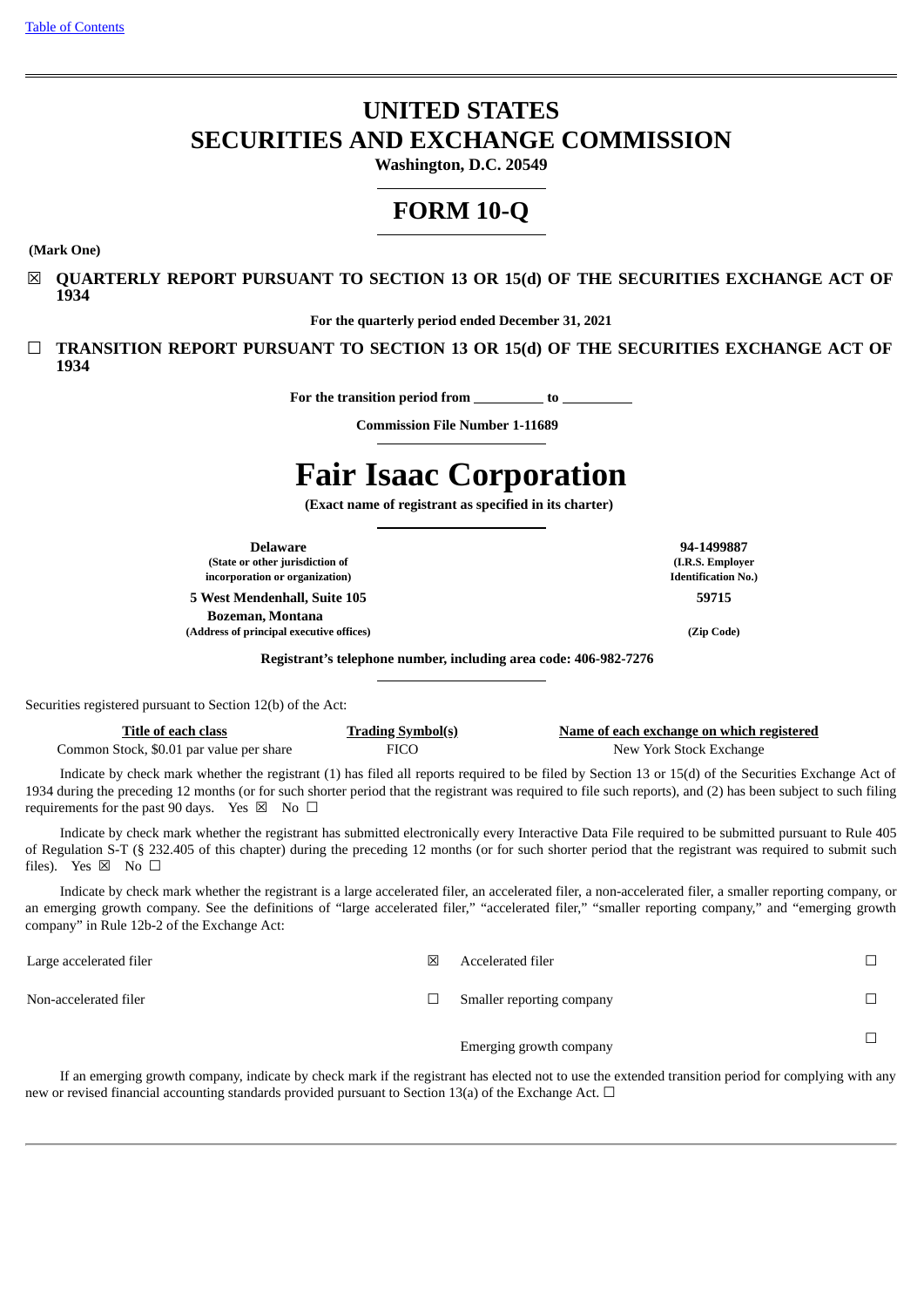[Table of Contents]

# UNITED STATES
# SECURITIES AND EXCHANGE COMMISSION

**Washington, D.C. 20549**

# FORM 10-Q

**(Mark One)**

☒ **QUARTERLY REPORT PURSUANT TO SECTION 13 OR 15(d) OF THE SECURITIES EXCHANGE ACT OF 1934**

**For the quarterly period ended December 31, 2021**

☐ **TRANSITION REPORT PURSUANT TO SECTION 13 OR 15(d) OF THE SECURITIES EXCHANGE ACT OF 1934**

**For the transition period from \_\_\_\_\_\_\_\_\_\_ to \_\_\_\_\_\_\_\_\_\_**

**Commission File Number 1-11689**

# Fair Isaac Corporation

**(Exact name of registrant as specified in its charter)**

| | |
|---|---|
| **Delaware** | **94-1499887** |
| **(State or other jurisdiction of incorporation or organization)** | **(I.R.S. Employer Identification No.)** |
| **5 West Mendenhall, Suite 105 Bozeman, Montana** | **59715** |
| **(Address of principal executive offices)** | **(Zip Code)** |

**Registrant's telephone number, including area code: 406-982-7276**

Securities registered pursuant to Section 12(b) of the Act:

| Title of each class | Trading Symbol(s) | Name of each exchange on which registered |
|---|---|---|
| Common Stock, $0.01 par value per share | FICO | New York Stock Exchange |

Indicate by check mark whether the registrant (1) has filed all reports required to be filed by Section 13 or 15(d) of the Securities Exchange Act of 1934 during the preceding 12 months (or for such shorter period that the registrant was required to file such reports), and (2) has been subject to such filing requirements for the past 90 days. Yes ☒ No ☐

Indicate by check mark whether the registrant has submitted electronically every Interactive Data File required to be submitted pursuant to Rule 405 of Regulation S-T (§ 232.405 of this chapter) during the preceding 12 months (or for such shorter period that the registrant was required to submit such files). Yes ☒ No ☐

Indicate by check mark whether the registrant is a large accelerated filer, an accelerated filer, a non-accelerated filer, a smaller reporting company, or an emerging growth company. See the definitions of "large accelerated filer," "accelerated filer," "smaller reporting company," and "emerging growth company" in Rule 12b-2 of the Exchange Act:

| | | | |
|---|---|---|---|
| Large accelerated filer | ☒ | Accelerated filer | ☐ |
| Non-accelerated filer | ☐ | Smaller reporting company | ☐ |
| | | Emerging growth company | ☐ |

If an emerging growth company, indicate by check mark if the registrant has elected not to use the extended transition period for complying with any new or revised financial accounting standards provided pursuant to Section 13(a) of the Exchange Act. ☐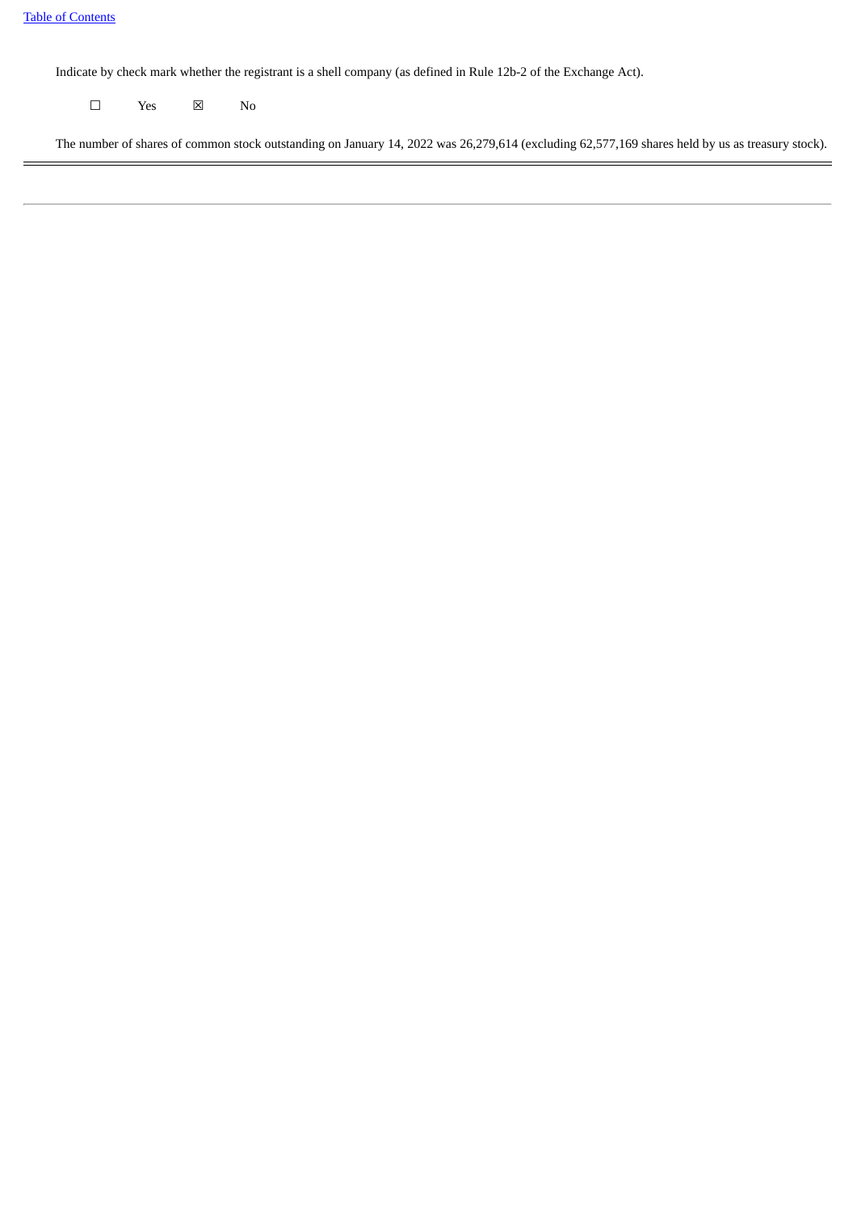Indicate by check mark whether the registrant is a shell company (as defined in Rule 12b-2 of the Exchange Act).

☐ Yes ☒ No

The number of shares of common stock outstanding on January 14, 2022 was 26,279,614 (excluding 62,577,169 shares held by us as treasury stock).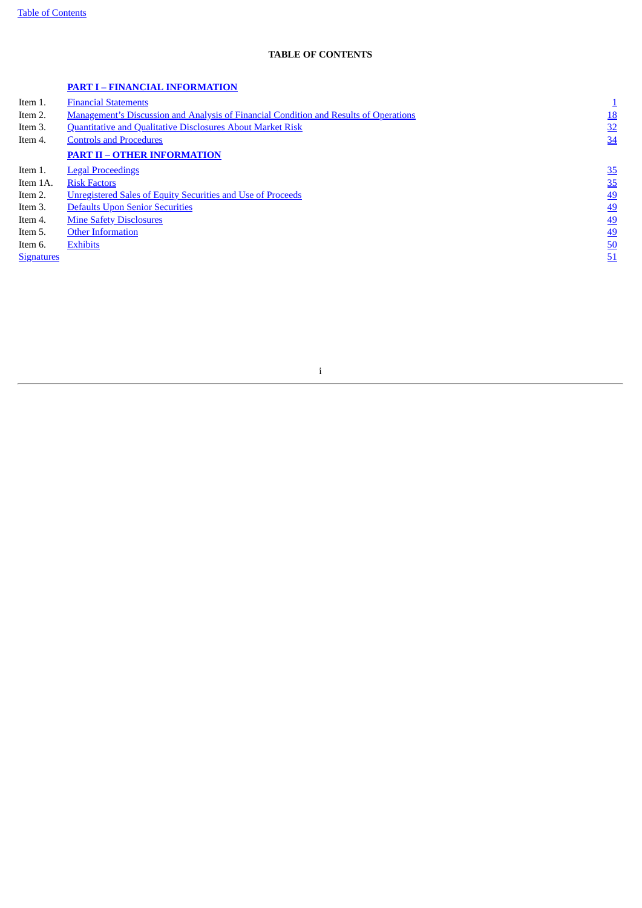# TABLE OF CONTENTS

| | | |
|---|---|---|
| | **PART I – FINANCIAL INFORMATION** | |
| Item 1. | Financial Statements | 1 |
| Item 2. | Management's Discussion and Analysis of Financial Condition and Results of Operations | 18 |
| Item 3. | Quantitative and Qualitative Disclosures About Market Risk | 32 |
| Item 4. | Controls and Procedures | 34 |
| | **PART II – OTHER INFORMATION** | |
| Item 1. | Legal Proceedings | 35 |
| Item 1A. | Risk Factors | 35 |
| Item 2. | Unregistered Sales of Equity Securities and Use of Proceeds | 49 |
| Item 3. | Defaults Upon Senior Securities | 49 |
| Item 4. | Mine Safety Disclosures | 49 |
| Item 5. | Other Information | 49 |
| Item 6. | Exhibits | 50 |
| Signatures | | 51 |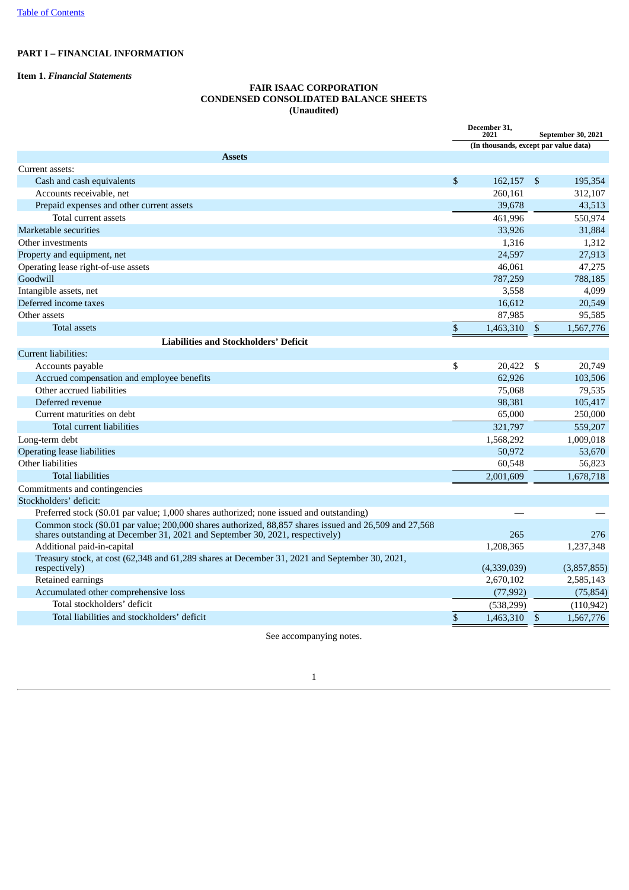[Table of Contents](#)

**PART I – FINANCIAL INFORMATION**

**Item 1.** ***Financial Statements***

**FAIR ISAAC CORPORATION**
**CONDENSED CONSOLIDATED BALANCE SHEETS**
**(Unaudited)**

| | December 31, 2021 | September 30, 2021 |
|---|---|---|
| | (In thousands, except par value data) | |
| **Assets** | | |
| Current assets: | | |
| Cash and cash equivalents | $ 162,157 | $ 195,354 |
| Accounts receivable, net | 260,161 | 312,107 |
| Prepaid expenses and other current assets | 39,678 | 43,513 |
| Total current assets | 461,996 | 550,974 |
| Marketable securities | 33,926 | 31,884 |
| Other investments | 1,316 | 1,312 |
| Property and equipment, net | 24,597 | 27,913 |
| Operating lease right-of-use assets | 46,061 | 47,275 |
| Goodwill | 787,259 | 788,185 |
| Intangible assets, net | 3,558 | 4,099 |
| Deferred income taxes | 16,612 | 20,549 |
| Other assets | 87,985 | 95,585 |
| Total assets | $ 1,463,310 | $ 1,567,776 |
| **Liabilities and Stockholders' Deficit** | | |
| Current liabilities: | | |
| Accounts payable | $ 20,422 | $ 20,749 |
| Accrued compensation and employee benefits | 62,926 | 103,506 |
| Other accrued liabilities | 75,068 | 79,535 |
| Deferred revenue | 98,381 | 105,417 |
| Current maturities on debt | 65,000 | 250,000 |
| Total current liabilities | 321,797 | 559,207 |
| Long-term debt | 1,568,292 | 1,009,018 |
| Operating lease liabilities | 50,972 | 53,670 |
| Other liabilities | 60,548 | 56,823 |
| Total liabilities | 2,001,609 | 1,678,718 |
| Commitments and contingencies | | |
| Stockholders' deficit: | | |
| Preferred stock ($0.01 par value; 1,000 shares authorized; none issued and outstanding) | — | — |
| Common stock ($0.01 par value; 200,000 shares authorized, 88,857 shares issued and 26,509 and 27,568 shares outstanding at December 31, 2021 and September 30, 2021, respectively) | 265 | 276 |
| Additional paid-in-capital | 1,208,365 | 1,237,348 |
| Treasury stock, at cost (62,348 and 61,289 shares at December 31, 2021 and September 30, 2021, respectively) | (4,339,039) | (3,857,855) |
| Retained earnings | 2,670,102 | 2,585,143 |
| Accumulated other comprehensive loss | (77,992) | (75,854) |
| Total stockholders' deficit | (538,299) | (110,942) |
| Total liabilities and stockholders' deficit | $ 1,463,310 | $ 1,567,776 |

See accompanying notes.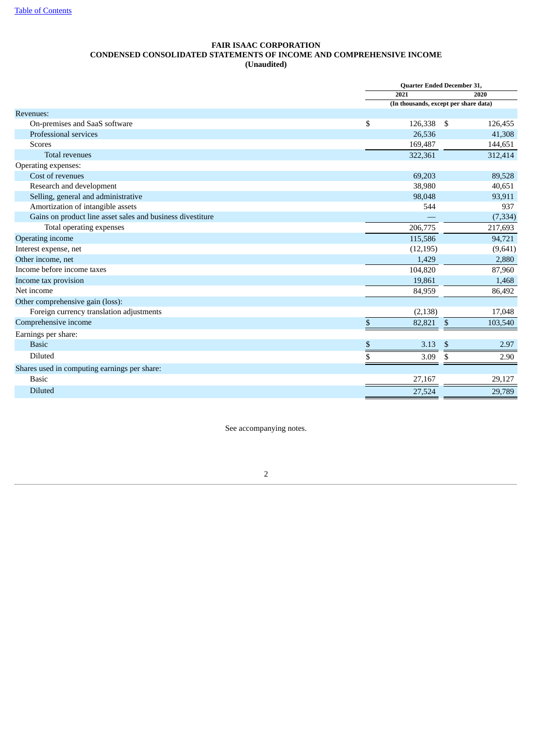[Table of Contents](#)

# FAIR ISAAC CORPORATION
## CONDENSED CONSOLIDATED STATEMENTS OF INCOME AND COMPREHENSIVE INCOME
**(Unaudited)**

| | Quarter Ended December 31, | |
|---|---|---|
| | 2021 | 2020 |
| | (In thousands, except per share data) | |
| Revenues: | | |
| On-premises and SaaS software | $ 126,338 | $ 126,455 |
| Professional services | 26,536 | 41,308 |
| Scores | 169,487 | 144,651 |
| Total revenues | 322,361 | 312,414 |
| Operating expenses: | | |
| Cost of revenues | 69,203 | 89,528 |
| Research and development | 38,980 | 40,651 |
| Selling, general and administrative | 98,048 | 93,911 |
| Amortization of intangible assets | 544 | 937 |
| Gains on product line asset sales and business divestiture | — | (7,334) |
| Total operating expenses | 206,775 | 217,693 |
| Operating income | 115,586 | 94,721 |
| Interest expense, net | (12,195) | (9,641) |
| Other income, net | 1,429 | 2,880 |
| Income before income taxes | 104,820 | 87,960 |
| Income tax provision | 19,861 | 1,468 |
| Net income | 84,959 | 86,492 |
| Other comprehensive gain (loss): | | |
| Foreign currency translation adjustments | (2,138) | 17,048 |
| Comprehensive income | $ 82,821 | $ 103,540 |
| Earnings per share: | | |
| Basic | $ 3.13 | $ 2.97 |
| Diluted | $ 3.09 | $ 2.90 |
| Shares used in computing earnings per share: | | |
| Basic | 27,167 | 29,127 |
| Diluted | 27,524 | 29,789 |

See accompanying notes.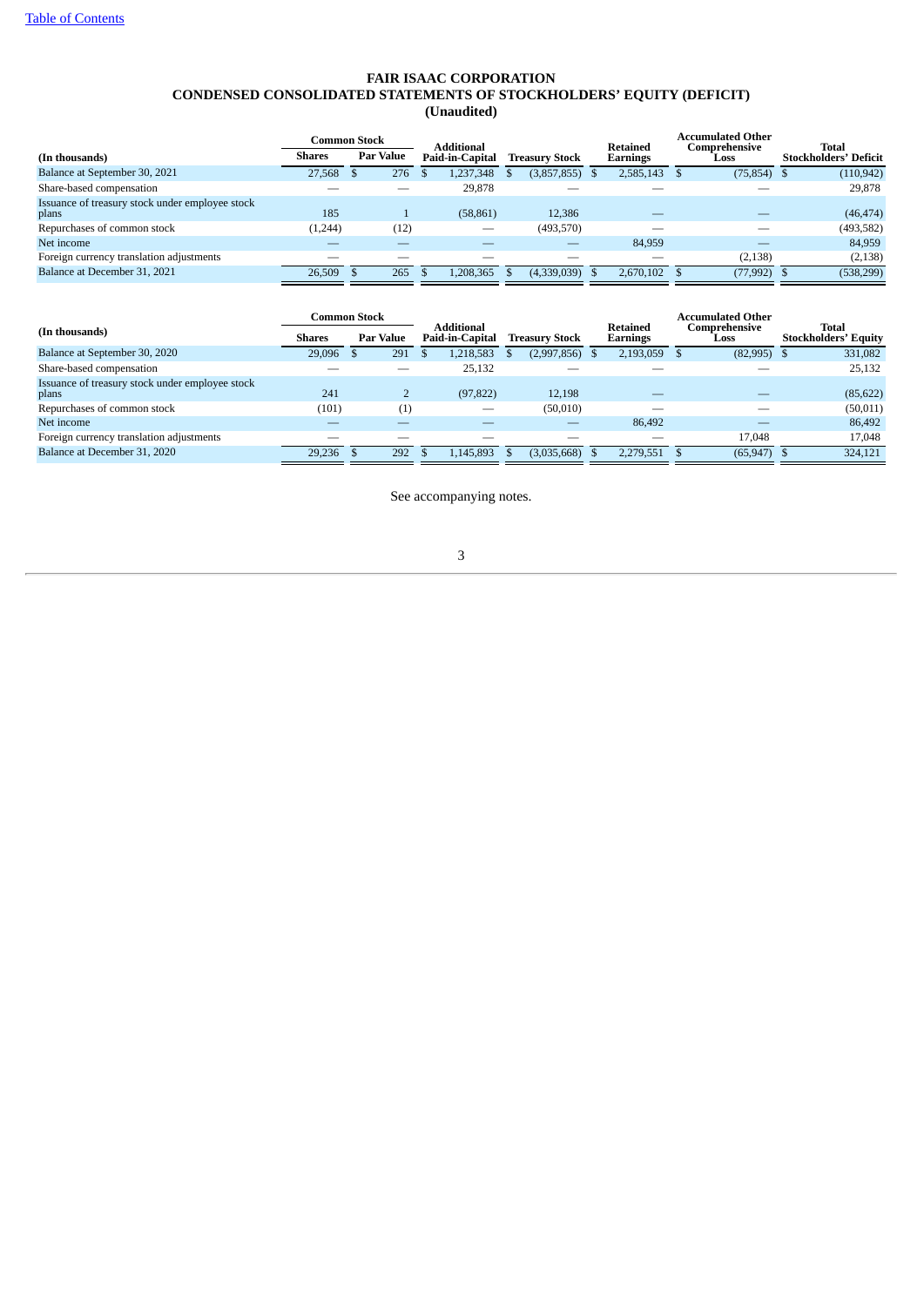# FAIR ISAAC CORPORATION
## CONDENSED CONSOLIDATED STATEMENTS OF STOCKHOLDERS' EQUITY (DEFICIT)
### (Unaudited)

| (In thousands) | Common Stock | | Additional Paid-in-Capital | Treasury Stock | Retained Earnings | Accumulated Other Comprehensive Loss | Total Stockholders' Deficit |
|---|---|---|---|---|---|---|---|
| | Shares | Par Value | | | | | |
| Balance at September 30, 2021 | 27,568 | $ 276 | $ 1,237,348 | $ (3,857,855) | $ 2,585,143 | $ (75,854) | $ (110,942) |
| Share-based compensation | — | — | 29,878 | — | — | — | 29,878 |
| Issuance of treasury stock under employee stock plans | 185 | 1 | (58,861) | 12,386 | — | — | (46,474) |
| Repurchases of common stock | (1,244) | (12) | — | (493,570) | — | — | (493,582) |
| Net income | — | — | — | — | 84,959 | — | 84,959 |
| Foreign currency translation adjustments | — | — | — | — | — | (2,138) | (2,138) |
| Balance at December 31, 2021 | 26,509 | $ 265 | $ 1,208,365 | $ (4,339,039) | $ 2,670,102 | $ (77,992) | $ (538,299) |

| (In thousands) | Common Stock | | Additional Paid-in-Capital | Treasury Stock | Retained Earnings | Accumulated Other Comprehensive Loss | Total Stockholders' Equity |
|---|---|---|---|---|---|---|---|
| | Shares | Par Value | | | | | |
| Balance at September 30, 2020 | 29,096 | $ 291 | $ 1,218,583 | $ (2,997,856) | $ 2,193,059 | $ (82,995) | $ 331,082 |
| Share-based compensation | — | — | 25,132 | — | — | — | 25,132 |
| Issuance of treasury stock under employee stock plans | 241 | 2 | (97,822) | 12,198 | — | — | (85,622) |
| Repurchases of common stock | (101) | (1) | — | (50,010) | — | — | (50,011) |
| Net income | — | — | — | — | 86,492 | — | 86,492 |
| Foreign currency translation adjustments | — | — | — | — | — | 17,048 | 17,048 |
| Balance at December 31, 2020 | 29,236 | $ 292 | $ 1,145,893 | $ (3,035,668) | $ 2,279,551 | $ (65,947) | $ 324,121 |

See accompanying notes.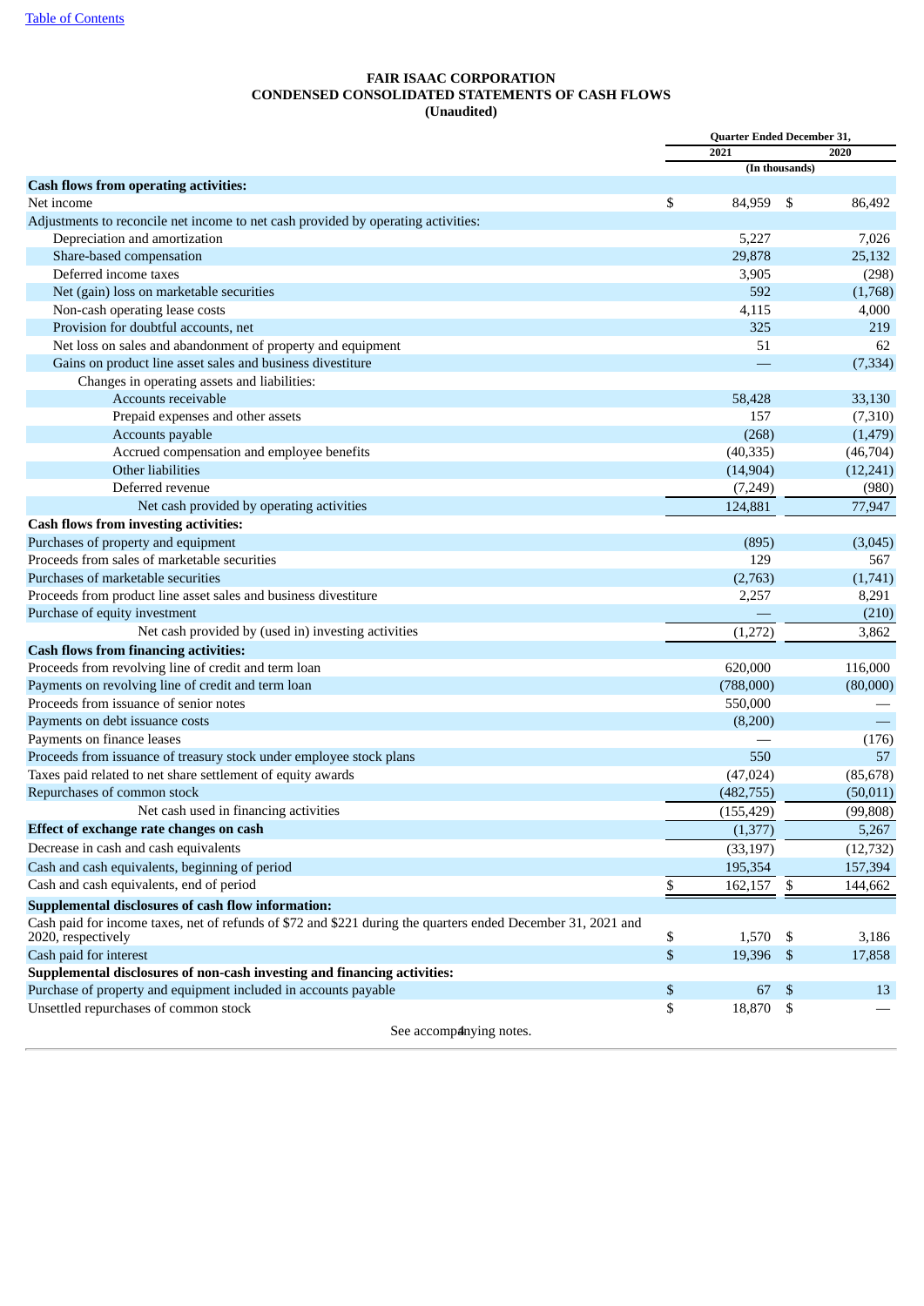[Table of Contents](#)

**FAIR ISAAC CORPORATION**
**CONDENSED CONSOLIDATED STATEMENTS OF CASH FLOWS**
**(Unaudited)**

| | Quarter Ended December 31, | |
|---|---|---|
| | 2021 | 2020 |
| | (In thousands) | |
| **Cash flows from operating activities:** | | |
| Net income | $ 84,959 | $ 86,492 |
| Adjustments to reconcile net income to net cash provided by operating activities: | | |
| Depreciation and amortization | 5,227 | 7,026 |
| Share-based compensation | 29,878 | 25,132 |
| Deferred income taxes | 3,905 | (298) |
| Net (gain) loss on marketable securities | 592 | (1,768) |
| Non-cash operating lease costs | 4,115 | 4,000 |
| Provision for doubtful accounts, net | 325 | 219 |
| Net loss on sales and abandonment of property and equipment | 51 | 62 |
| Gains on product line asset sales and business divestiture | — | (7,334) |
| Changes in operating assets and liabilities: | | |
| Accounts receivable | 58,428 | 33,130 |
| Prepaid expenses and other assets | 157 | (7,310) |
| Accounts payable | (268) | (1,479) |
| Accrued compensation and employee benefits | (40,335) | (46,704) |
| Other liabilities | (14,904) | (12,241) |
| Deferred revenue | (7,249) | (980) |
| Net cash provided by operating activities | 124,881 | 77,947 |
| **Cash flows from investing activities:** | | |
| Purchases of property and equipment | (895) | (3,045) |
| Proceeds from sales of marketable securities | 129 | 567 |
| Purchases of marketable securities | (2,763) | (1,741) |
| Proceeds from product line asset sales and business divestiture | 2,257 | 8,291 |
| Purchase of equity investment | — | (210) |
| Net cash provided by (used in) investing activities | (1,272) | 3,862 |
| **Cash flows from financing activities:** | | |
| Proceeds from revolving line of credit and term loan | 620,000 | 116,000 |
| Payments on revolving line of credit and term loan | (788,000) | (80,000) |
| Proceeds from issuance of senior notes | 550,000 | — |
| Payments on debt issuance costs | (8,200) | — |
| Payments on finance leases | — | (176) |
| Proceeds from issuance of treasury stock under employee stock plans | 550 | 57 |
| Taxes paid related to net share settlement of equity awards | (47,024) | (85,678) |
| Repurchases of common stock | (482,755) | (50,011) |
| Net cash used in financing activities | (155,429) | (99,808) |
| **Effect of exchange rate changes on cash** | (1,377) | 5,267 |
| Decrease in cash and cash equivalents | (33,197) | (12,732) |
| Cash and cash equivalents, beginning of period | 195,354 | 157,394 |
| Cash and cash equivalents, end of period | $ 162,157 | $ 144,662 |
| **Supplemental disclosures of cash flow information:** | | |
| Cash paid for income taxes, net of refunds of $72 and $221 during the quarters ended December 31, 2021 and 2020, respectively | $ 1,570 | $ 3,186 |
| Cash paid for interest | $ 19,396 | $ 17,858 |
| **Supplemental disclosures of non-cash investing and financing activities:** | | |
| Purchase of property and equipment included in accounts payable | $ 67 | $ 13 |
| Unsettled repurchases of common stock | $ 18,870 | $ — |

See accompanying notes.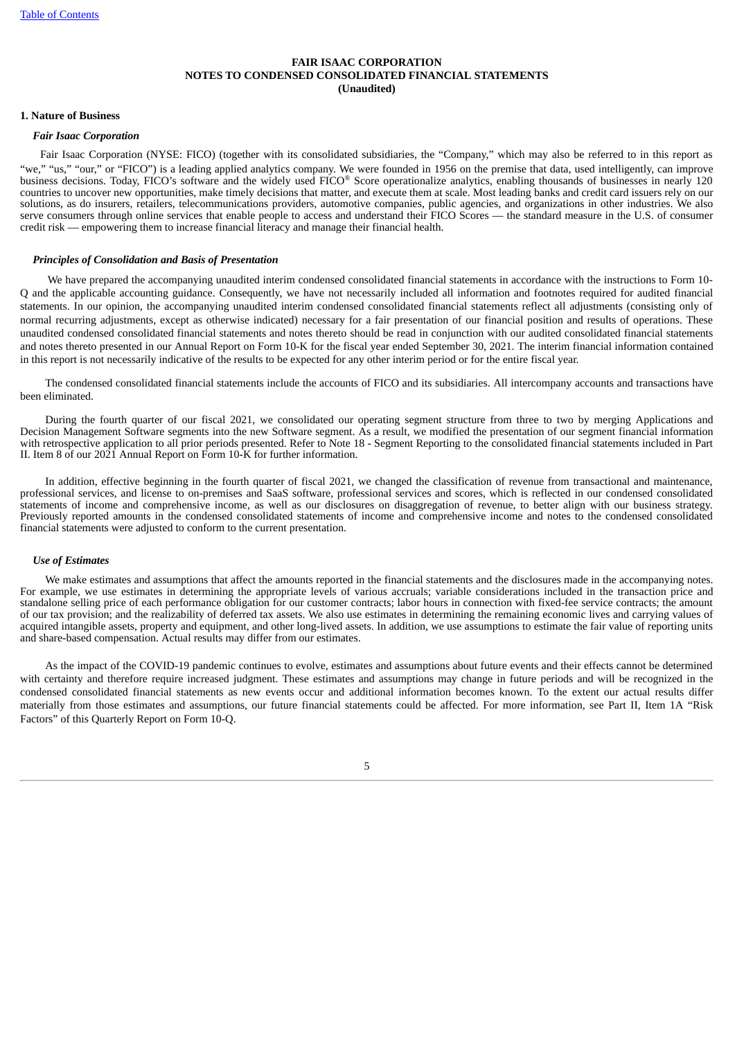**FAIR ISAAC CORPORATION**
**NOTES TO CONDENSED CONSOLIDATED FINANCIAL STATEMENTS**
**(Unaudited)**

## 1. Nature of Business

### *Fair Isaac Corporation*

Fair Isaac Corporation (NYSE: FICO) (together with its consolidated subsidiaries, the "Company," which may also be referred to in this report as "we," "us," "our," or "FICO") is a leading applied analytics company. We were founded in 1956 on the premise that data, used intelligently, can improve business decisions. Today, FICO's software and the widely used FICO® Score operationalize analytics, enabling thousands of businesses in nearly 120 countries to uncover new opportunities, make timely decisions that matter, and execute them at scale. Most leading banks and credit card issuers rely on our solutions, as do insurers, retailers, telecommunications providers, automotive companies, public agencies, and organizations in other industries. We also serve consumers through online services that enable people to access and understand their FICO Scores — the standard measure in the U.S. of consumer credit risk — empowering them to increase financial literacy and manage their financial health.

### *Principles of Consolidation and Basis of Presentation*

We have prepared the accompanying unaudited interim condensed consolidated financial statements in accordance with the instructions to Form 10-Q and the applicable accounting guidance. Consequently, we have not necessarily included all information and footnotes required for audited financial statements. In our opinion, the accompanying unaudited interim condensed consolidated financial statements reflect all adjustments (consisting only of normal recurring adjustments, except as otherwise indicated) necessary for a fair presentation of our financial position and results of operations. These unaudited condensed consolidated financial statements and notes thereto should be read in conjunction with our audited consolidated financial statements and notes thereto presented in our Annual Report on Form 10-K for the fiscal year ended September 30, 2021. The interim financial information contained in this report is not necessarily indicative of the results to be expected for any other interim period or for the entire fiscal year.

The condensed consolidated financial statements include the accounts of FICO and its subsidiaries. All intercompany accounts and transactions have been eliminated.

During the fourth quarter of our fiscal 2021, we consolidated our operating segment structure from three to two by merging Applications and Decision Management Software segments into the new Software segment. As a result, we modified the presentation of our segment financial information with retrospective application to all prior periods presented. Refer to Note 18 - Segment Reporting to the consolidated financial statements included in Part II. Item 8 of our 2021 Annual Report on Form 10-K for further information.

In addition, effective beginning in the fourth quarter of fiscal 2021, we changed the classification of revenue from transactional and maintenance, professional services, and license to on-premises and SaaS software, professional services and scores, which is reflected in our condensed consolidated statements of income and comprehensive income, as well as our disclosures on disaggregation of revenue, to better align with our business strategy. Previously reported amounts in the condensed consolidated statements of income and comprehensive income and notes to the condensed consolidated financial statements were adjusted to conform to the current presentation.

### *Use of Estimates*

We make estimates and assumptions that affect the amounts reported in the financial statements and the disclosures made in the accompanying notes. For example, we use estimates in determining the appropriate levels of various accruals; variable considerations included in the transaction price and standalone selling price of each performance obligation for our customer contracts; labor hours in connection with fixed-fee service contracts; the amount of our tax provision; and the realizability of deferred tax assets. We also use estimates in determining the remaining economic lives and carrying values of acquired intangible assets, property and equipment, and other long-lived assets. In addition, we use assumptions to estimate the fair value of reporting units and share-based compensation. Actual results may differ from our estimates.

As the impact of the COVID-19 pandemic continues to evolve, estimates and assumptions about future events and their effects cannot be determined with certainty and therefore require increased judgment. These estimates and assumptions may change in future periods and will be recognized in the condensed consolidated financial statements as new events occur and additional information becomes known. To the extent our actual results differ materially from those estimates and assumptions, our future financial statements could be affected. For more information, see Part II, Item 1A "Risk Factors" of this Quarterly Report on Form 10-Q.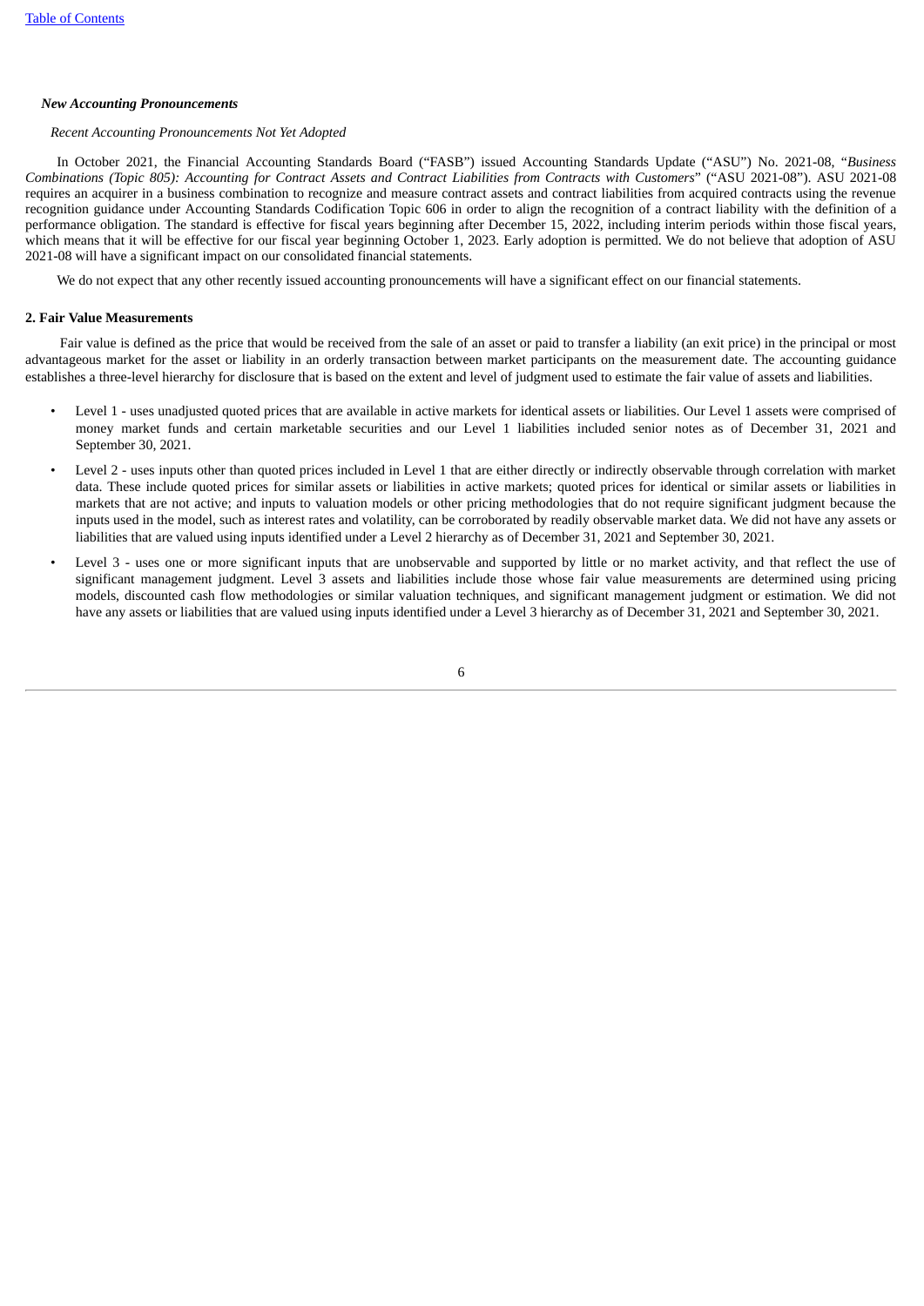***New Accounting Pronouncements***

*Recent Accounting Pronouncements Not Yet Adopted*

In October 2021, the Financial Accounting Standards Board ("FASB") issued Accounting Standards Update ("ASU") No. 2021-08, "*Business Combinations (Topic 805): Accounting for Contract Assets and Contract Liabilities from Contracts with Customers*" ("ASU 2021-08"). ASU 2021-08 requires an acquirer in a business combination to recognize and measure contract assets and contract liabilities from acquired contracts using the revenue recognition guidance under Accounting Standards Codification Topic 606 in order to align the recognition of a contract liability with the definition of a performance obligation. The standard is effective for fiscal years beginning after December 15, 2022, including interim periods within those fiscal years, which means that it will be effective for our fiscal year beginning October 1, 2023. Early adoption is permitted. We do not believe that adoption of ASU 2021-08 will have a significant impact on our consolidated financial statements.

We do not expect that any other recently issued accounting pronouncements will have a significant effect on our financial statements.

**2. Fair Value Measurements**

Fair value is defined as the price that would be received from the sale of an asset or paid to transfer a liability (an exit price) in the principal or most advantageous market for the asset or liability in an orderly transaction between market participants on the measurement date. The accounting guidance establishes a three-level hierarchy for disclosure that is based on the extent and level of judgment used to estimate the fair value of assets and liabilities.

- Level 1 - uses unadjusted quoted prices that are available in active markets for identical assets or liabilities. Our Level 1 assets were comprised of money market funds and certain marketable securities and our Level 1 liabilities included senior notes as of December 31, 2021 and September 30, 2021.
- Level 2 - uses inputs other than quoted prices included in Level 1 that are either directly or indirectly observable through correlation with market data. These include quoted prices for similar assets or liabilities in active markets; quoted prices for identical or similar assets or liabilities in markets that are not active; and inputs to valuation models or other pricing methodologies that do not require significant judgment because the inputs used in the model, such as interest rates and volatility, can be corroborated by readily observable market data. We did not have any assets or liabilities that are valued using inputs identified under a Level 2 hierarchy as of December 31, 2021 and September 30, 2021.
- Level 3 - uses one or more significant inputs that are unobservable and supported by little or no market activity, and that reflect the use of significant management judgment. Level 3 assets and liabilities include those whose fair value measurements are determined using pricing models, discounted cash flow methodologies or similar valuation techniques, and significant management judgment or estimation. We did not have any assets or liabilities that are valued using inputs identified under a Level 3 hierarchy as of December 31, 2021 and September 30, 2021.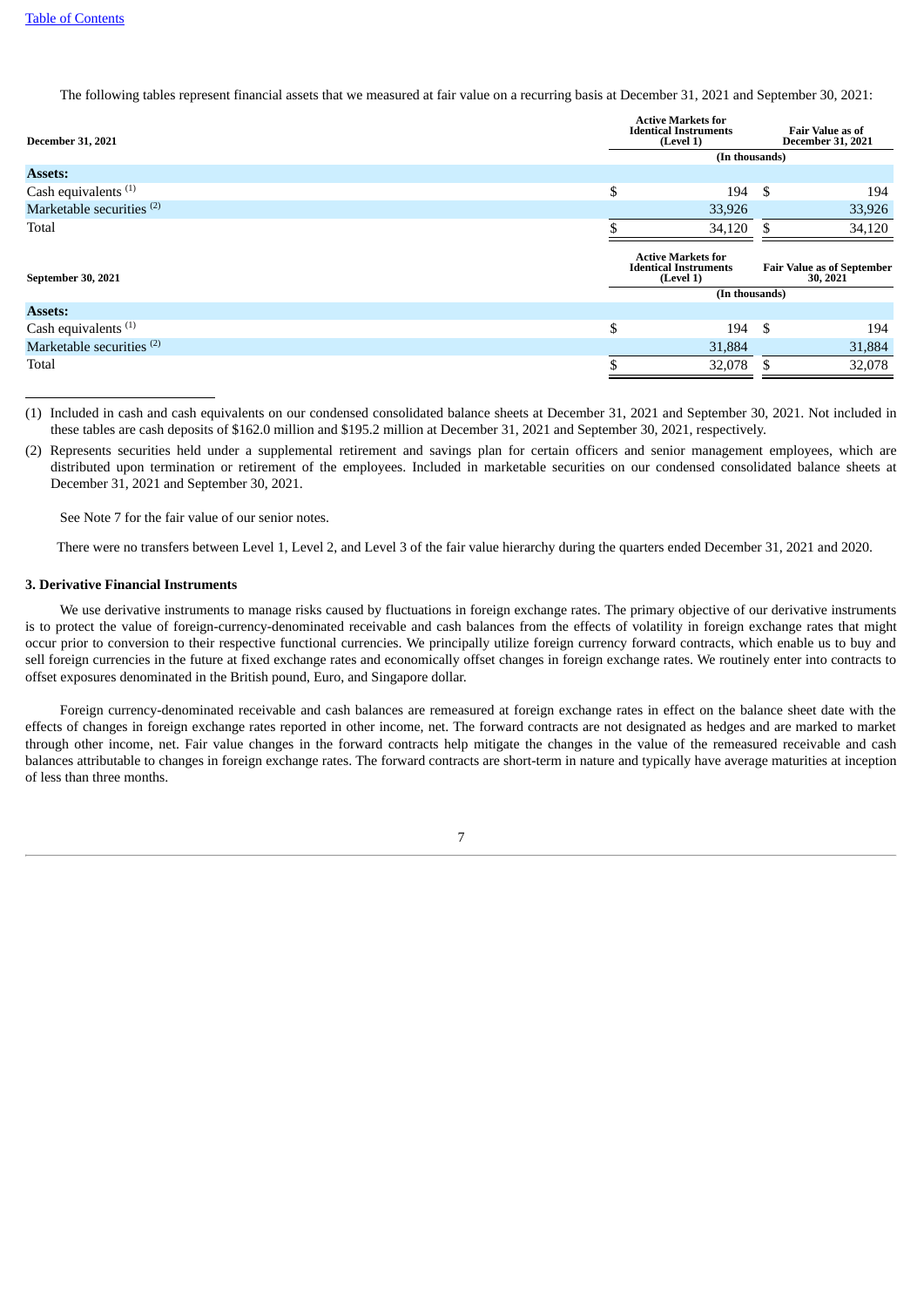The following tables represent financial assets that we measured at fair value on a recurring basis at December 31, 2021 and September 30, 2021:

| December 31, 2021 | Active Markets for Identical Instruments (Level 1) | Fair Value as of December 31, 2021 |
|---|---|---|
| | (In thousands) | |
| **Assets:** | | |
| Cash equivalents [(1)] | $ 194 | $ 194 |
| Marketable securities [(2)] | 33,926 | 33,926 |
| Total | $ 34,120 | $ 34,120 |

| September 30, 2021 | Active Markets for Identical Instruments (Level 1) | Fair Value as of September 30, 2021 |
|---|---|---|
| | (In thousands) | |
| **Assets:** | | |
| Cash equivalents [(1)] | $ 194 | $ 194 |
| Marketable securities [(2)] | 31,884 | 31,884 |
| Total | $ 32,078 | $ 32,078 |

(1) Included in cash and cash equivalents on our condensed consolidated balance sheets at December 31, 2021 and September 30, 2021. Not included in these tables are cash deposits of $162.0 million and $195.2 million at December 31, 2021 and September 30, 2021, respectively.

(2) Represents securities held under a supplemental retirement and savings plan for certain officers and senior management employees, which are distributed upon termination or retirement of the employees. Included in marketable securities on our condensed consolidated balance sheets at December 31, 2021 and September 30, 2021.

See Note 7 for the fair value of our senior notes.

There were no transfers between Level 1, Level 2, and Level 3 of the fair value hierarchy during the quarters ended December 31, 2021 and 2020.

### 3. Derivative Financial Instruments

We use derivative instruments to manage risks caused by fluctuations in foreign exchange rates. The primary objective of our derivative instruments is to protect the value of foreign-currency-denominated receivable and cash balances from the effects of volatility in foreign exchange rates that might occur prior to conversion to their respective functional currencies. We principally utilize foreign currency forward contracts, which enable us to buy and sell foreign currencies in the future at fixed exchange rates and economically offset changes in foreign exchange rates. We routinely enter into contracts to offset exposures denominated in the British pound, Euro, and Singapore dollar.

Foreign currency-denominated receivable and cash balances are remeasured at foreign exchange rates in effect on the balance sheet date with the effects of changes in foreign exchange rates reported in other income, net. The forward contracts are not designated as hedges and are marked to market through other income, net. Fair value changes in the forward contracts help mitigate the changes in the value of the remeasured receivable and cash balances attributable to changes in foreign exchange rates. The forward contracts are short-term in nature and typically have average maturities at inception of less than three months.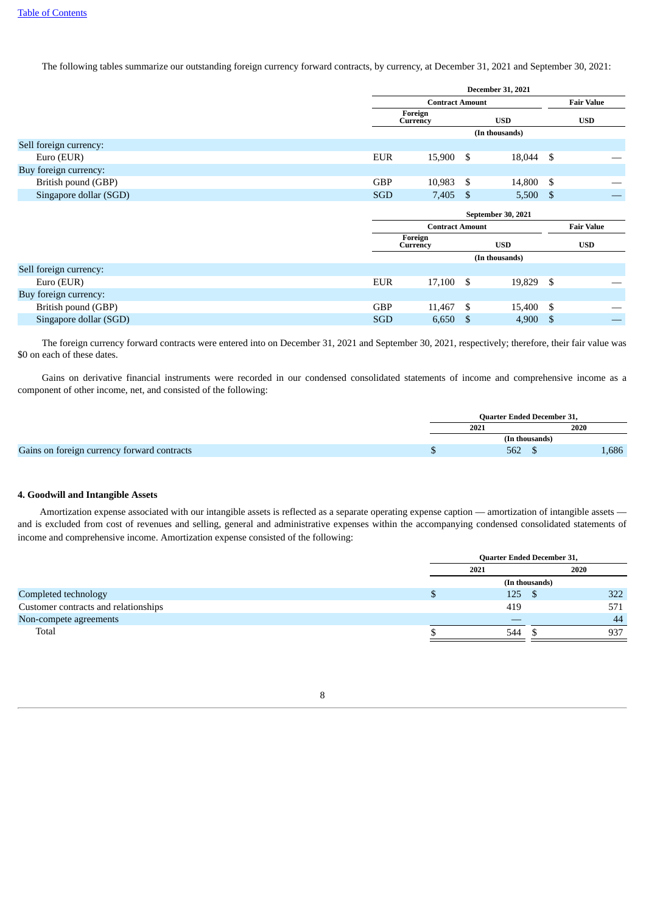The following tables summarize our outstanding foreign currency forward contracts, by currency, at December 31, 2021 and September 30, 2021:

| | December 31, 2021 | | | |
|---|---|---|---|---|
| | Contract Amount | | | Fair Value |
| | Foreign Currency | | USD | USD |
| | (In thousands) | | | |
| Sell foreign currency: | | | | |
| Euro (EUR) | EUR | 15,900 | $ 18,044 | $ — |
| Buy foreign currency: | | | | |
| British pound (GBP) | GBP | 10,983 | $ 14,800 | $ — |
| Singapore dollar (SGD) | SGD | 7,405 | $ 5,500 | $ — |

| | September 30, 2021 | | | |
|---|---|---|---|---|
| | Contract Amount | | | Fair Value |
| | Foreign Currency | | USD | USD |
| | (In thousands) | | | |
| Sell foreign currency: | | | | |
| Euro (EUR) | EUR | 17,100 | $ 19,829 | $ — |
| Buy foreign currency: | | | | |
| British pound (GBP) | GBP | 11,467 | $ 15,400 | $ — |
| Singapore dollar (SGD) | SGD | 6,650 | $ 4,900 | $ — |

The foreign currency forward contracts were entered into on December 31, 2021 and September 30, 2021, respectively; therefore, their fair value was $0 on each of these dates.

Gains on derivative financial instruments were recorded in our condensed consolidated statements of income and comprehensive income as a component of other income, net, and consisted of the following:

| | Quarter Ended December 31, | |
|---|---|---|
| | 2021 | 2020 |
| | (In thousands) | |
| Gains on foreign currency forward contracts | $ 562 | $ 1,686 |

## 4. Goodwill and Intangible Assets

Amortization expense associated with our intangible assets is reflected as a separate operating expense caption — amortization of intangible assets — and is excluded from cost of revenues and selling, general and administrative expenses within the accompanying condensed consolidated statements of income and comprehensive income. Amortization expense consisted of the following:

| | Quarter Ended December 31, | |
|---|---|---|
| | 2021 | 2020 |
| | (In thousands) | |
| Completed technology | $ 125 | $ 322 |
| Customer contracts and relationships | 419 | 571 |
| Non-compete agreements | — | 44 |
| Total | $ 544 | $ 937 |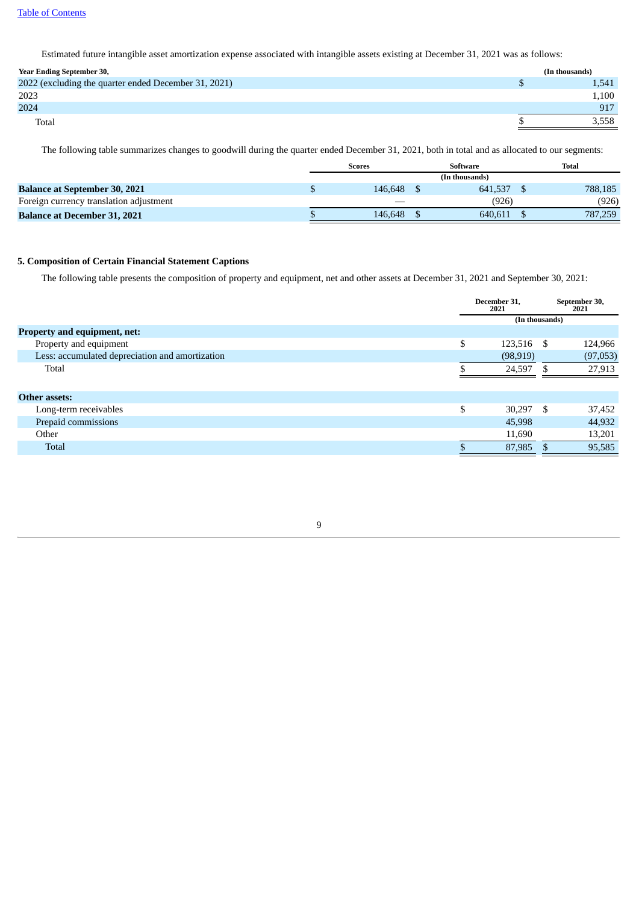Estimated future intangible asset amortization expense associated with intangible assets existing at December 31, 2021 was as follows:

| Year Ending September 30, | (In thousands) |
|---|---|
| 2022 (excluding the quarter ended December 31, 2021) | $ 1,541 |
| 2023 | 1,100 |
| 2024 | 917 |
| Total | $ 3,558 |

The following table summarizes changes to goodwill during the quarter ended December 31, 2021, both in total and as allocated to our segments:

| | Scores | Software | Total |
|---|---|---|---|
| | | (In thousands) | |
| **Balance at September 30, 2021** | $ 146,648 | $ 641,537 | $ 788,185 |
| Foreign currency translation adjustment | — | (926) | (926) |
| **Balance at December 31, 2021** | $ 146,648 | $ 640,611 | $ 787,259 |

## 5. Composition of Certain Financial Statement Captions

The following table presents the composition of property and equipment, net and other assets at December 31, 2021 and September 30, 2021:

| | December 31, 2021 | September 30, 2021 |
|---|---|---|
| | (In thousands) | |
| **Property and equipment, net:** | | |
| Property and equipment | $ 123,516 | $ 124,966 |
| Less: accumulated depreciation and amortization | (98,919) | (97,053) |
| Total | $ 24,597 | $ 27,913 |
| | | |
| **Other assets:** | | |
| Long-term receivables | $ 30,297 | $ 37,452 |
| Prepaid commissions | 45,998 | 44,932 |
| Other | 11,690 | 13,201 |
| Total | $ 87,985 | $ 95,585 |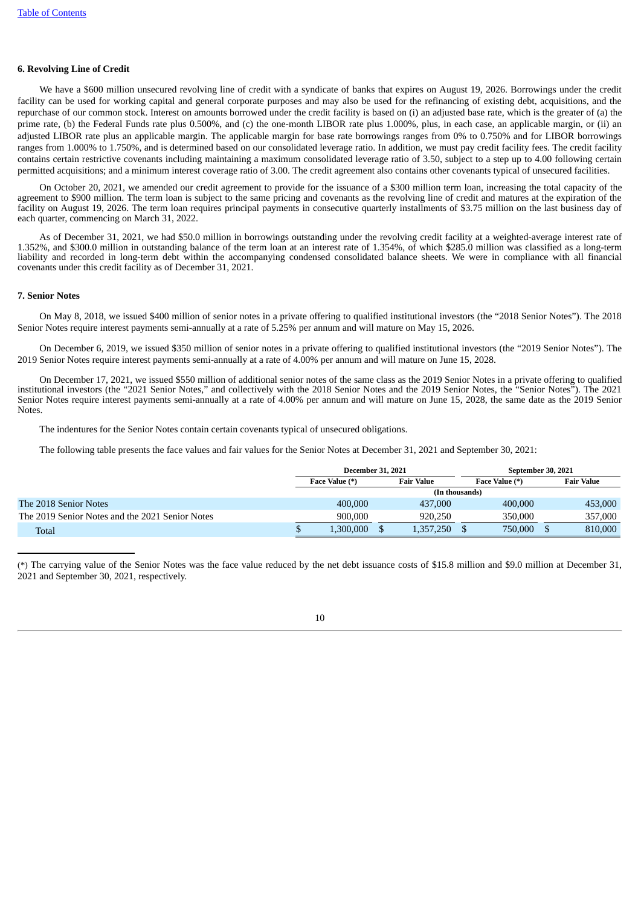### 6. Revolving Line of Credit

We have a $600 million unsecured revolving line of credit with a syndicate of banks that expires on August 19, 2026. Borrowings under the credit facility can be used for working capital and general corporate purposes and may also be used for the refinancing of existing debt, acquisitions, and the repurchase of our common stock. Interest on amounts borrowed under the credit facility is based on (i) an adjusted base rate, which is the greater of (a) the prime rate, (b) the Federal Funds rate plus 0.500%, and (c) the one-month LIBOR rate plus 1.000%, plus, in each case, an applicable margin, or (ii) an adjusted LIBOR rate plus an applicable margin. The applicable margin for base rate borrowings ranges from 0% to 0.750% and for LIBOR borrowings ranges from 1.000% to 1.750%, and is determined based on our consolidated leverage ratio. In addition, we must pay credit facility fees. The credit facility contains certain restrictive covenants including maintaining a maximum consolidated leverage ratio of 3.50, subject to a step up to 4.00 following certain permitted acquisitions; and a minimum interest coverage ratio of 3.00. The credit agreement also contains other covenants typical of unsecured facilities.

On October 20, 2021, we amended our credit agreement to provide for the issuance of a $300 million term loan, increasing the total capacity of the agreement to $900 million. The term loan is subject to the same pricing and covenants as the revolving line of credit and matures at the expiration of the facility on August 19, 2026. The term loan requires principal payments in consecutive quarterly installments of $3.75 million on the last business day of each quarter, commencing on March 31, 2022.

As of December 31, 2021, we had $50.0 million in borrowings outstanding under the revolving credit facility at a weighted-average interest rate of 1.352%, and $300.0 million in outstanding balance of the term loan at an interest rate of 1.354%, of which $285.0 million was classified as a long-term liability and recorded in long-term debt within the accompanying condensed consolidated balance sheets. We were in compliance with all financial covenants under this credit facility as of December 31, 2021.

### 7. Senior Notes

On May 8, 2018, we issued $400 million of senior notes in a private offering to qualified institutional investors (the "2018 Senior Notes"). The 2018 Senior Notes require interest payments semi-annually at a rate of 5.25% per annum and will mature on May 15, 2026.

On December 6, 2019, we issued $350 million of senior notes in a private offering to qualified institutional investors (the "2019 Senior Notes"). The 2019 Senior Notes require interest payments semi-annually at a rate of 4.00% per annum and will mature on June 15, 2028.

On December 17, 2021, we issued $550 million of additional senior notes of the same class as the 2019 Senior Notes in a private offering to qualified institutional investors (the "2021 Senior Notes," and collectively with the 2018 Senior Notes and the 2019 Senior Notes, the "Senior Notes"). The 2021 Senior Notes require interest payments semi-annually at a rate of 4.00% per annum and will mature on June 15, 2028, the same date as the 2019 Senior Notes.

The indentures for the Senior Notes contain certain covenants typical of unsecured obligations.

The following table presents the face values and fair values for the Senior Notes at December 31, 2021 and September 30, 2021:

| | December 31, 2021 | | September 30, 2021 | |
|---|---|---|---|---|
| | Face Value (*) | Fair Value | Face Value (*) | Fair Value |
| | (In thousands) | | | |
| The 2018 Senior Notes | 400,000 | 437,000 | 400,000 | 453,000 |
| The 2019 Senior Notes and the 2021 Senior Notes | 900,000 | 920,250 | 350,000 | 357,000 |
| Total | $ 1,300,000 | $ 1,357,250 | $ 750,000 | $ 810,000 |

(*) The carrying value of the Senior Notes was the face value reduced by the net debt issuance costs of $15.8 million and $9.0 million at December 31, 2021 and September 30, 2021, respectively.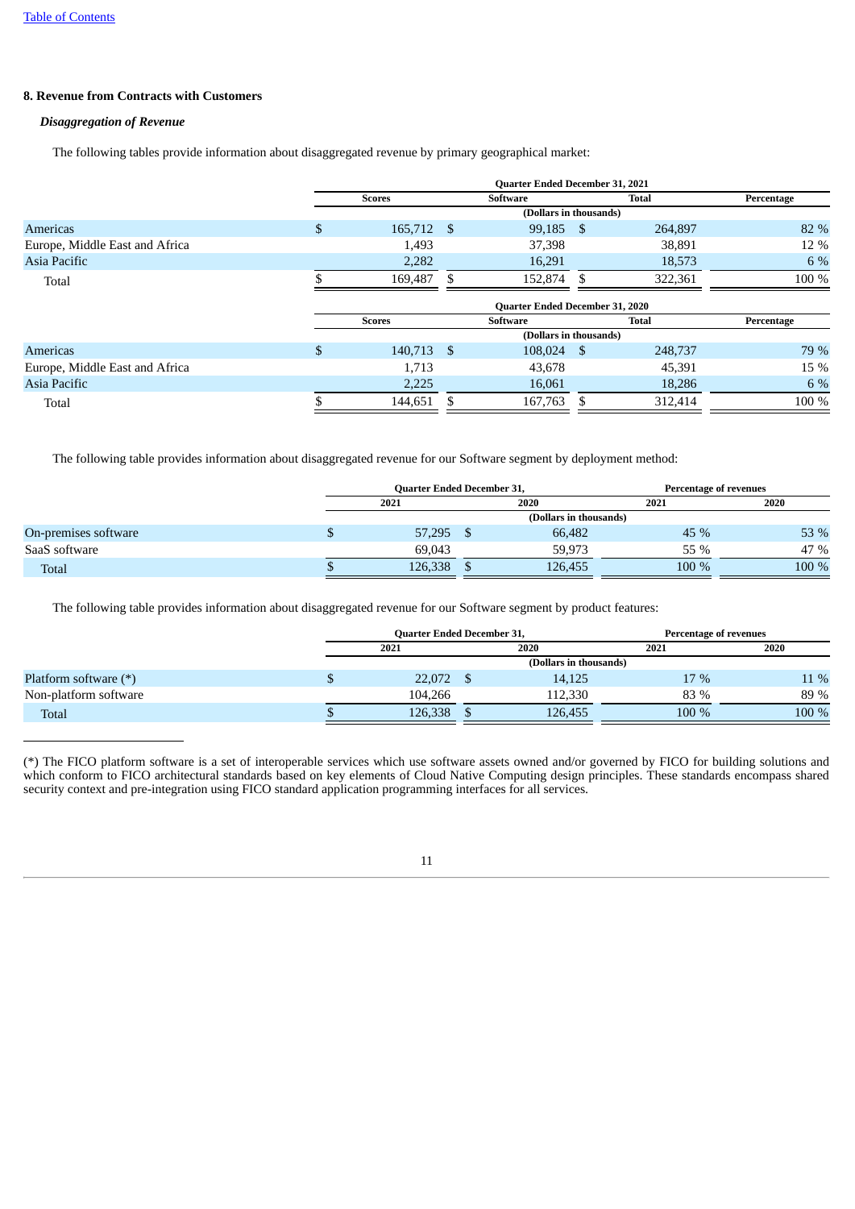### 8. Revenue from Contracts with Customers

#### *Disaggregation of Revenue*

The following tables provide information about disaggregated revenue by primary geographical market:

| | Quarter Ended December 31, 2021 | | | |
|---|---|---|---|---|
| | Scores | Software | Total | Percentage |
| | (Dollars in thousands) | | | |
| Americas | $ 165,712 | $ 99,185 | $ 264,897 | 82 % |
| Europe, Middle East and Africa | 1,493 | 37,398 | 38,891 | 12 % |
| Asia Pacific | 2,282 | 16,291 | 18,573 | 6 % |
| Total | $ 169,487 | $ 152,874 | $ 322,361 | 100 % |

| | Quarter Ended December 31, 2020 | | | |
|---|---|---|---|---|
| | Scores | Software | Total | Percentage |
| | (Dollars in thousands) | | | |
| Americas | $ 140,713 | $ 108,024 | $ 248,737 | 79 % |
| Europe, Middle East and Africa | 1,713 | 43,678 | 45,391 | 15 % |
| Asia Pacific | 2,225 | 16,061 | 18,286 | 6 % |
| Total | $ 144,651 | $ 167,763 | $ 312,414 | 100 % |

The following table provides information about disaggregated revenue for our Software segment by deployment method:

| | Quarter Ended December 31, | | Percentage of revenues | |
|---|---|---|---|---|
| | 2021 | 2020 | 2021 | 2020 |
| | (Dollars in thousands) | | | |
| On-premises software | $ 57,295 | $ 66,482 | 45 % | 53 % |
| SaaS software | 69,043 | 59,973 | 55 % | 47 % |
| Total | $ 126,338 | $ 126,455 | 100 % | 100 % |

The following table provides information about disaggregated revenue for our Software segment by product features:

| | Quarter Ended December 31, | | Percentage of revenues | |
|---|---|---|---|---|
| | 2021 | 2020 | 2021 | 2020 |
| | (Dollars in thousands) | | | |
| Platform software (*) | $ 22,072 | $ 14,125 | 17 % | 11 % |
| Non-platform software | 104,266 | 112,330 | 83 % | 89 % |
| Total | $ 126,338 | $ 126,455 | 100 % | 100 % |

(*) The FICO platform software is a set of interoperable services which use software assets owned and/or governed by FICO for building solutions and which conform to FICO architectural standards based on key elements of Cloud Native Computing design principles. These standards encompass shared security context and pre-integration using FICO standard application programming interfaces for all services.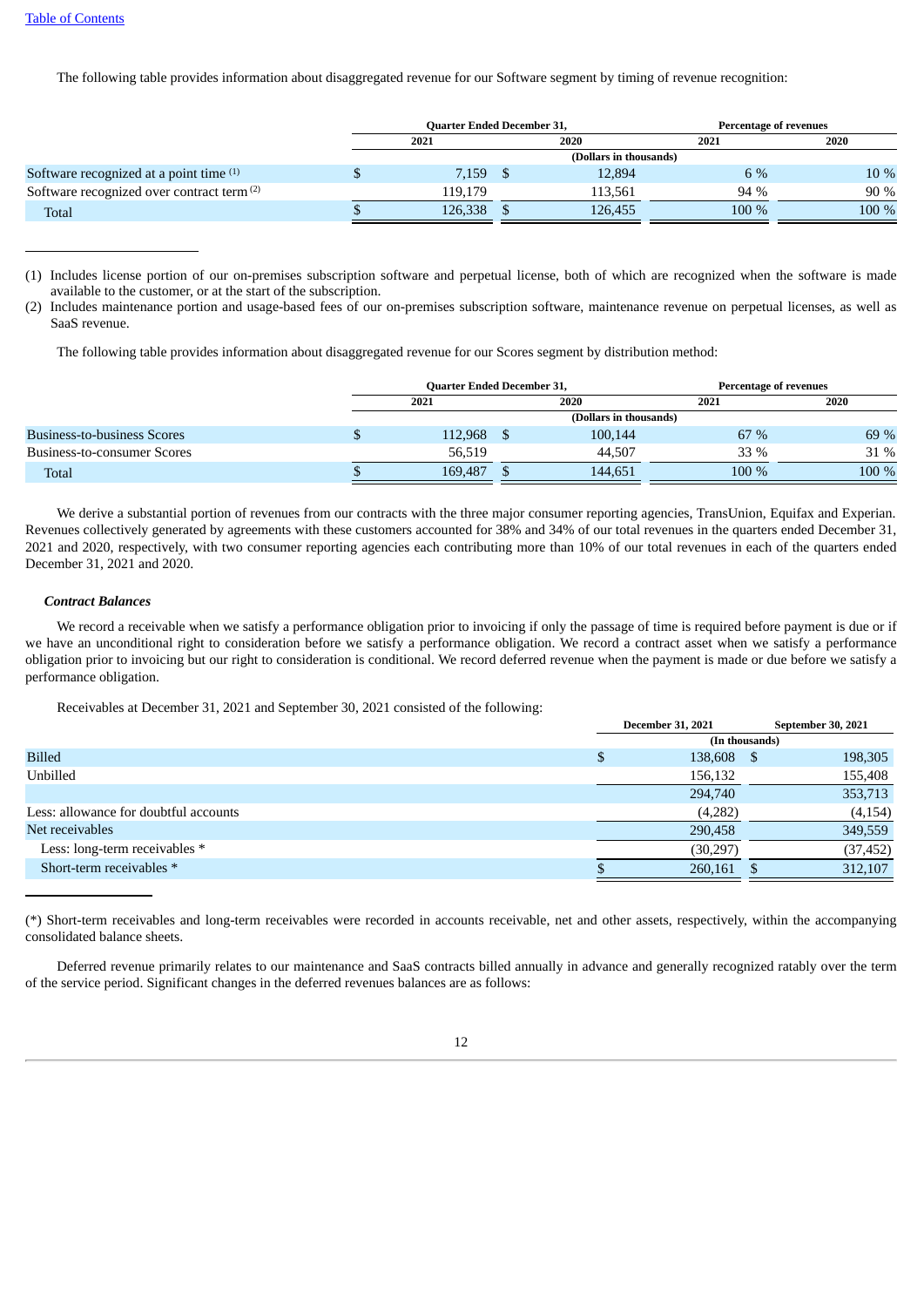The following table provides information about disaggregated revenue for our Software segment by timing of revenue recognition:

| | Quarter Ended December 31, | | Percentage of revenues | |
|---|---|---|---|---|
| | 2021 | 2020 | 2021 | 2020 |
| | (Dollars in thousands) | | | |
| Software recognized at a point time [(1)] | $ 7,159 | $ 12,894 | 6 % | 10 % |
| Software recognized over contract term [(2)] | 119,179 | 113,561 | 94 % | 90 % |
| Total | $ 126,338 | $ 126,455 | 100 % | 100 % |

(1) Includes license portion of our on-premises subscription software and perpetual license, both of which are recognized when the software is made available to the customer, or at the start of the subscription.

(2) Includes maintenance portion and usage-based fees of our on-premises subscription software, maintenance revenue on perpetual licenses, as well as SaaS revenue.

The following table provides information about disaggregated revenue for our Scores segment by distribution method:

| | Quarter Ended December 31, | | Percentage of revenues | |
|---|---|---|---|---|
| | 2021 | 2020 | 2021 | 2020 |
| | (Dollars in thousands) | | | |
| Business-to-business Scores | $ 112,968 | $ 100,144 | 67 % | 69 % |
| Business-to-consumer Scores | 56,519 | 44,507 | 33 % | 31 % |
| Total | $ 169,487 | $ 144,651 | 100 % | 100 % |

We derive a substantial portion of revenues from our contracts with the three major consumer reporting agencies, TransUnion, Equifax and Experian. Revenues collectively generated by agreements with these customers accounted for 38% and 34% of our total revenues in the quarters ended December 31, 2021 and 2020, respectively, with two consumer reporting agencies each contributing more than 10% of our total revenues in each of the quarters ended December 31, 2021 and 2020.

***Contract Balances***

We record a receivable when we satisfy a performance obligation prior to invoicing if only the passage of time is required before payment is due or if we have an unconditional right to consideration before we satisfy a performance obligation. We record a contract asset when we satisfy a performance obligation prior to invoicing but our right to consideration is conditional. We record deferred revenue when the payment is made or due before we satisfy a performance obligation.

Receivables at December 31, 2021 and September 30, 2021 consisted of the following:

| | December 31, 2021 | September 30, 2021 |
|---|---|---|
| | (In thousands) | |
| Billed | $ 138,608 | $ 198,305 |
| Unbilled | 156,132 | 155,408 |
| | 294,740 | 353,713 |
| Less: allowance for doubtful accounts | (4,282) | (4,154) |
| Net receivables | 290,458 | 349,559 |
| Less: long-term receivables * | (30,297) | (37,452) |
| Short-term receivables * | $ 260,161 | $ 312,107 |

(*) Short-term receivables and long-term receivables were recorded in accounts receivable, net and other assets, respectively, within the accompanying consolidated balance sheets.

Deferred revenue primarily relates to our maintenance and SaaS contracts billed annually in advance and generally recognized ratably over the term of the service period. Significant changes in the deferred revenues balances are as follows: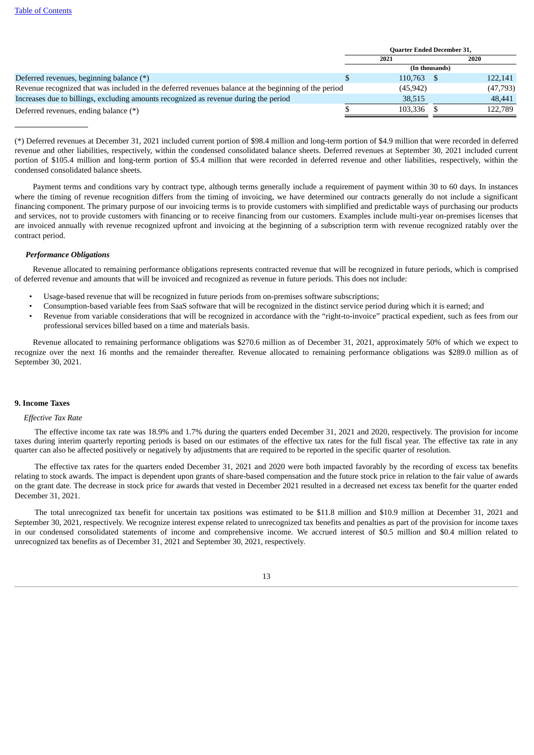| | Quarter Ended December 31, | |
|---|---|---|
| | 2021 | 2020 |
| | (In thousands) | |
| Deferred revenues, beginning balance (*) | $ 110,763 | $ 122,141 |
| Revenue recognized that was included in the deferred revenues balance at the beginning of the period | (45,942) | (47,793) |
| Increases due to billings, excluding amounts recognized as revenue during the period | 38,515 | 48,441 |
| Deferred revenues, ending balance (*) | $ 103,336 | $ 122,789 |

(*) Deferred revenues at December 31, 2021 included current portion of $98.4 million and long-term portion of $4.9 million that were recorded in deferred revenue and other liabilities, respectively, within the condensed consolidated balance sheets. Deferred revenues at September 30, 2021 included current portion of $105.4 million and long-term portion of $5.4 million that were recorded in deferred revenue and other liabilities, respectively, within the condensed consolidated balance sheets.

Payment terms and conditions vary by contract type, although terms generally include a requirement of payment within 30 to 60 days. In instances where the timing of revenue recognition differs from the timing of invoicing, we have determined our contracts generally do not include a significant financing component. The primary purpose of our invoicing terms is to provide customers with simplified and predictable ways of purchasing our products and services, not to provide customers with financing or to receive financing from our customers. Examples include multi-year on-premises licenses that are invoiced annually with revenue recognized upfront and invoicing at the beginning of a subscription term with revenue recognized ratably over the contract period.

### *Performance Obligations*

Revenue allocated to remaining performance obligations represents contracted revenue that will be recognized in future periods, which is comprised of deferred revenue and amounts that will be invoiced and recognized as revenue in future periods. This does not include:

- Usage-based revenue that will be recognized in future periods from on-premises software subscriptions;
- Consumption-based variable fees from SaaS software that will be recognized in the distinct service period during which it is earned; and
- Revenue from variable considerations that will be recognized in accordance with the "right-to-invoice" practical expedient, such as fees from our professional services billed based on a time and materials basis.

Revenue allocated to remaining performance obligations was $270.6 million as of December 31, 2021, approximately 50% of which we expect to recognize over the next 16 months and the remainder thereafter. Revenue allocated to remaining performance obligations was $289.0 million as of September 30, 2021.

## 9. Income Taxes

### *Effective Tax Rate*

The effective income tax rate was 18.9% and 1.7% during the quarters ended December 31, 2021 and 2020, respectively. The provision for income taxes during interim quarterly reporting periods is based on our estimates of the effective tax rates for the full fiscal year. The effective tax rate in any quarter can also be affected positively or negatively by adjustments that are required to be reported in the specific quarter of resolution.

The effective tax rates for the quarters ended December 31, 2021 and 2020 were both impacted favorably by the recording of excess tax benefits relating to stock awards. The impact is dependent upon grants of share-based compensation and the future stock price in relation to the fair value of awards on the grant date. The decrease in stock price for awards that vested in December 2021 resulted in a decreased net excess tax benefit for the quarter ended December 31, 2021.

The total unrecognized tax benefit for uncertain tax positions was estimated to be $11.8 million and $10.9 million at December 31, 2021 and September 30, 2021, respectively. We recognize interest expense related to unrecognized tax benefits and penalties as part of the provision for income taxes in our condensed consolidated statements of income and comprehensive income. We accrued interest of $0.5 million and $0.4 million related to unrecognized tax benefits as of December 31, 2021 and September 30, 2021, respectively.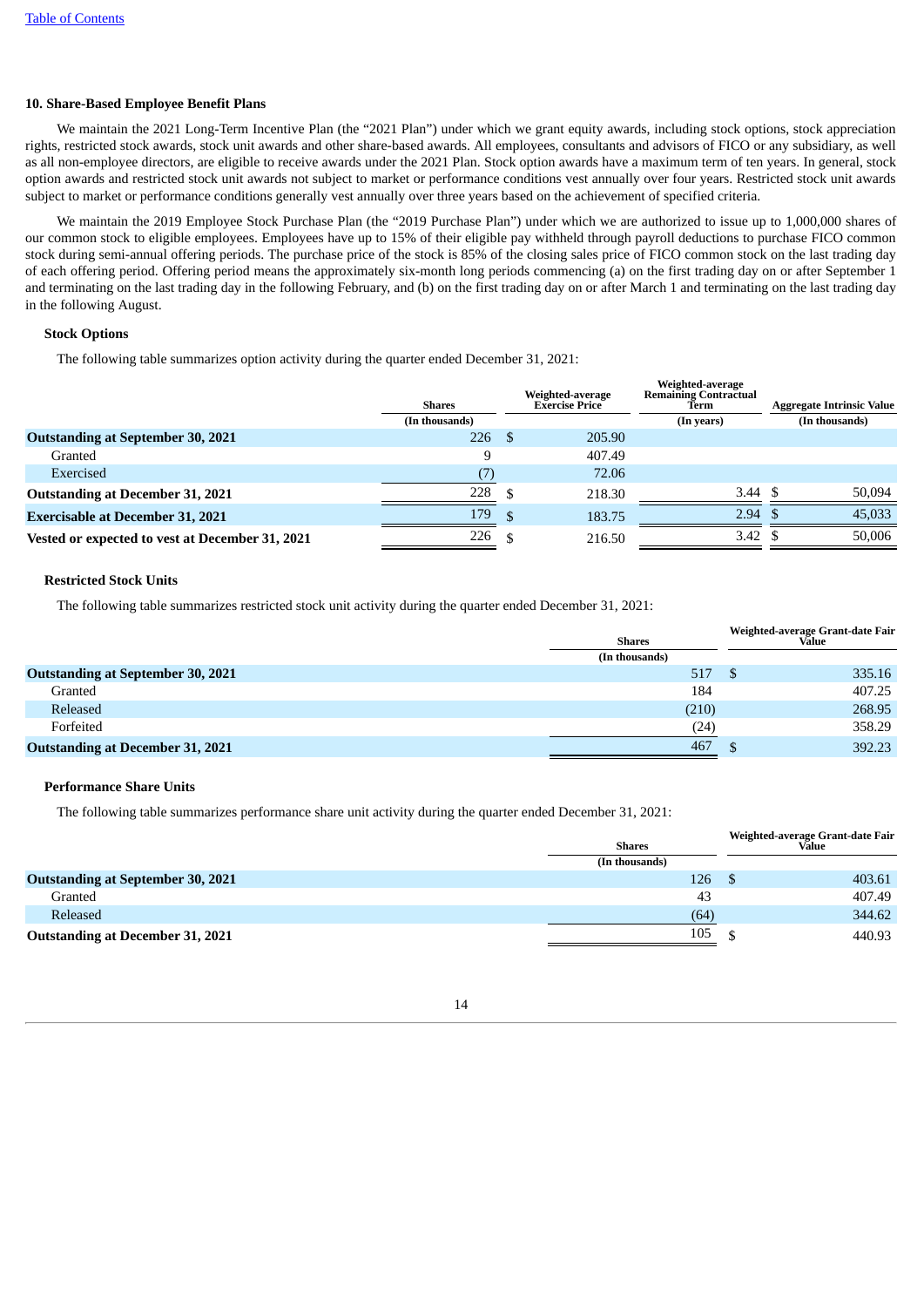## 10. Share-Based Employee Benefit Plans

We maintain the 2021 Long-Term Incentive Plan (the "2021 Plan") under which we grant equity awards, including stock options, stock appreciation rights, restricted stock awards, stock unit awards and other share-based awards. All employees, consultants and advisors of FICO or any subsidiary, as well as all non-employee directors, are eligible to receive awards under the 2021 Plan. Stock option awards have a maximum term of ten years. In general, stock option awards and restricted stock unit awards not subject to market or performance conditions vest annually over four years. Restricted stock unit awards subject to market or performance conditions generally vest annually over three years based on the achievement of specified criteria.

We maintain the 2019 Employee Stock Purchase Plan (the "2019 Purchase Plan") under which we are authorized to issue up to 1,000,000 shares of our common stock to eligible employees. Employees have up to 15% of their eligible pay withheld through payroll deductions to purchase FICO common stock during semi-annual offering periods. The purchase price of the stock is 85% of the closing sales price of FICO common stock on the last trading day of each offering period. Offering period means the approximately six-month long periods commencing (a) on the first trading day on or after September 1 and terminating on the last trading day in the following February, and (b) on the first trading day on or after March 1 and terminating on the last trading day in the following August.

### Stock Options

The following table summarizes option activity during the quarter ended December 31, 2021:

| | Shares | Weighted-average Exercise Price | Weighted-average Remaining Contractual Term | Aggregate Intrinsic Value |
|---|---|---|---|---|
| | (In thousands) | | (In years) | (In thousands) |
| **Outstanding at September 30, 2021** | 226 | $ 205.90 | | |
| Granted | 9 | 407.49 | | |
| Exercised | (7) | 72.06 | | |
| **Outstanding at December 31, 2021** | 228 | $ 218.30 | 3.44 | $ 50,094 |
| **Exercisable at December 31, 2021** | 179 | $ 183.75 | 2.94 | $ 45,033 |
| **Vested or expected to vest at December 31, 2021** | 226 | $ 216.50 | 3.42 | $ 50,006 |

### Restricted Stock Units

The following table summarizes restricted stock unit activity during the quarter ended December 31, 2021:

| | Shares | Weighted-average Grant-date Fair Value |
|---|---|---|
| | (In thousands) | |
| **Outstanding at September 30, 2021** | 517 | $ 335.16 |
| Granted | 184 | 407.25 |
| Released | (210) | 268.95 |
| Forfeited | (24) | 358.29 |
| **Outstanding at December 31, 2021** | 467 | $ 392.23 |

### Performance Share Units

The following table summarizes performance share unit activity during the quarter ended December 31, 2021:

| | Shares | Weighted-average Grant-date Fair Value |
|---|---|---|
| | (In thousands) | |
| **Outstanding at September 30, 2021** | 126 | $ 403.61 |
| Granted | 43 | 407.49 |
| Released | (64) | 344.62 |
| **Outstanding at December 31, 2021** | 105 | $ 440.93 |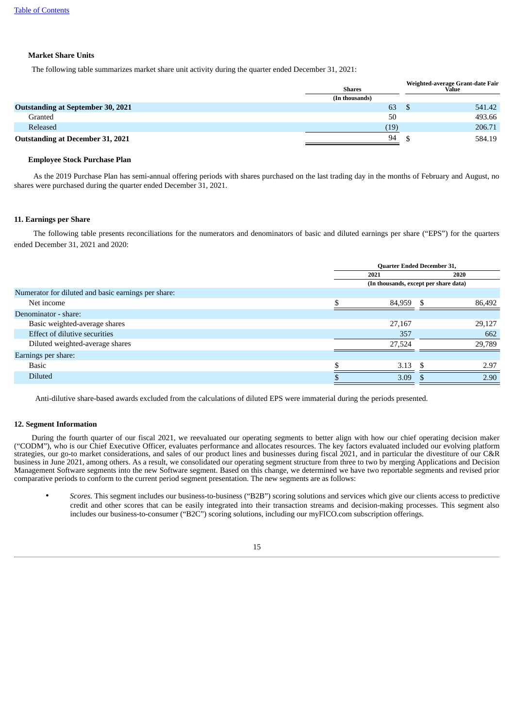### Market Share Units

The following table summarizes market share unit activity during the quarter ended December 31, 2021:

| | Shares | Weighted-average Grant-date Fair Value |
|---|---|---|
| | (In thousands) | |
| **Outstanding at September 30, 2021** | 63 | $ 541.42 |
| Granted | 50 | 493.66 |
| Released | (19) | 206.71 |
| **Outstanding at December 31, 2021** | 94 | $ 584.19 |

### Employee Stock Purchase Plan

As the 2019 Purchase Plan has semi-annual offering periods with shares purchased on the last trading day in the months of February and August, no shares were purchased during the quarter ended December 31, 2021.

## 11. Earnings per Share

The following table presents reconciliations for the numerators and denominators of basic and diluted earnings per share ("EPS") for the quarters ended December 31, 2021 and 2020:

| | Quarter Ended December 31, | |
|---|---|---|
| | 2021 | 2020 |
| | (In thousands, except per share data) | |
| Numerator for diluted and basic earnings per share: | | |
| Net income | $ 84,959 | $ 86,492 |
| Denominator - share: | | |
| Basic weighted-average shares | 27,167 | 29,127 |
| Effect of dilutive securities | 357 | 662 |
| Diluted weighted-average shares | 27,524 | 29,789 |
| Earnings per share: | | |
| Basic | $ 3.13 | $ 2.97 |
| Diluted | $ 3.09 | $ 2.90 |

Anti-dilutive share-based awards excluded from the calculations of diluted EPS were immaterial during the periods presented.

## 12. Segment Information

During the fourth quarter of our fiscal 2021, we reevaluated our operating segments to better align with how our chief operating decision maker ("CODM"), who is our Chief Executive Officer, evaluates performance and allocates resources. The key factors evaluated included our evolving platform strategies, our go-to market considerations, and sales of our product lines and businesses during fiscal 2021, and in particular the divestiture of our C&R business in June 2021, among others. As a result, we consolidated our operating segment structure from three to two by merging Applications and Decision Management Software segments into the new Software segment. Based on this change, we determined we have two reportable segments and revised prior comparative periods to conform to the current period segment presentation. The new segments are as follows:

- *Scores.* This segment includes our business-to-business ("B2B") scoring solutions and services which give our clients access to predictive credit and other scores that can be easily integrated into their transaction streams and decision-making processes. This segment also includes our business-to-consumer ("B2C") scoring solutions, including our myFICO.com subscription offerings.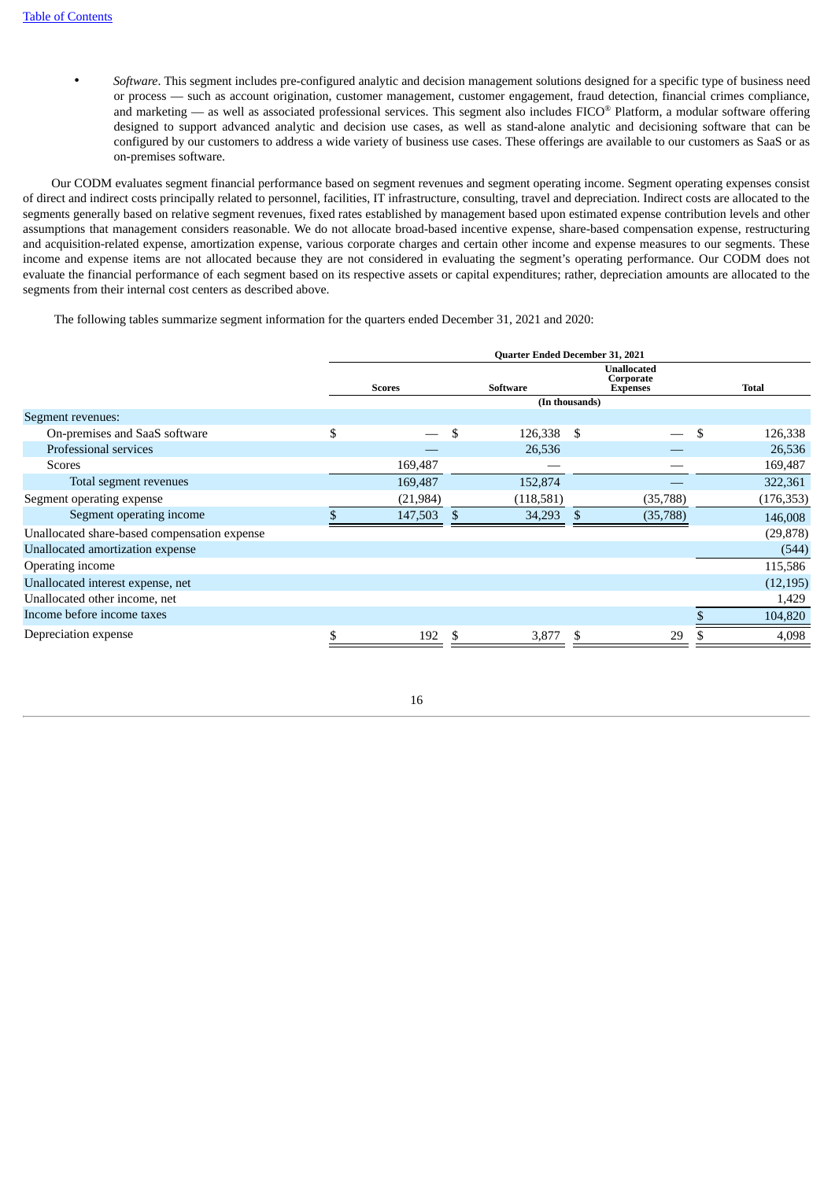- *Software*. This segment includes pre-configured analytic and decision management solutions designed for a specific type of business need or process — such as account origination, customer management, customer engagement, fraud detection, financial crimes compliance, and marketing — as well as associated professional services. This segment also includes FICO® Platform, a modular software offering designed to support advanced analytic and decision use cases, as well as stand-alone analytic and decisioning software that can be configured by our customers to address a wide variety of business use cases. These offerings are available to our customers as SaaS or as on-premises software.

Our CODM evaluates segment financial performance based on segment revenues and segment operating income. Segment operating expenses consist of direct and indirect costs principally related to personnel, facilities, IT infrastructure, consulting, travel and depreciation. Indirect costs are allocated to the segments generally based on relative segment revenues, fixed rates established by management based upon estimated expense contribution levels and other assumptions that management considers reasonable. We do not allocate broad-based incentive expense, share-based compensation expense, restructuring and acquisition-related expense, amortization expense, various corporate charges and certain other income and expense measures to our segments. These income and expense items are not allocated because they are not considered in evaluating the segment's operating performance. Our CODM does not evaluate the financial performance of each segment based on its respective assets or capital expenditures; rather, depreciation amounts are allocated to the segments from their internal cost centers as described above.

The following tables summarize segment information for the quarters ended December 31, 2021 and 2020:

| | Quarter Ended December 31, 2021 | | | |
|---|---|---|---|---|
| | Scores | Software | Unallocated Corporate Expenses | Total |
| | (In thousands) | | | |
| Segment revenues: | | | | |
| On-premises and SaaS software | $ — | $ 126,338 | $ — | $ 126,338 |
| Professional services | — | 26,536 | — | 26,536 |
| Scores | 169,487 | — | — | 169,487 |
| Total segment revenues | 169,487 | 152,874 | — | 322,361 |
| Segment operating expense | (21,984) | (118,581) | (35,788) | (176,353) |
| Segment operating income | $ 147,503 | $ 34,293 | $ (35,788) | 146,008 |
| Unallocated share-based compensation expense | | | | (29,878) |
| Unallocated amortization expense | | | | (544) |
| Operating income | | | | 115,586 |
| Unallocated interest expense, net | | | | (12,195) |
| Unallocated other income, net | | | | 1,429 |
| Income before income taxes | | | | $ 104,820 |
| Depreciation expense | $ 192 | $ 3,877 | $ 29 | $ 4,098 |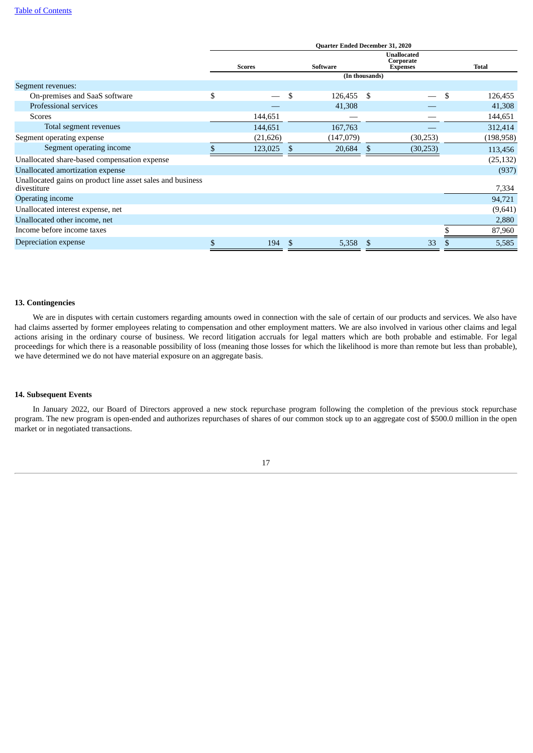| | Quarter Ended December 31, 2020 | | | |
|---|---|---|---|---|
| | Scores | Software | Unallocated Corporate Expenses | Total |
| | (In thousands) | | | |
| Segment revenues: | | | | |
| On-premises and SaaS software | $ — | $ 126,455 | $ — | $ 126,455 |
| Professional services | — | 41,308 | — | 41,308 |
| Scores | 144,651 | — | — | 144,651 |
| Total segment revenues | 144,651 | 167,763 | — | 312,414 |
| Segment operating expense | (21,626) | (147,079) | (30,253) | (198,958) |
| Segment operating income | $ 123,025 | $ 20,684 | $ (30,253) | 113,456 |
| Unallocated share-based compensation expense | | | | (25,132) |
| Unallocated amortization expense | | | | (937) |
| Unallocated gains on product line asset sales and business divestiture | | | | 7,334 |
| Operating income | | | | 94,721 |
| Unallocated interest expense, net | | | | (9,641) |
| Unallocated other income, net | | | | 2,880 |
| Income before income taxes | | | | $ 87,960 |
| Depreciation expense | $ 194 | $ 5,358 | $ 33 | $ 5,585 |

### 13. Contingencies

We are in disputes with certain customers regarding amounts owed in connection with the sale of certain of our products and services. We also have had claims asserted by former employees relating to compensation and other employment matters. We are also involved in various other claims and legal actions arising in the ordinary course of business. We record litigation accruals for legal matters which are both probable and estimable. For legal proceedings for which there is a reasonable possibility of loss (meaning those losses for which the likelihood is more than remote but less than probable), we have determined we do not have material exposure on an aggregate basis.

### 14. Subsequent Events

In January 2022, our Board of Directors approved a new stock repurchase program following the completion of the previous stock repurchase program. The new program is open-ended and authorizes repurchases of shares of our common stock up to an aggregate cost of $500.0 million in the open market or in negotiated transactions.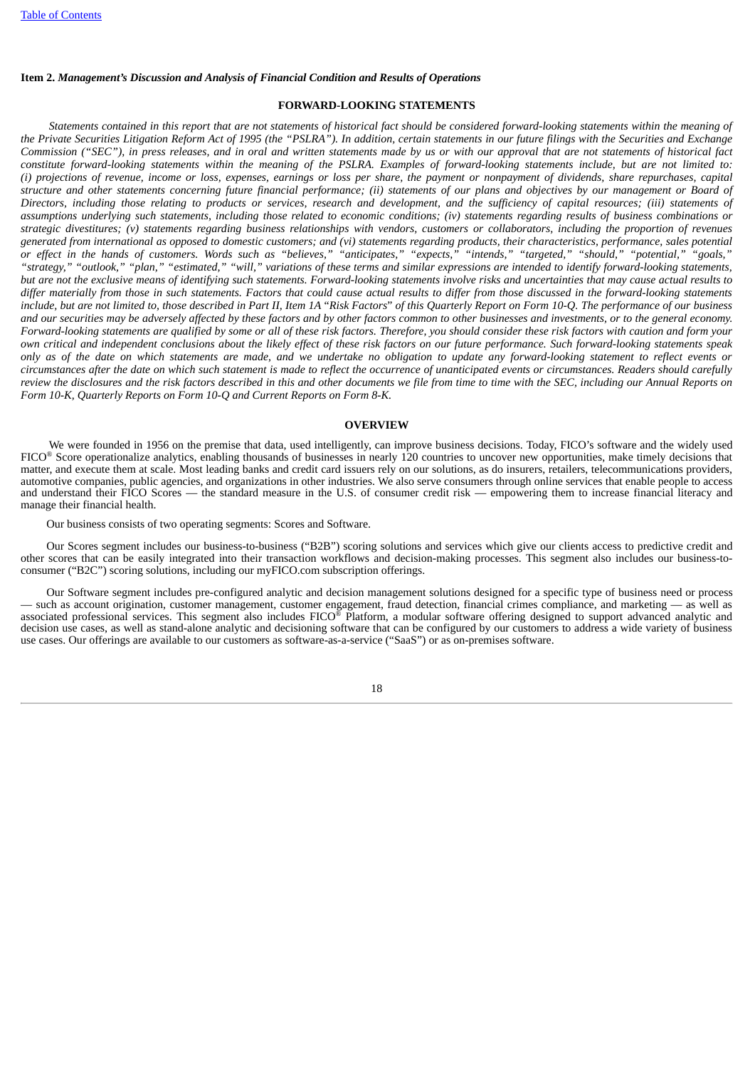**Item 2.** ***Management's Discussion and Analysis of Financial Condition and Results of Operations***

## FORWARD-LOOKING STATEMENTS

*Statements contained in this report that are not statements of historical fact should be considered forward-looking statements within the meaning of the Private Securities Litigation Reform Act of 1995 (the "PSLRA"). In addition, certain statements in our future filings with the Securities and Exchange Commission ("SEC"), in press releases, and in oral and written statements made by us or with our approval that are not statements of historical fact constitute forward-looking statements within the meaning of the PSLRA. Examples of forward-looking statements include, but are not limited to: (i) projections of revenue, income or loss, expenses, earnings or loss per share, the payment or nonpayment of dividends, share repurchases, capital structure and other statements concerning future financial performance; (ii) statements of our plans and objectives by our management or Board of Directors, including those relating to products or services, research and development, and the sufficiency of capital resources; (iii) statements of assumptions underlying such statements, including those related to economic conditions; (iv) statements regarding results of business combinations or strategic divestitures; (v) statements regarding business relationships with vendors, customers or collaborators, including the proportion of revenues generated from international as opposed to domestic customers; and (vi) statements regarding products, their characteristics, performance, sales potential or effect in the hands of customers. Words such as "believes," "anticipates," "expects," "intends," "targeted," "should," "potential," "goals," "strategy," "outlook," "plan," "estimated," "will," variations of these terms and similar expressions are intended to identify forward-looking statements, but are not the exclusive means of identifying such statements. Forward-looking statements involve risks and uncertainties that may cause actual results to differ materially from those in such statements. Factors that could cause actual results to differ from those discussed in the forward-looking statements include, but are not limited to, those described in Part II, Item 1A "Risk Factors" of this Quarterly Report on Form 10-Q. The performance of our business and our securities may be adversely affected by these factors and by other factors common to other businesses and investments, or to the general economy. Forward-looking statements are qualified by some or all of these risk factors. Therefore, you should consider these risk factors with caution and form your own critical and independent conclusions about the likely effect of these risk factors on our future performance. Such forward-looking statements speak only as of the date on which statements are made, and we undertake no obligation to update any forward-looking statement to reflect events or circumstances after the date on which such statement is made to reflect the occurrence of unanticipated events or circumstances. Readers should carefully review the disclosures and the risk factors described in this and other documents we file from time to time with the SEC, including our Annual Reports on Form 10-K, Quarterly Reports on Form 10-Q and Current Reports on Form 8-K.*

## OVERVIEW

We were founded in 1956 on the premise that data, used intelligently, can improve business decisions. Today, FICO's software and the widely used FICO® Score operationalize analytics, enabling thousands of businesses in nearly 120 countries to uncover new opportunities, make timely decisions that matter, and execute them at scale. Most leading banks and credit card issuers rely on our solutions, as do insurers, retailers, telecommunications providers, automotive companies, public agencies, and organizations in other industries. We also serve consumers through online services that enable people to access and understand their FICO Scores — the standard measure in the U.S. of consumer credit risk — empowering them to increase financial literacy and manage their financial health.

Our business consists of two operating segments: Scores and Software.

Our Scores segment includes our business-to-business ("B2B") scoring solutions and services which give our clients access to predictive credit and other scores that can be easily integrated into their transaction workflows and decision-making processes. This segment also includes our business-to-consumer ("B2C") scoring solutions, including our myFICO.com subscription offerings.

Our Software segment includes pre-configured analytic and decision management solutions designed for a specific type of business need or process — such as account origination, customer management, customer engagement, fraud detection, financial crimes compliance, and marketing — as well as associated professional services. This segment also includes FICO® Platform, a modular software offering designed to support advanced analytic and decision use cases, as well as stand-alone analytic and decisioning software that can be configured by our customers to address a wide variety of business use cases. Our offerings are available to our customers as software-as-a-service ("SaaS") or as on-premises software.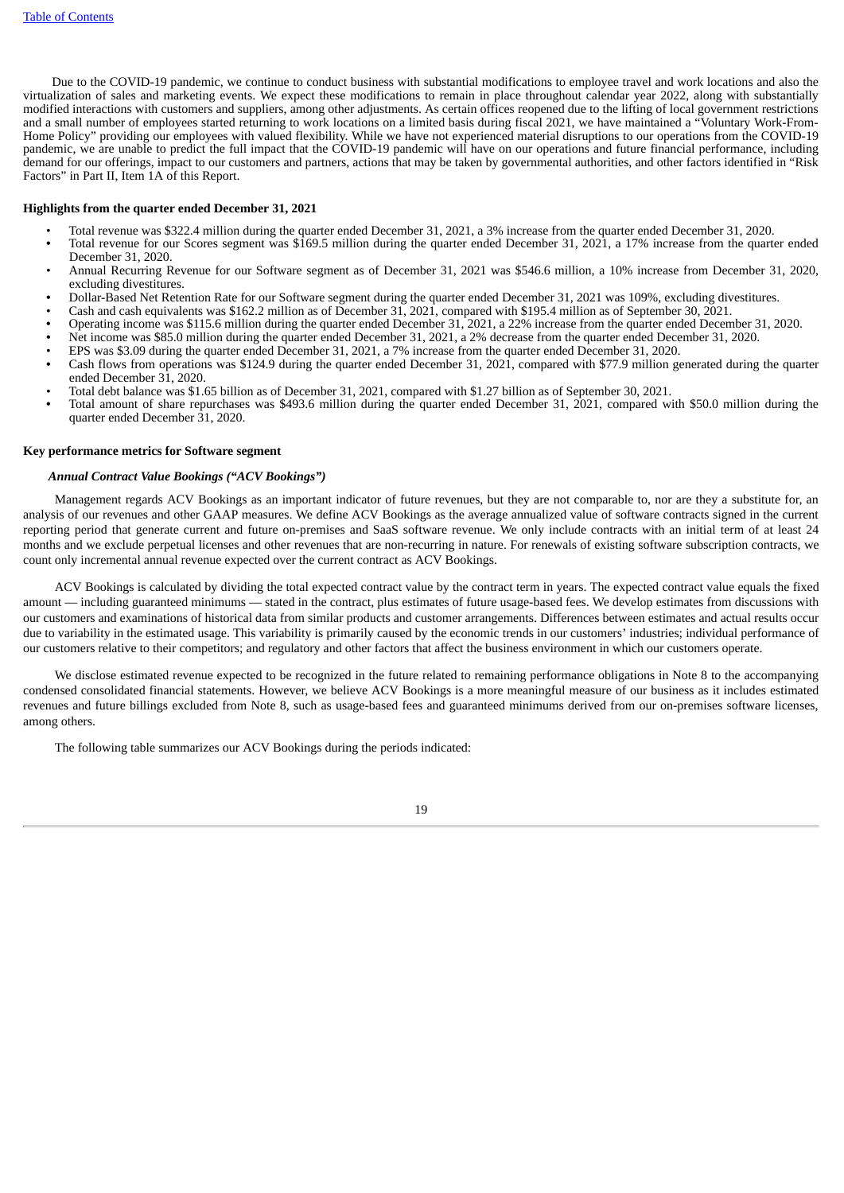Due to the COVID-19 pandemic, we continue to conduct business with substantial modifications to employee travel and work locations and also the virtualization of sales and marketing events. We expect these modifications to remain in place throughout calendar year 2022, along with substantially modified interactions with customers and suppliers, among other adjustments. As certain offices reopened due to the lifting of local government restrictions and a small number of employees started returning to work locations on a limited basis during fiscal 2021, we have maintained a "Voluntary Work-From-Home Policy" providing our employees with valued flexibility. While we have not experienced material disruptions to our operations from the COVID-19 pandemic, we are unable to predict the full impact that the COVID-19 pandemic will have on our operations and future financial performance, including demand for our offerings, impact to our customers and partners, actions that may be taken by governmental authorities, and other factors identified in "Risk Factors" in Part II, Item 1A of this Report.

**Highlights from the quarter ended December 31, 2021**

- Total revenue was $322.4 million during the quarter ended December 31, 2021, a 3% increase from the quarter ended December 31, 2020.
- Total revenue for our Scores segment was $169.5 million during the quarter ended December 31, 2021, a 17% increase from the quarter ended December 31, 2020.
- Annual Recurring Revenue for our Software segment as of December 31, 2021 was $546.6 million, a 10% increase from December 31, 2020, excluding divestitures.
- Dollar-Based Net Retention Rate for our Software segment during the quarter ended December 31, 2021 was 109%, excluding divestitures.
- Cash and cash equivalents was $162.2 million as of December 31, 2021, compared with $195.4 million as of September 30, 2021.
- Operating income was $115.6 million during the quarter ended December 31, 2021, a 22% increase from the quarter ended December 31, 2020.
- Net income was $85.0 million during the quarter ended December 31, 2021, a 2% decrease from the quarter ended December 31, 2020.
- EPS was $3.09 during the quarter ended December 31, 2021, a 7% increase from the quarter ended December 31, 2020.
- Cash flows from operations was $124.9 during the quarter ended December 31, 2021, compared with $77.9 million generated during the quarter ended December 31, 2020.
- Total debt balance was $1.65 billion as of December 31, 2021, compared with $1.27 billion as of September 30, 2021.
- Total amount of share repurchases was $493.6 million during the quarter ended December 31, 2021, compared with $50.0 million during the quarter ended December 31, 2020.

**Key performance metrics for Software segment**

***Annual Contract Value Bookings ("ACV Bookings")***

Management regards ACV Bookings as an important indicator of future revenues, but they are not comparable to, nor are they a substitute for, an analysis of our revenues and other GAAP measures. We define ACV Bookings as the average annualized value of software contracts signed in the current reporting period that generate current and future on-premises and SaaS software revenue. We only include contracts with an initial term of at least 24 months and we exclude perpetual licenses and other revenues that are non-recurring in nature. For renewals of existing software subscription contracts, we count only incremental annual revenue expected over the current contract as ACV Bookings.

ACV Bookings is calculated by dividing the total expected contract value by the contract term in years. The expected contract value equals the fixed amount — including guaranteed minimums — stated in the contract, plus estimates of future usage-based fees. We develop estimates from discussions with our customers and examinations of historical data from similar products and customer arrangements. Differences between estimates and actual results occur due to variability in the estimated usage. This variability is primarily caused by the economic trends in our customers' industries; individual performance of our customers relative to their competitors; and regulatory and other factors that affect the business environment in which our customers operate.

We disclose estimated revenue expected to be recognized in the future related to remaining performance obligations in Note 8 to the accompanying condensed consolidated financial statements. However, we believe ACV Bookings is a more meaningful measure of our business as it includes estimated revenues and future billings excluded from Note 8, such as usage-based fees and guaranteed minimums derived from our on-premises software licenses, among others.

The following table summarizes our ACV Bookings during the periods indicated: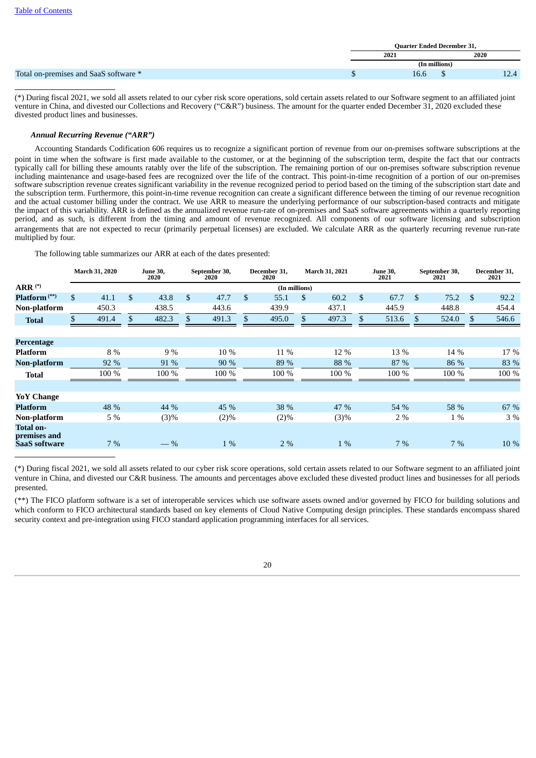| | Quarter Ended December 31, | |
|---|---|---|
| | 2021 | 2020 |
| | (In millions) | |
| Total on-premises and SaaS software * | $ 16.6 | $ 12.4 |

(*) During fiscal 2021, we sold all assets related to our cyber risk score operations, sold certain assets related to our Software segment to an affiliated joint venture in China, and divested our Collections and Recovery (“C&R”) business. The amount for the quarter ended December 31, 2020 excluded these divested product lines and businesses.

***Annual Recurring Revenue (“ARR”)***

Accounting Standards Codification 606 requires us to recognize a significant portion of revenue from our on-premises software subscriptions at the point in time when the software is first made available to the customer, or at the beginning of the subscription term, despite the fact that our contracts typically call for billing these amounts ratably over the life of the subscription. The remaining portion of our on-premises software subscription revenue including maintenance and usage-based fees are recognized over the life of the contract. This point-in-time recognition of a portion of our on-premises software subscription revenue creates significant variability in the revenue recognized period to period based on the timing of the subscription start date and the subscription term. Furthermore, this point-in-time revenue recognition can create a significant difference between the timing of our revenue recognition and the actual customer billing under the contract. We use ARR to measure the underlying performance of our subscription-based contracts and mitigate the impact of this variability. ARR is defined as the annualized revenue run-rate of on-premises and SaaS software agreements within a quarterly reporting period, and as such, is different from the timing and amount of revenue recognized. All components of our software licensing and subscription arrangements that are not expected to recur (primarily perpetual licenses) are excluded. We calculate ARR as the quarterly recurring revenue run-rate multiplied by four.

The following table summarizes our ARR at each of the dates presented:

| | March 31, 2020 | June 30, 2020 | September 30, 2020 | December 31, 2020 | March 31, 2021 | June 30, 2021 | September 30, 2021 | December 31, 2021 |
|---|---|---|---|---|---|---|---|---|
| **ARR** (*) | | | | (In millions) | | | | |
| **Platform** (**) | $ 41.1 | $ 43.8 | $ 47.7 | $ 55.1 | $ 60.2 | $ 67.7 | $ 75.2 | $ 92.2 |
| **Non-platform** | 450.3 | 438.5 | 443.6 | 439.9 | 437.1 | 445.9 | 448.8 | 454.4 |
| **Total** | $ 491.4 | $ 482.3 | $ 491.3 | $ 495.0 | $ 497.3 | $ 513.6 | $ 524.0 | $ 546.6 |
| | | | | | | | | |
| **Percentage** | | | | | | | | |
| **Platform** | 8 % | 9 % | 10 % | 11 % | 12 % | 13 % | 14 % | 17 % |
| **Non-platform** | 92 % | 91 % | 90 % | 89 % | 88 % | 87 % | 86 % | 83 % |
| **Total** | 100 % | 100 % | 100 % | 100 % | 100 % | 100 % | 100 % | 100 % |
| | | | | | | | | |
| **YoY Change** | | | | | | | | |
| **Platform** | 48 % | 44 % | 45 % | 38 % | 47 % | 54 % | 58 % | 67 % |
| **Non-platform** | 5 % | (3)% | (2)% | (2)% | (3)% | 2 % | 1 % | 3 % |
| **Total on-premises and SaaS software** | 7 % | — % | 1 % | 2 % | 1 % | 7 % | 7 % | 10 % |

(*) During fiscal 2021, we sold all assets related to our cyber risk score operations, sold certain assets related to our Software segment to an affiliated joint venture in China, and divested our C&R business. The amounts and percentages above excluded these divested product lines and businesses for all periods presented.

(**) The FICO platform software is a set of interoperable services which use software assets owned and/or governed by FICO for building solutions and which conform to FICO architectural standards based on key elements of Cloud Native Computing design principles. These standards encompass shared security context and pre-integration using FICO standard application programming interfaces for all services.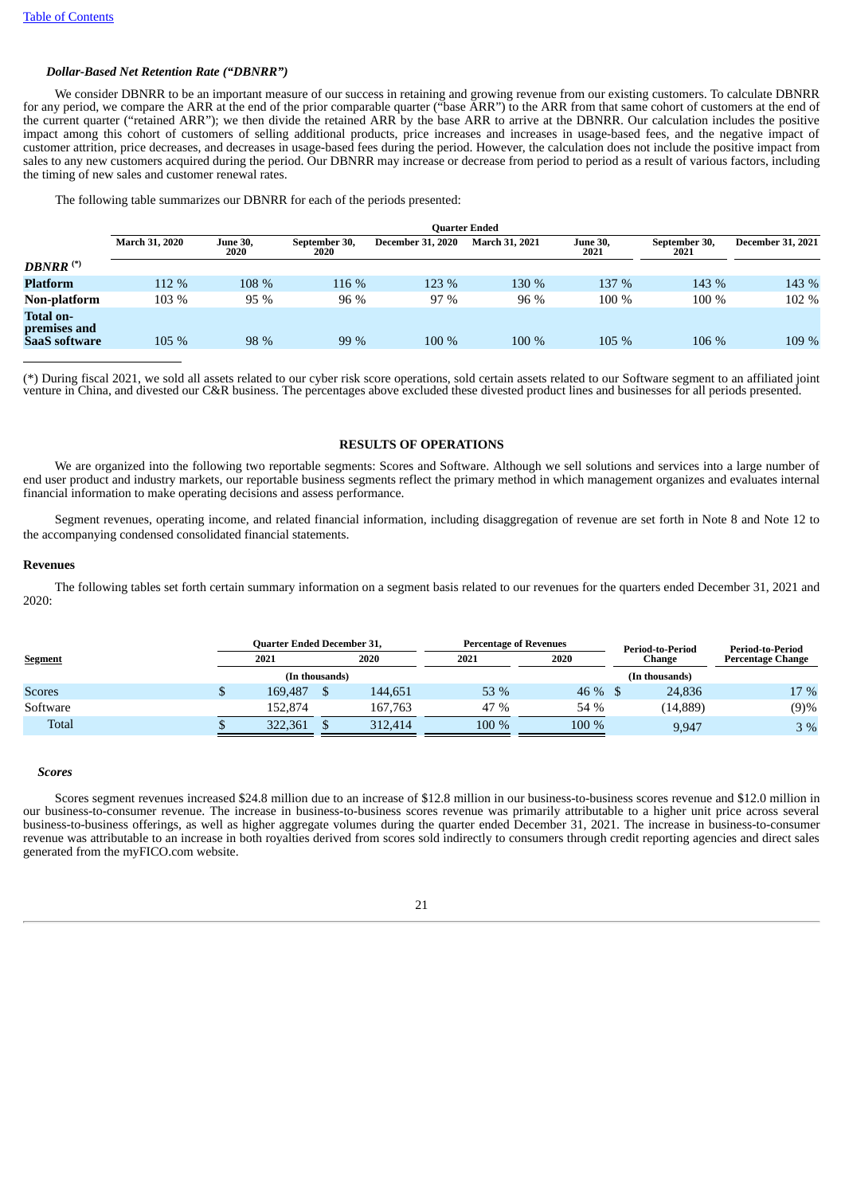### *Dollar-Based Net Retention Rate ("DBNRR")*

We consider DBNRR to be an important measure of our success in retaining and growing revenue from our existing customers. To calculate DBNRR for any period, we compare the ARR at the end of the prior comparable quarter ("base ARR") to the ARR from that same cohort of customers at the end of the current quarter ("retained ARR"); we then divide the retained ARR by the base ARR to arrive at the DBNRR. Our calculation includes the positive impact among this cohort of customers of selling additional products, price increases and increases in usage-based fees, and the negative impact of customer attrition, price decreases, and decreases in usage-based fees during the period. However, the calculation does not include the positive impact from sales to any new customers acquired during the period. Our DBNRR may increase or decrease from period to period as a result of various factors, including the timing of new sales and customer renewal rates.

The following table summarizes our DBNRR for each of the periods presented:

| | Quarter Ended | | | | | | | |
|---|---|---|---|---|---|---|---|---|
| | March 31, 2020 | June 30, 2020 | September 30, 2020 | December 31, 2020 | March 31, 2021 | June 30, 2021 | September 30, 2021 | December 31, 2021 |
| ***DBNRR* (*)** | | | | | | | | |
| **Platform** | 112 % | 108 % | 116 % | 123 % | 130 % | 137 % | 143 % | 143 % |
| **Non-platform** | 103 % | 95 % | 96 % | 97 % | 96 % | 100 % | 100 % | 102 % |
| **Total on-premises and SaaS software** | 105 % | 98 % | 99 % | 100 % | 100 % | 105 % | 106 % | 109 % |

(*) During fiscal 2021, we sold all assets related to our cyber risk score operations, sold certain assets related to our Software segment to an affiliated joint venture in China, and divested our C&R business. The percentages above excluded these divested product lines and businesses for all periods presented.

## RESULTS OF OPERATIONS

We are organized into the following two reportable segments: Scores and Software. Although we sell solutions and services into a large number of end user product and industry markets, our reportable business segments reflect the primary method in which management organizes and evaluates internal financial information to make operating decisions and assess performance.

Segment revenues, operating income, and related financial information, including disaggregation of revenue are set forth in Note 8 and Note 12 to the accompanying condensed consolidated financial statements.

### Revenues

The following tables set forth certain summary information on a segment basis related to our revenues for the quarters ended December 31, 2021 and 2020:

| Segment | Quarter Ended December 31, 2021 | Quarter Ended December 31, 2020 | Percentage of Revenues 2021 | Percentage of Revenues 2020 | Period-to-Period Change | Period-to-Period Percentage Change |
|---|---|---|---|---|---|---|
| | (In thousands) | | | | (In thousands) | |
| Scores | $ 169,487 | $ 144,651 | 53 % | 46 % | $ 24,836 | 17 % |
| Software | 152,874 | 167,763 | 47 % | 54 % | (14,889) | (9)% |
| Total | $ 322,361 | $ 312,414 | 100 % | 100 % | 9,947 | 3 % |

#### *Scores*

Scores segment revenues increased $24.8 million due to an increase of $12.8 million in our business-to-business scores revenue and $12.0 million in our business-to-consumer revenue. The increase in business-to-business scores revenue was primarily attributable to a higher unit price across several business-to-business offerings, as well as higher aggregate volumes during the quarter ended December 31, 2021. The increase in business-to-consumer revenue was attributable to an increase in both royalties derived from scores sold indirectly to consumers through credit reporting agencies and direct sales generated from the myFICO.com website.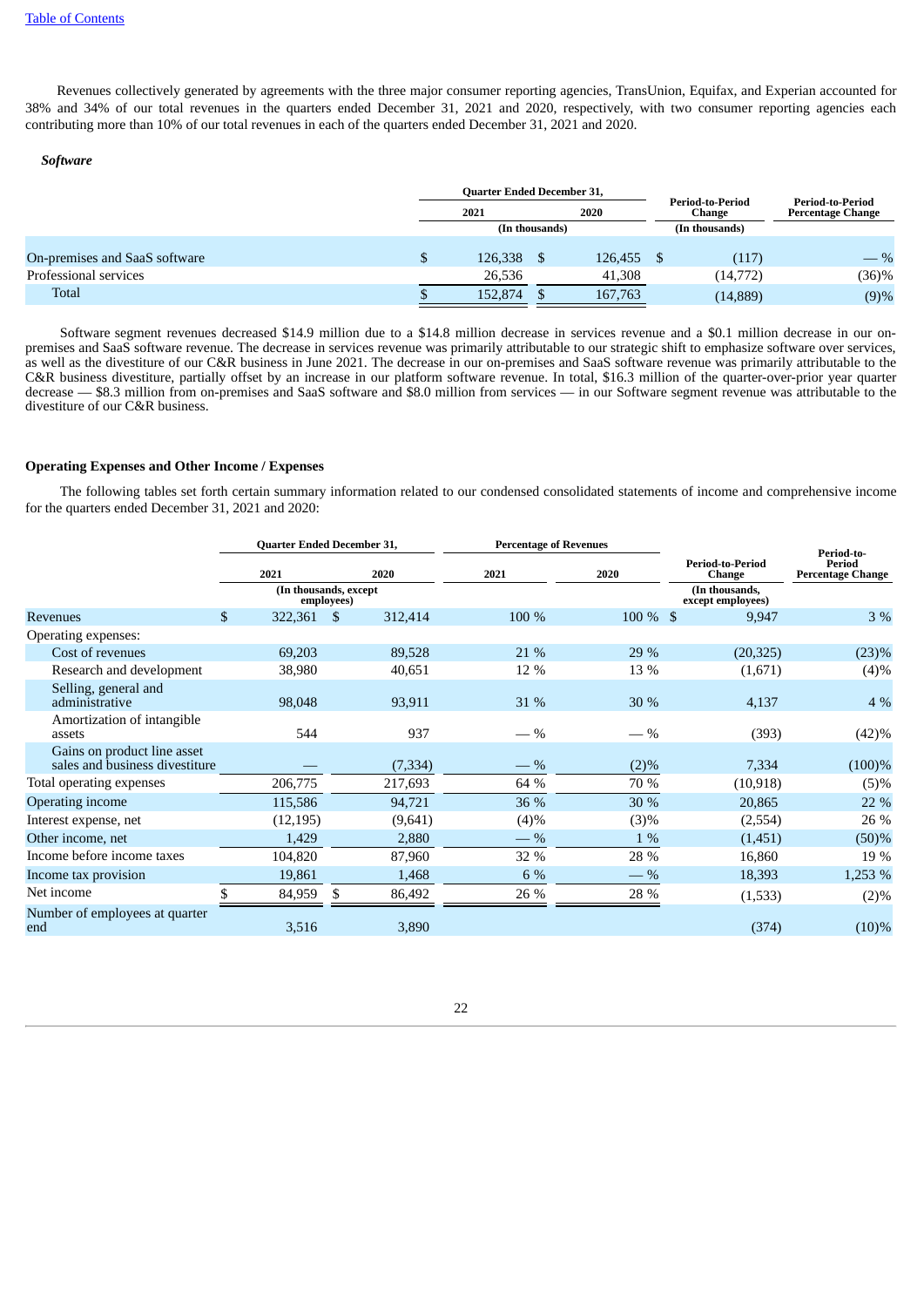Revenues collectively generated by agreements with the three major consumer reporting agencies, TransUnion, Equifax, and Experian accounted for 38% and 34% of our total revenues in the quarters ended December 31, 2021 and 2020, respectively, with two consumer reporting agencies each contributing more than 10% of our total revenues in each of the quarters ended December 31, 2021 and 2020.

***Software***

| | Quarter Ended December 31, | | Period-to-Period Change | Period-to-Period Percentage Change |
|---|---|---|---|---|
| | 2021 | 2020 | | |
| | (In thousands) | | (In thousands) | |
| On-premises and SaaS software | $ 126,338 | $ 126,455 | $ (117) | — % |
| Professional services | 26,536 | 41,308 | (14,772) | (36)% |
| Total | $ 152,874 | $ 167,763 | (14,889) | (9)% |

Software segment revenues decreased $14.9 million due to a $14.8 million decrease in services revenue and a $0.1 million decrease in our on-premises and SaaS software revenue. The decrease in services revenue was primarily attributable to our strategic shift to emphasize software over services, as well as the divestiture of our C&R business in June 2021. The decrease in our on-premises and SaaS software revenue was primarily attributable to the C&R business divestiture, partially offset by an increase in our platform software revenue. In total, $16.3 million of the quarter-over-prior year quarter decrease — $8.3 million from on-premises and SaaS software and $8.0 million from services — in our Software segment revenue was attributable to the divestiture of our C&R business.

**Operating Expenses and Other Income / Expenses**

The following tables set forth certain summary information related to our condensed consolidated statements of income and comprehensive income for the quarters ended December 31, 2021 and 2020:

| | Quarter Ended December 31, | | Percentage of Revenues | | Period-to-Period Change | Period-to-Period Percentage Change |
|---|---|---|---|---|---|---|
| | 2021 | 2020 | 2021 | 2020 | | |
| | (In thousands, except employees) | | | | (In thousands, except employees) | |
| Revenues | $ 322,361 | $ 312,414 | 100 % | 100 % | $ 9,947 | 3 % |
| Operating expenses: | | | | | | |
| Cost of revenues | 69,203 | 89,528 | 21 % | 29 % | (20,325) | (23)% |
| Research and development | 38,980 | 40,651 | 12 % | 13 % | (1,671) | (4)% |
| Selling, general and administrative | 98,048 | 93,911 | 31 % | 30 % | 4,137 | 4 % |
| Amortization of intangible assets | 544 | 937 | — % | — % | (393) | (42)% |
| Gains on product line asset sales and business divestiture | — | (7,334) | — % | (2)% | 7,334 | (100)% |
| Total operating expenses | 206,775 | 217,693 | 64 % | 70 % | (10,918) | (5)% |
| Operating income | 115,586 | 94,721 | 36 % | 30 % | 20,865 | 22 % |
| Interest expense, net | (12,195) | (9,641) | (4)% | (3)% | (2,554) | 26 % |
| Other income, net | 1,429 | 2,880 | — % | 1 % | (1,451) | (50)% |
| Income before income taxes | 104,820 | 87,960 | 32 % | 28 % | 16,860 | 19 % |
| Income tax provision | 19,861 | 1,468 | 6 % | — % | 18,393 | 1,253 % |
| Net income | $ 84,959 | $ 86,492 | 26 % | 28 % | (1,533) | (2)% |
| Number of employees at quarter end | 3,516 | 3,890 | | | (374) | (10)% |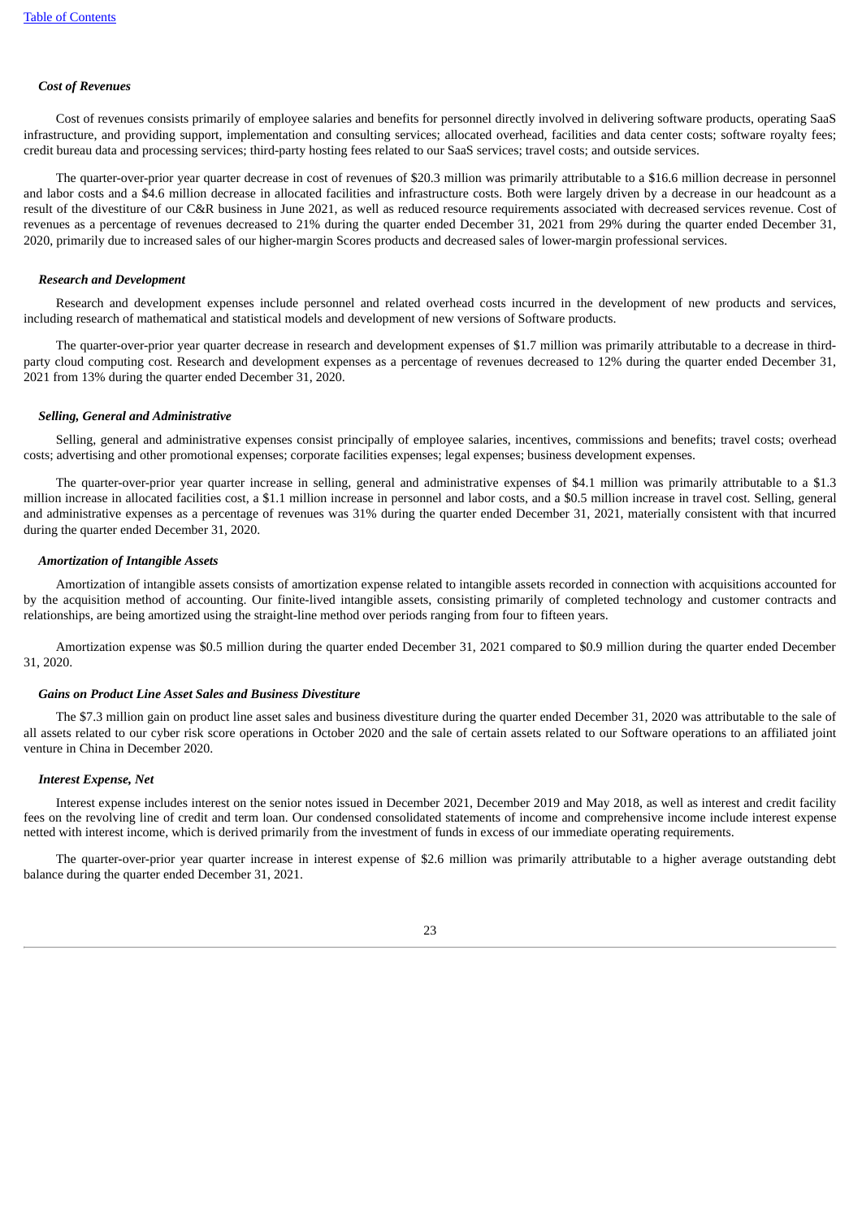***Cost of Revenues***

Cost of revenues consists primarily of employee salaries and benefits for personnel directly involved in delivering software products, operating SaaS infrastructure, and providing support, implementation and consulting services; allocated overhead, facilities and data center costs; software royalty fees; credit bureau data and processing services; third-party hosting fees related to our SaaS services; travel costs; and outside services.

The quarter-over-prior year quarter decrease in cost of revenues of $20.3 million was primarily attributable to a $16.6 million decrease in personnel and labor costs and a $4.6 million decrease in allocated facilities and infrastructure costs. Both were largely driven by a decrease in our headcount as a result of the divestiture of our C&R business in June 2021, as well as reduced resource requirements associated with decreased services revenue. Cost of revenues as a percentage of revenues decreased to 21% during the quarter ended December 31, 2021 from 29% during the quarter ended December 31, 2020, primarily due to increased sales of our higher-margin Scores products and decreased sales of lower-margin professional services.

***Research and Development***

Research and development expenses include personnel and related overhead costs incurred in the development of new products and services, including research of mathematical and statistical models and development of new versions of Software products.

The quarter-over-prior year quarter decrease in research and development expenses of $1.7 million was primarily attributable to a decrease in third-party cloud computing cost. Research and development expenses as a percentage of revenues decreased to 12% during the quarter ended December 31, 2021 from 13% during the quarter ended December 31, 2020.

***Selling, General and Administrative***

Selling, general and administrative expenses consist principally of employee salaries, incentives, commissions and benefits; travel costs; overhead costs; advertising and other promotional expenses; corporate facilities expenses; legal expenses; business development expenses.

The quarter-over-prior year quarter increase in selling, general and administrative expenses of $4.1 million was primarily attributable to a $1.3 million increase in allocated facilities cost, a $1.1 million increase in personnel and labor costs, and a $0.5 million increase in travel cost. Selling, general and administrative expenses as a percentage of revenues was 31% during the quarter ended December 31, 2021, materially consistent with that incurred during the quarter ended December 31, 2020.

***Amortization of Intangible Assets***

Amortization of intangible assets consists of amortization expense related to intangible assets recorded in connection with acquisitions accounted for by the acquisition method of accounting. Our finite-lived intangible assets, consisting primarily of completed technology and customer contracts and relationships, are being amortized using the straight-line method over periods ranging from four to fifteen years.

Amortization expense was $0.5 million during the quarter ended December 31, 2021 compared to $0.9 million during the quarter ended December 31, 2020.

***Gains on Product Line Asset Sales and Business Divestiture***

The $7.3 million gain on product line asset sales and business divestiture during the quarter ended December 31, 2020 was attributable to the sale of all assets related to our cyber risk score operations in October 2020 and the sale of certain assets related to our Software operations to an affiliated joint venture in China in December 2020.

***Interest Expense, Net***

Interest expense includes interest on the senior notes issued in December 2021, December 2019 and May 2018, as well as interest and credit facility fees on the revolving line of credit and term loan. Our condensed consolidated statements of income and comprehensive income include interest expense netted with interest income, which is derived primarily from the investment of funds in excess of our immediate operating requirements.

The quarter-over-prior year quarter increase in interest expense of $2.6 million was primarily attributable to a higher average outstanding debt balance during the quarter ended December 31, 2021.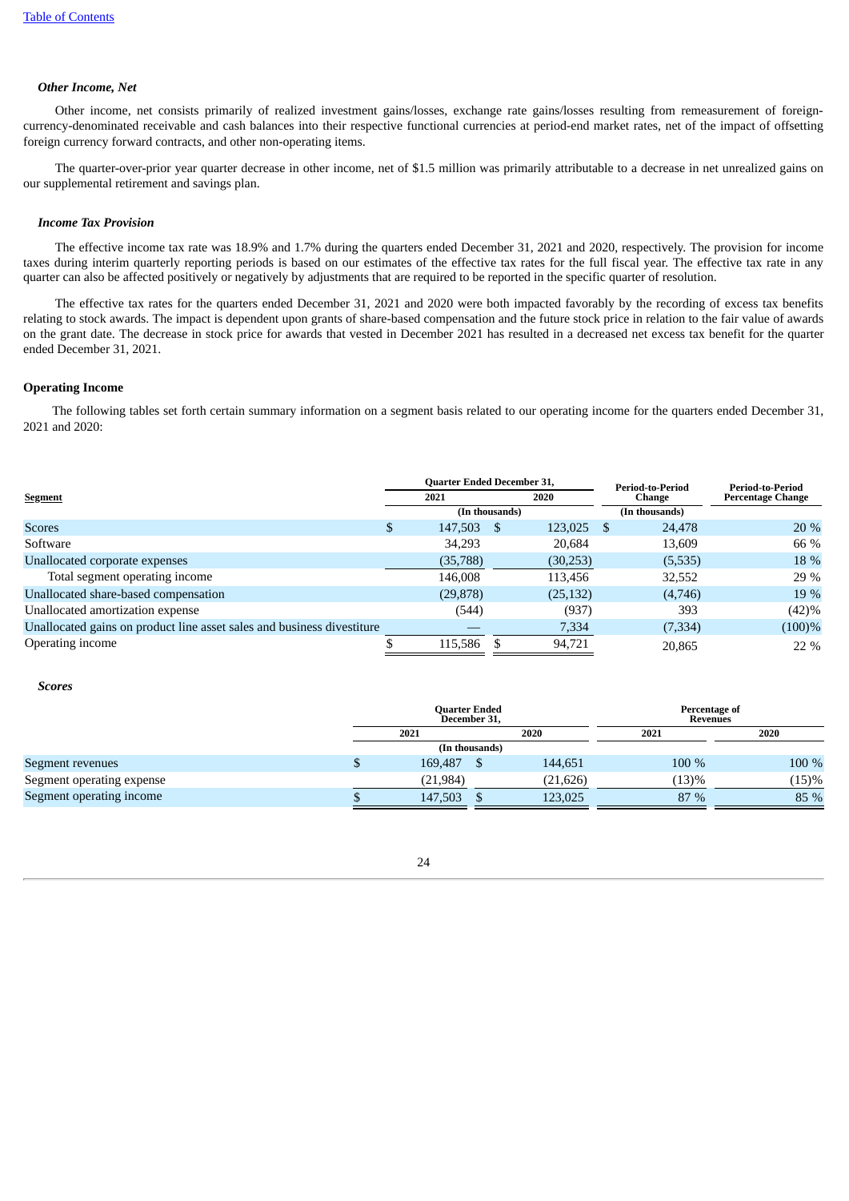*Other Income, Net*

Other income, net consists primarily of realized investment gains/losses, exchange rate gains/losses resulting from remeasurement of foreign-currency-denominated receivable and cash balances into their respective functional currencies at period-end market rates, net of the impact of offsetting foreign currency forward contracts, and other non-operating items.

The quarter-over-prior year quarter decrease in other income, net of $1.5 million was primarily attributable to a decrease in net unrealized gains on our supplemental retirement and savings plan.

*Income Tax Provision*

The effective income tax rate was 18.9% and 1.7% during the quarters ended December 31, 2021 and 2020, respectively. The provision for income taxes during interim quarterly reporting periods is based on our estimates of the effective tax rates for the full fiscal year. The effective tax rate in any quarter can also be affected positively or negatively by adjustments that are required to be reported in the specific quarter of resolution.

The effective tax rates for the quarters ended December 31, 2021 and 2020 were both impacted favorably by the recording of excess tax benefits relating to stock awards. The impact is dependent upon grants of share-based compensation and the future stock price in relation to the fair value of awards on the grant date. The decrease in stock price for awards that vested in December 2021 has resulted in a decreased net excess tax benefit for the quarter ended December 31, 2021.

**Operating Income**

The following tables set forth certain summary information on a segment basis related to our operating income for the quarters ended December 31, 2021 and 2020:

| Segment | Quarter Ended December 31, 2021 | Quarter Ended December 31, 2020 | Period-to-Period Change | Period-to-Period Percentage Change |
|---|---|---|---|---|
| | (In thousands) | | (In thousands) | |
| Scores | $ 147,503 | $ 123,025 | $ 24,478 | 20 % |
| Software | 34,293 | 20,684 | 13,609 | 66 % |
| Unallocated corporate expenses | (35,788) | (30,253) | (5,535) | 18 % |
| Total segment operating income | 146,008 | 113,456 | 32,552 | 29 % |
| Unallocated share-based compensation | (29,878) | (25,132) | (4,746) | 19 % |
| Unallocated amortization expense | (544) | (937) | 393 | (42)% |
| Unallocated gains on product line asset sales and business divestiture | — | 7,334 | (7,334) | (100)% |
| Operating income | $ 115,586 | $ 94,721 | 20,865 | 22 % |

*Scores*

| | Quarter Ended December 31, 2021 | Quarter Ended December 31, 2020 | Percentage of Revenues 2021 | Percentage of Revenues 2020 |
|---|---|---|---|---|
| | (In thousands) | | | |
| Segment revenues | $ 169,487 | $ 144,651 | 100 % | 100 % |
| Segment operating expense | (21,984) | (21,626) | (13)% | (15)% |
| Segment operating income | $ 147,503 | $ 123,025 | 87 % | 85 % |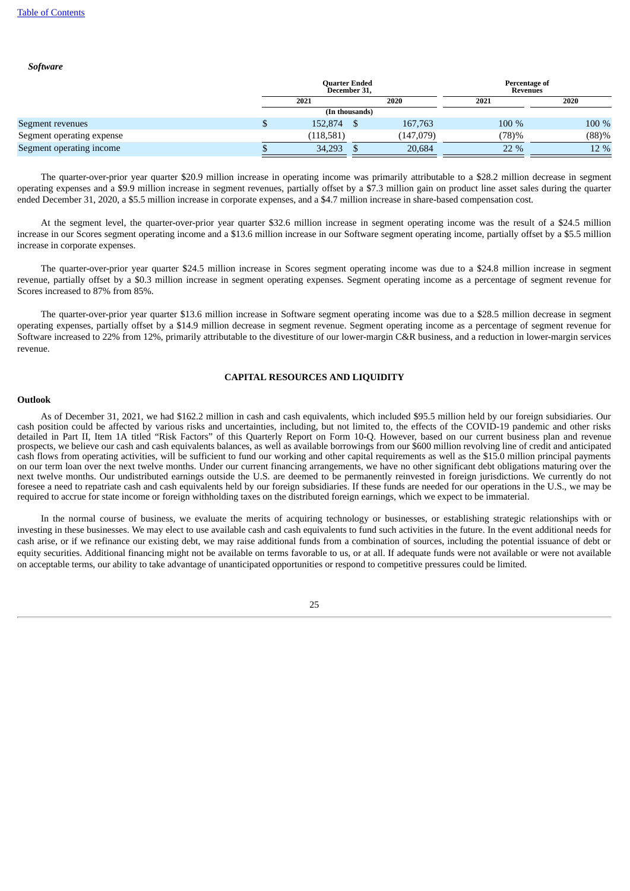*Software*

| | Quarter Ended December 31, | | Percentage of Revenues | |
|---|---|---|---|---|
| | 2021 | 2020 | 2021 | 2020 |
| | (In thousands) | | | |
| Segment revenues | $ 152,874 | $ 167,763 | 100 % | 100 % |
| Segment operating expense | (118,581) | (147,079) | (78)% | (88)% |
| Segment operating income | $ 34,293 | $ 20,684 | 22 % | 12 % |

The quarter-over-prior year quarter $20.9 million increase in operating income was primarily attributable to a $28.2 million decrease in segment operating expenses and a $9.9 million increase in segment revenues, partially offset by a $7.3 million gain on product line asset sales during the quarter ended December 31, 2020, a $5.5 million increase in corporate expenses, and a $4.7 million increase in share-based compensation cost.

At the segment level, the quarter-over-prior year quarter $32.6 million increase in segment operating income was the result of a $24.5 million increase in our Scores segment operating income and a $13.6 million increase in our Software segment operating income, partially offset by a $5.5 million increase in corporate expenses.

The quarter-over-prior year quarter $24.5 million increase in Scores segment operating income was due to a $24.8 million increase in segment revenue, partially offset by a $0.3 million increase in segment operating expenses. Segment operating income as a percentage of segment revenue for Scores increased to 87% from 85%.

The quarter-over-prior year quarter $13.6 million increase in Software segment operating income was due to a $28.5 million decrease in segment operating expenses, partially offset by a $14.9 million decrease in segment revenue. Segment operating income as a percentage of segment revenue for Software increased to 22% from 12%, primarily attributable to the divestiture of our lower-margin C&R business, and a reduction in lower-margin services revenue.

## CAPITAL RESOURCES AND LIQUIDITY

### Outlook

As of December 31, 2021, we had $162.2 million in cash and cash equivalents, which included $95.5 million held by our foreign subsidiaries. Our cash position could be affected by various risks and uncertainties, including, but not limited to, the effects of the COVID-19 pandemic and other risks detailed in Part II, Item 1A titled "Risk Factors" of this Quarterly Report on Form 10-Q. However, based on our current business plan and revenue prospects, we believe our cash and cash equivalents balances, as well as available borrowings from our $600 million revolving line of credit and anticipated cash flows from operating activities, will be sufficient to fund our working and other capital requirements as well as the $15.0 million principal payments on our term loan over the next twelve months. Under our current financing arrangements, we have no other significant debt obligations maturing over the next twelve months. Our undistributed earnings outside the U.S. are deemed to be permanently reinvested in foreign jurisdictions. We currently do not foresee a need to repatriate cash and cash equivalents held by our foreign subsidiaries. If these funds are needed for our operations in the U.S., we may be required to accrue for state income or foreign withholding taxes on the distributed foreign earnings, which we expect to be immaterial.

In the normal course of business, we evaluate the merits of acquiring technology or businesses, or establishing strategic relationships with or investing in these businesses. We may elect to use available cash and cash equivalents to fund such activities in the future. In the event additional needs for cash arise, or if we refinance our existing debt, we may raise additional funds from a combination of sources, including the potential issuance of debt or equity securities. Additional financing might not be available on terms favorable to us, or at all. If adequate funds were not available or were not available on acceptable terms, our ability to take advantage of unanticipated opportunities or respond to competitive pressures could be limited.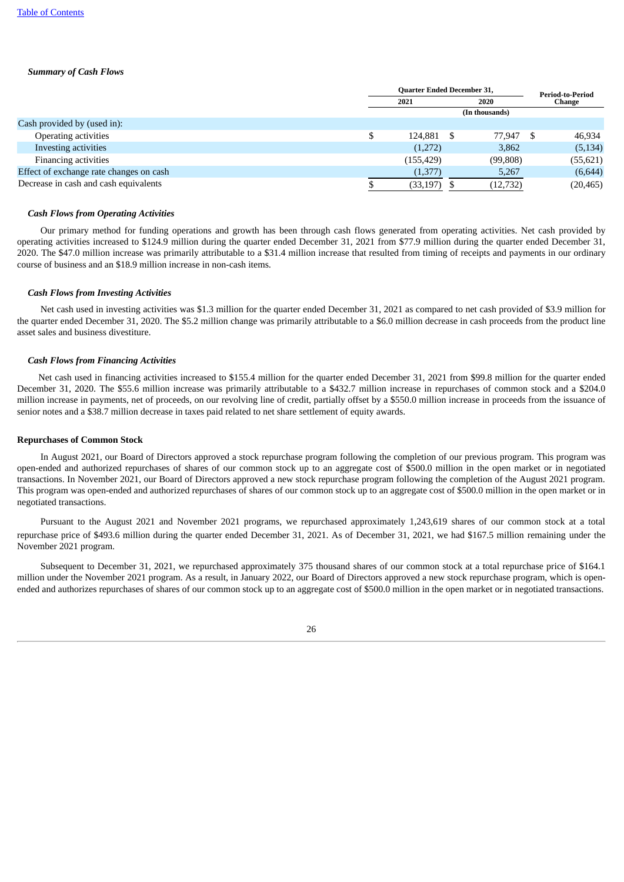*Summary of Cash Flows*

| | Quarter Ended December 31, | | Period-to-Period Change |
|---|---|---|---|
| | 2021 | 2020 | |
| | (In thousands) | | |
| Cash provided by (used in): | | | |
| Operating activities | $ 124,881 | $ 77,947 | $ 46,934 |
| Investing activities | (1,272) | 3,862 | (5,134) |
| Financing activities | (155,429) | (99,808) | (55,621) |
| Effect of exchange rate changes on cash | (1,377) | 5,267 | (6,644) |
| Decrease in cash and cash equivalents | $ (33,197) | $ (12,732) | (20,465) |

*Cash Flows from Operating Activities*

Our primary method for funding operations and growth has been through cash flows generated from operating activities. Net cash provided by operating activities increased to $124.9 million during the quarter ended December 31, 2021 from $77.9 million during the quarter ended December 31, 2020. The $47.0 million increase was primarily attributable to a $31.4 million increase that resulted from timing of receipts and payments in our ordinary course of business and an $18.9 million increase in non-cash items.

*Cash Flows from Investing Activities*

Net cash used in investing activities was $1.3 million for the quarter ended December 31, 2021 as compared to net cash provided of $3.9 million for the quarter ended December 31, 2020. The $5.2 million change was primarily attributable to a $6.0 million decrease in cash proceeds from the product line asset sales and business divestiture.

*Cash Flows from Financing Activities*

Net cash used in financing activities increased to $155.4 million for the quarter ended December 31, 2021 from $99.8 million for the quarter ended December 31, 2020. The $55.6 million increase was primarily attributable to a $432.7 million increase in repurchases of common stock and a $204.0 million increase in payments, net of proceeds, on our revolving line of credit, partially offset by a $550.0 million increase in proceeds from the issuance of senior notes and a $38.7 million decrease in taxes paid related to net share settlement of equity awards.

**Repurchases of Common Stock**

In August 2021, our Board of Directors approved a stock repurchase program following the completion of our previous program. This program was open-ended and authorized repurchases of shares of our common stock up to an aggregate cost of $500.0 million in the open market or in negotiated transactions. In November 2021, our Board of Directors approved a new stock repurchase program following the completion of the August 2021 program. This program was open-ended and authorized repurchases of shares of our common stock up to an aggregate cost of $500.0 million in the open market or in negotiated transactions.

Pursuant to the August 2021 and November 2021 programs, we repurchased approximately 1,243,619 shares of our common stock at a total repurchase price of $493.6 million during the quarter ended December 31, 2021. As of December 31, 2021, we had $167.5 million remaining under the November 2021 program.

Subsequent to December 31, 2021, we repurchased approximately 375 thousand shares of our common stock at a total repurchase price of $164.1 million under the November 2021 program. As a result, in January 2022, our Board of Directors approved a new stock repurchase program, which is open-ended and authorizes repurchases of shares of our common stock up to an aggregate cost of $500.0 million in the open market or in negotiated transactions.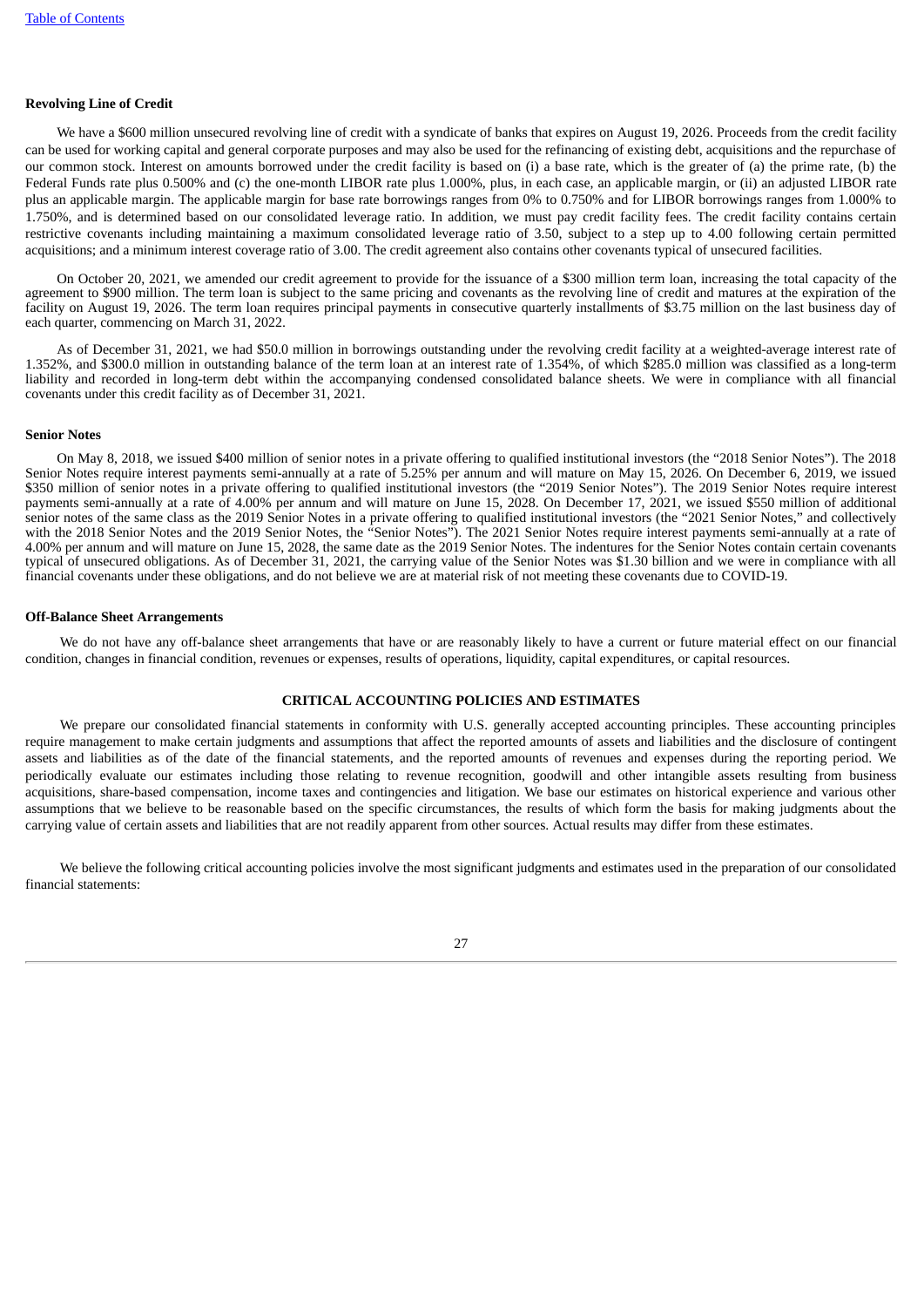**Revolving Line of Credit**

We have a $600 million unsecured revolving line of credit with a syndicate of banks that expires on August 19, 2026. Proceeds from the credit facility can be used for working capital and general corporate purposes and may also be used for the refinancing of existing debt, acquisitions and the repurchase of our common stock. Interest on amounts borrowed under the credit facility is based on (i) a base rate, which is the greater of (a) the prime rate, (b) the Federal Funds rate plus 0.500% and (c) the one-month LIBOR rate plus 1.000%, plus, in each case, an applicable margin, or (ii) an adjusted LIBOR rate plus an applicable margin. The applicable margin for base rate borrowings ranges from 0% to 0.750% and for LIBOR borrowings ranges from 1.000% to 1.750%, and is determined based on our consolidated leverage ratio. In addition, we must pay credit facility fees. The credit facility contains certain restrictive covenants including maintaining a maximum consolidated leverage ratio of 3.50, subject to a step up to 4.00 following certain permitted acquisitions; and a minimum interest coverage ratio of 3.00. The credit agreement also contains other covenants typical of unsecured facilities.

On October 20, 2021, we amended our credit agreement to provide for the issuance of a $300 million term loan, increasing the total capacity of the agreement to $900 million. The term loan is subject to the same pricing and covenants as the revolving line of credit and matures at the expiration of the facility on August 19, 2026. The term loan requires principal payments in consecutive quarterly installments of $3.75 million on the last business day of each quarter, commencing on March 31, 2022.

As of December 31, 2021, we had $50.0 million in borrowings outstanding under the revolving credit facility at a weighted-average interest rate of 1.352%, and $300.0 million in outstanding balance of the term loan at an interest rate of 1.354%, of which $285.0 million was classified as a long-term liability and recorded in long-term debt within the accompanying condensed consolidated balance sheets. We were in compliance with all financial covenants under this credit facility as of December 31, 2021.

**Senior Notes**

On May 8, 2018, we issued $400 million of senior notes in a private offering to qualified institutional investors (the "2018 Senior Notes"). The 2018 Senior Notes require interest payments semi-annually at a rate of 5.25% per annum and will mature on May 15, 2026. On December 6, 2019, we issued $350 million of senior notes in a private offering to qualified institutional investors (the "2019 Senior Notes"). The 2019 Senior Notes require interest payments semi-annually at a rate of 4.00% per annum and will mature on June 15, 2028. On December 17, 2021, we issued $550 million of additional senior notes of the same class as the 2019 Senior Notes in a private offering to qualified institutional investors (the "2021 Senior Notes," and collectively with the 2018 Senior Notes and the 2019 Senior Notes, the "Senior Notes"). The 2021 Senior Notes require interest payments semi-annually at a rate of 4.00% per annum and will mature on June 15, 2028, the same date as the 2019 Senior Notes. The indentures for the Senior Notes contain certain covenants typical of unsecured obligations. As of December 31, 2021, the carrying value of the Senior Notes was $1.30 billion and we were in compliance with all financial covenants under these obligations, and do not believe we are at material risk of not meeting these covenants due to COVID-19.

**Off-Balance Sheet Arrangements**

We do not have any off-balance sheet arrangements that have or are reasonably likely to have a current or future material effect on our financial condition, changes in financial condition, revenues or expenses, results of operations, liquidity, capital expenditures, or capital resources.

## CRITICAL ACCOUNTING POLICIES AND ESTIMATES

We prepare our consolidated financial statements in conformity with U.S. generally accepted accounting principles. These accounting principles require management to make certain judgments and assumptions that affect the reported amounts of assets and liabilities and the disclosure of contingent assets and liabilities as of the date of the financial statements, and the reported amounts of revenues and expenses during the reporting period. We periodically evaluate our estimates including those relating to revenue recognition, goodwill and other intangible assets resulting from business acquisitions, share-based compensation, income taxes and contingencies and litigation. We base our estimates on historical experience and various other assumptions that we believe to be reasonable based on the specific circumstances, the results of which form the basis for making judgments about the carrying value of certain assets and liabilities that are not readily apparent from other sources. Actual results may differ from these estimates.

We believe the following critical accounting policies involve the most significant judgments and estimates used in the preparation of our consolidated financial statements: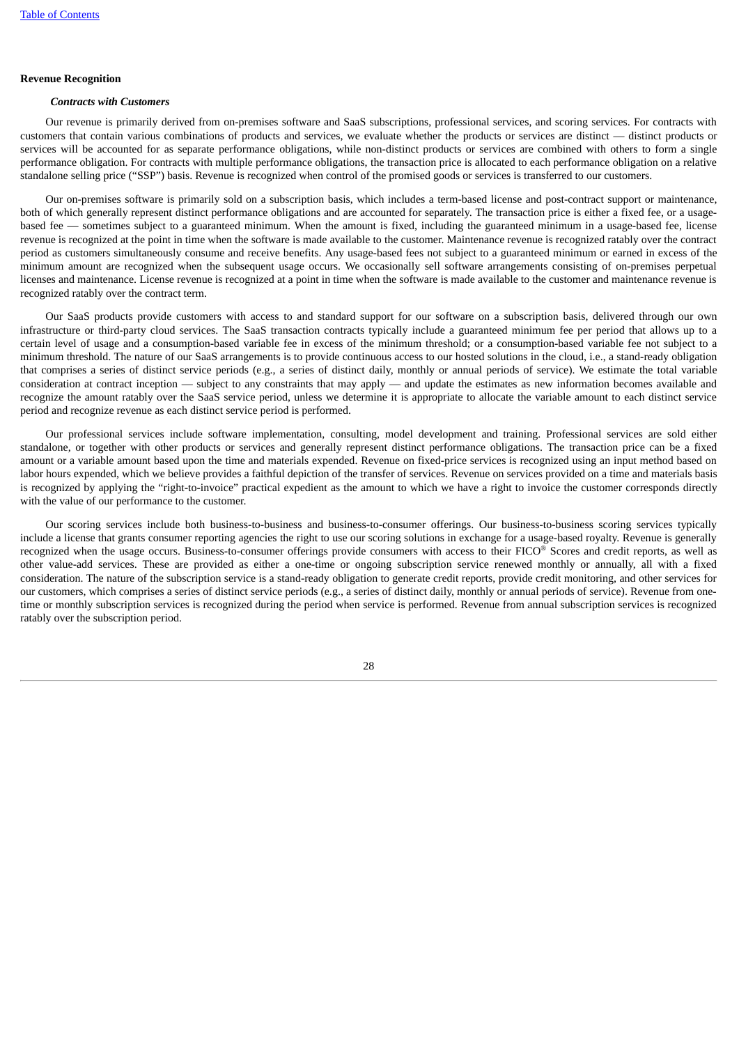**Revenue Recognition**

***Contracts with Customers***

Our revenue is primarily derived from on-premises software and SaaS subscriptions, professional services, and scoring services. For contracts with customers that contain various combinations of products and services, we evaluate whether the products or services are distinct — distinct products or services will be accounted for as separate performance obligations, while non-distinct products or services are combined with others to form a single performance obligation. For contracts with multiple performance obligations, the transaction price is allocated to each performance obligation on a relative standalone selling price ("SSP") basis. Revenue is recognized when control of the promised goods or services is transferred to our customers.

Our on-premises software is primarily sold on a subscription basis, which includes a term-based license and post-contract support or maintenance, both of which generally represent distinct performance obligations and are accounted for separately. The transaction price is either a fixed fee, or a usage-based fee — sometimes subject to a guaranteed minimum. When the amount is fixed, including the guaranteed minimum in a usage-based fee, license revenue is recognized at the point in time when the software is made available to the customer. Maintenance revenue is recognized ratably over the contract period as customers simultaneously consume and receive benefits. Any usage-based fees not subject to a guaranteed minimum or earned in excess of the minimum amount are recognized when the subsequent usage occurs. We occasionally sell software arrangements consisting of on-premises perpetual licenses and maintenance. License revenue is recognized at a point in time when the software is made available to the customer and maintenance revenue is recognized ratably over the contract term.

Our SaaS products provide customers with access to and standard support for our software on a subscription basis, delivered through our own infrastructure or third-party cloud services. The SaaS transaction contracts typically include a guaranteed minimum fee per period that allows up to a certain level of usage and a consumption-based variable fee in excess of the minimum threshold; or a consumption-based variable fee not subject to a minimum threshold. The nature of our SaaS arrangements is to provide continuous access to our hosted solutions in the cloud, i.e., a stand-ready obligation that comprises a series of distinct service periods (e.g., a series of distinct daily, monthly or annual periods of service). We estimate the total variable consideration at contract inception — subject to any constraints that may apply — and update the estimates as new information becomes available and recognize the amount ratably over the SaaS service period, unless we determine it is appropriate to allocate the variable amount to each distinct service period and recognize revenue as each distinct service period is performed.

Our professional services include software implementation, consulting, model development and training. Professional services are sold either standalone, or together with other products or services and generally represent distinct performance obligations. The transaction price can be a fixed amount or a variable amount based upon the time and materials expended. Revenue on fixed-price services is recognized using an input method based on labor hours expended, which we believe provides a faithful depiction of the transfer of services. Revenue on services provided on a time and materials basis is recognized by applying the "right-to-invoice" practical expedient as the amount to which we have a right to invoice the customer corresponds directly with the value of our performance to the customer.

Our scoring services include both business-to-business and business-to-consumer offerings. Our business-to-business scoring services typically include a license that grants consumer reporting agencies the right to use our scoring solutions in exchange for a usage-based royalty. Revenue is generally recognized when the usage occurs. Business-to-consumer offerings provide consumers with access to their FICO® Scores and credit reports, as well as other value-add services. These are provided as either a one-time or ongoing subscription service renewed monthly or annually, all with a fixed consideration. The nature of the subscription service is a stand-ready obligation to generate credit reports, provide credit monitoring, and other services for our customers, which comprises a series of distinct service periods (e.g., a series of distinct daily, monthly or annual periods of service). Revenue from one-time or monthly subscription services is recognized during the period when service is performed. Revenue from annual subscription services is recognized ratably over the subscription period.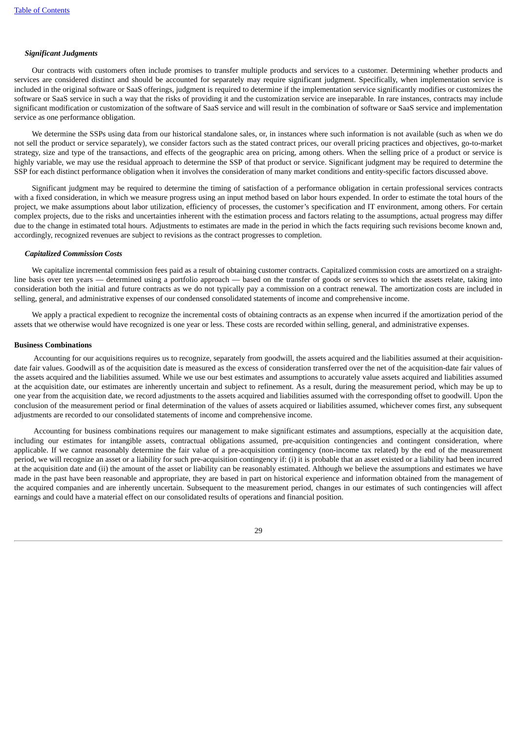*Significant Judgments*

Our contracts with customers often include promises to transfer multiple products and services to a customer. Determining whether products and services are considered distinct and should be accounted for separately may require significant judgment. Specifically, when implementation service is included in the original software or SaaS offerings, judgment is required to determine if the implementation service significantly modifies or customizes the software or SaaS service in such a way that the risks of providing it and the customization service are inseparable. In rare instances, contracts may include significant modification or customization of the software of SaaS service and will result in the combination of software or SaaS service and implementation service as one performance obligation.

We determine the SSPs using data from our historical standalone sales, or, in instances where such information is not available (such as when we do not sell the product or service separately), we consider factors such as the stated contract prices, our overall pricing practices and objectives, go-to-market strategy, size and type of the transactions, and effects of the geographic area on pricing, among others. When the selling price of a product or service is highly variable, we may use the residual approach to determine the SSP of that product or service. Significant judgment may be required to determine the SSP for each distinct performance obligation when it involves the consideration of many market conditions and entity-specific factors discussed above.

Significant judgment may be required to determine the timing of satisfaction of a performance obligation in certain professional services contracts with a fixed consideration, in which we measure progress using an input method based on labor hours expended. In order to estimate the total hours of the project, we make assumptions about labor utilization, efficiency of processes, the customer's specification and IT environment, among others. For certain complex projects, due to the risks and uncertainties inherent with the estimation process and factors relating to the assumptions, actual progress may differ due to the change in estimated total hours. Adjustments to estimates are made in the period in which the facts requiring such revisions become known and, accordingly, recognized revenues are subject to revisions as the contract progresses to completion.

*Capitalized Commission Costs*

We capitalize incremental commission fees paid as a result of obtaining customer contracts. Capitalized commission costs are amortized on a straight-line basis over ten years — determined using a portfolio approach — based on the transfer of goods or services to which the assets relate, taking into consideration both the initial and future contracts as we do not typically pay a commission on a contract renewal. The amortization costs are included in selling, general, and administrative expenses of our condensed consolidated statements of income and comprehensive income.

We apply a practical expedient to recognize the incremental costs of obtaining contracts as an expense when incurred if the amortization period of the assets that we otherwise would have recognized is one year or less. These costs are recorded within selling, general, and administrative expenses.

**Business Combinations**

Accounting for our acquisitions requires us to recognize, separately from goodwill, the assets acquired and the liabilities assumed at their acquisition-date fair values. Goodwill as of the acquisition date is measured as the excess of consideration transferred over the net of the acquisition-date fair values of the assets acquired and the liabilities assumed. While we use our best estimates and assumptions to accurately value assets acquired and liabilities assumed at the acquisition date, our estimates are inherently uncertain and subject to refinement. As a result, during the measurement period, which may be up to one year from the acquisition date, we record adjustments to the assets acquired and liabilities assumed with the corresponding offset to goodwill. Upon the conclusion of the measurement period or final determination of the values of assets acquired or liabilities assumed, whichever comes first, any subsequent adjustments are recorded to our consolidated statements of income and comprehensive income.

Accounting for business combinations requires our management to make significant estimates and assumptions, especially at the acquisition date, including our estimates for intangible assets, contractual obligations assumed, pre-acquisition contingencies and contingent consideration, where applicable. If we cannot reasonably determine the fair value of a pre-acquisition contingency (non-income tax related) by the end of the measurement period, we will recognize an asset or a liability for such pre-acquisition contingency if: (i) it is probable that an asset existed or a liability had been incurred at the acquisition date and (ii) the amount of the asset or liability can be reasonably estimated. Although we believe the assumptions and estimates we have made in the past have been reasonable and appropriate, they are based in part on historical experience and information obtained from the management of the acquired companies and are inherently uncertain. Subsequent to the measurement period, changes in our estimates of such contingencies will affect earnings and could have a material effect on our consolidated results of operations and financial position.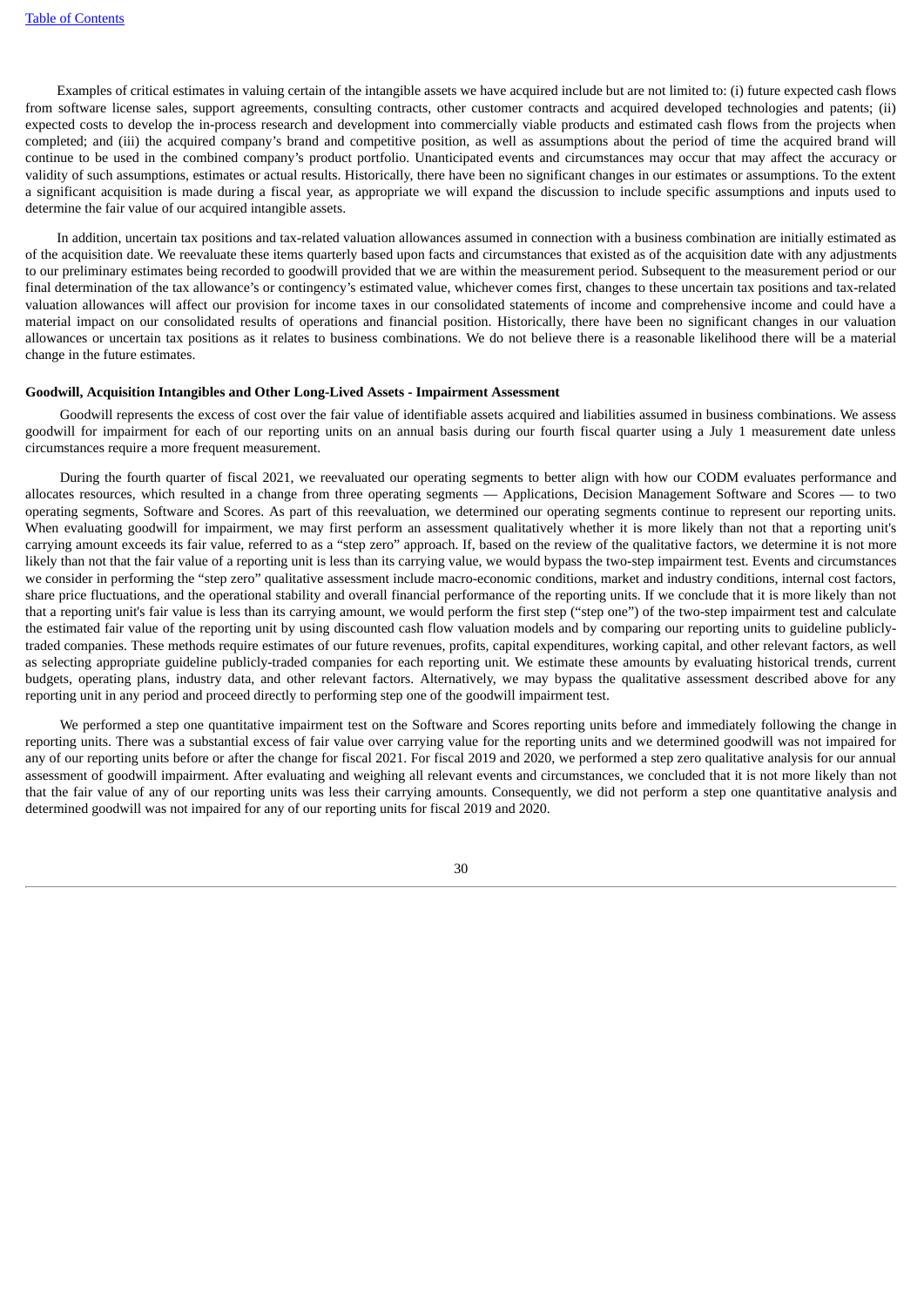Examples of critical estimates in valuing certain of the intangible assets we have acquired include but are not limited to: (i) future expected cash flows from software license sales, support agreements, consulting contracts, other customer contracts and acquired developed technologies and patents; (ii) expected costs to develop the in-process research and development into commercially viable products and estimated cash flows from the projects when completed; and (iii) the acquired company's brand and competitive position, as well as assumptions about the period of time the acquired brand will continue to be used in the combined company's product portfolio. Unanticipated events and circumstances may occur that may affect the accuracy or validity of such assumptions, estimates or actual results. Historically, there have been no significant changes in our estimates or assumptions. To the extent a significant acquisition is made during a fiscal year, as appropriate we will expand the discussion to include specific assumptions and inputs used to determine the fair value of our acquired intangible assets.

In addition, uncertain tax positions and tax-related valuation allowances assumed in connection with a business combination are initially estimated as of the acquisition date. We reevaluate these items quarterly based upon facts and circumstances that existed as of the acquisition date with any adjustments to our preliminary estimates being recorded to goodwill provided that we are within the measurement period. Subsequent to the measurement period or our final determination of the tax allowance's or contingency's estimated value, whichever comes first, changes to these uncertain tax positions and tax-related valuation allowances will affect our provision for income taxes in our consolidated statements of income and comprehensive income and could have a material impact on our consolidated results of operations and financial position. Historically, there have been no significant changes in our valuation allowances or uncertain tax positions as it relates to business combinations. We do not believe there is a reasonable likelihood there will be a material change in the future estimates.

**Goodwill, Acquisition Intangibles and Other Long-Lived Assets - Impairment Assessment**

Goodwill represents the excess of cost over the fair value of identifiable assets acquired and liabilities assumed in business combinations. We assess goodwill for impairment for each of our reporting units on an annual basis during our fourth fiscal quarter using a July 1 measurement date unless circumstances require a more frequent measurement.

During the fourth quarter of fiscal 2021, we reevaluated our operating segments to better align with how our CODM evaluates performance and allocates resources, which resulted in a change from three operating segments — Applications, Decision Management Software and Scores — to two operating segments, Software and Scores. As part of this reevaluation, we determined our operating segments continue to represent our reporting units. When evaluating goodwill for impairment, we may first perform an assessment qualitatively whether it is more likely than not that a reporting unit's carrying amount exceeds its fair value, referred to as a "step zero" approach. If, based on the review of the qualitative factors, we determine it is not more likely than not that the fair value of a reporting unit is less than its carrying value, we would bypass the two-step impairment test. Events and circumstances we consider in performing the "step zero" qualitative assessment include macro-economic conditions, market and industry conditions, internal cost factors, share price fluctuations, and the operational stability and overall financial performance of the reporting units. If we conclude that it is more likely than not that a reporting unit's fair value is less than its carrying amount, we would perform the first step ("step one") of the two-step impairment test and calculate the estimated fair value of the reporting unit by using discounted cash flow valuation models and by comparing our reporting units to guideline publicly-traded companies. These methods require estimates of our future revenues, profits, capital expenditures, working capital, and other relevant factors, as well as selecting appropriate guideline publicly-traded companies for each reporting unit. We estimate these amounts by evaluating historical trends, current budgets, operating plans, industry data, and other relevant factors. Alternatively, we may bypass the qualitative assessment described above for any reporting unit in any period and proceed directly to performing step one of the goodwill impairment test.

We performed a step one quantitative impairment test on the Software and Scores reporting units before and immediately following the change in reporting units. There was a substantial excess of fair value over carrying value for the reporting units and we determined goodwill was not impaired for any of our reporting units before or after the change for fiscal 2021. For fiscal 2019 and 2020, we performed a step zero qualitative analysis for our annual assessment of goodwill impairment. After evaluating and weighing all relevant events and circumstances, we concluded that it is not more likely than not that the fair value of any of our reporting units was less their carrying amounts. Consequently, we did not perform a step one quantitative analysis and determined goodwill was not impaired for any of our reporting units for fiscal 2019 and 2020.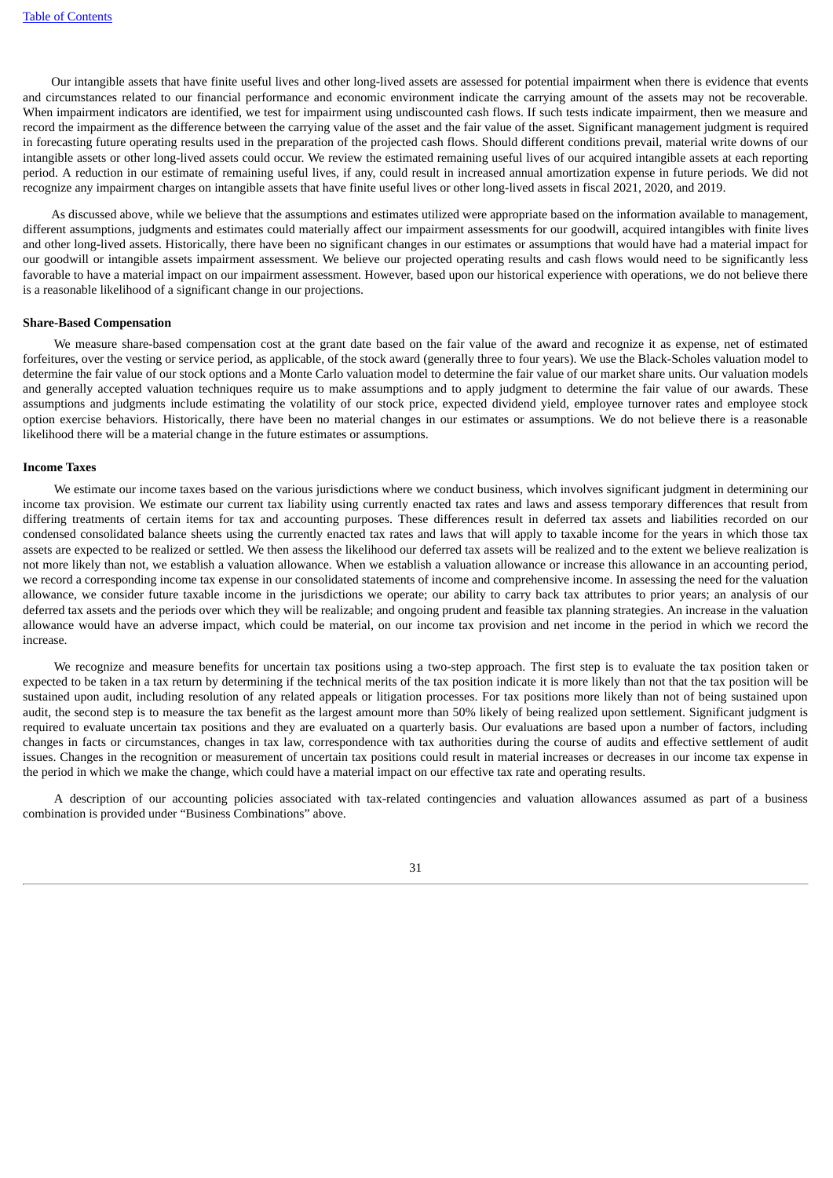Our intangible assets that have finite useful lives and other long-lived assets are assessed for potential impairment when there is evidence that events and circumstances related to our financial performance and economic environment indicate the carrying amount of the assets may not be recoverable. When impairment indicators are identified, we test for impairment using undiscounted cash flows. If such tests indicate impairment, then we measure and record the impairment as the difference between the carrying value of the asset and the fair value of the asset. Significant management judgment is required in forecasting future operating results used in the preparation of the projected cash flows. Should different conditions prevail, material write downs of our intangible assets or other long-lived assets could occur. We review the estimated remaining useful lives of our acquired intangible assets at each reporting period. A reduction in our estimate of remaining useful lives, if any, could result in increased annual amortization expense in future periods. We did not recognize any impairment charges on intangible assets that have finite useful lives or other long-lived assets in fiscal 2021, 2020, and 2019.

As discussed above, while we believe that the assumptions and estimates utilized were appropriate based on the information available to management, different assumptions, judgments and estimates could materially affect our impairment assessments for our goodwill, acquired intangibles with finite lives and other long-lived assets. Historically, there have been no significant changes in our estimates or assumptions that would have had a material impact for our goodwill or intangible assets impairment assessment. We believe our projected operating results and cash flows would need to be significantly less favorable to have a material impact on our impairment assessment. However, based upon our historical experience with operations, we do not believe there is a reasonable likelihood of a significant change in our projections.

**Share-Based Compensation**

We measure share-based compensation cost at the grant date based on the fair value of the award and recognize it as expense, net of estimated forfeitures, over the vesting or service period, as applicable, of the stock award (generally three to four years). We use the Black-Scholes valuation model to determine the fair value of our stock options and a Monte Carlo valuation model to determine the fair value of our market share units. Our valuation models and generally accepted valuation techniques require us to make assumptions and to apply judgment to determine the fair value of our awards. These assumptions and judgments include estimating the volatility of our stock price, expected dividend yield, employee turnover rates and employee stock option exercise behaviors. Historically, there have been no material changes in our estimates or assumptions. We do not believe there is a reasonable likelihood there will be a material change in the future estimates or assumptions.

**Income Taxes**

We estimate our income taxes based on the various jurisdictions where we conduct business, which involves significant judgment in determining our income tax provision. We estimate our current tax liability using currently enacted tax rates and laws and assess temporary differences that result from differing treatments of certain items for tax and accounting purposes. These differences result in deferred tax assets and liabilities recorded on our condensed consolidated balance sheets using the currently enacted tax rates and laws that will apply to taxable income for the years in which those tax assets are expected to be realized or settled. We then assess the likelihood our deferred tax assets will be realized and to the extent we believe realization is not more likely than not, we establish a valuation allowance. When we establish a valuation allowance or increase this allowance in an accounting period, we record a corresponding income tax expense in our consolidated statements of income and comprehensive income. In assessing the need for the valuation allowance, we consider future taxable income in the jurisdictions we operate; our ability to carry back tax attributes to prior years; an analysis of our deferred tax assets and the periods over which they will be realizable; and ongoing prudent and feasible tax planning strategies. An increase in the valuation allowance would have an adverse impact, which could be material, on our income tax provision and net income in the period in which we record the increase.

We recognize and measure benefits for uncertain tax positions using a two-step approach. The first step is to evaluate the tax position taken or expected to be taken in a tax return by determining if the technical merits of the tax position indicate it is more likely than not that the tax position will be sustained upon audit, including resolution of any related appeals or litigation processes. For tax positions more likely than not of being sustained upon audit, the second step is to measure the tax benefit as the largest amount more than 50% likely of being realized upon settlement. Significant judgment is required to evaluate uncertain tax positions and they are evaluated on a quarterly basis. Our evaluations are based upon a number of factors, including changes in facts or circumstances, changes in tax law, correspondence with tax authorities during the course of audits and effective settlement of audit issues. Changes in the recognition or measurement of uncertain tax positions could result in material increases or decreases in our income tax expense in the period in which we make the change, which could have a material impact on our effective tax rate and operating results.

A description of our accounting policies associated with tax-related contingencies and valuation allowances assumed as part of a business combination is provided under "Business Combinations" above.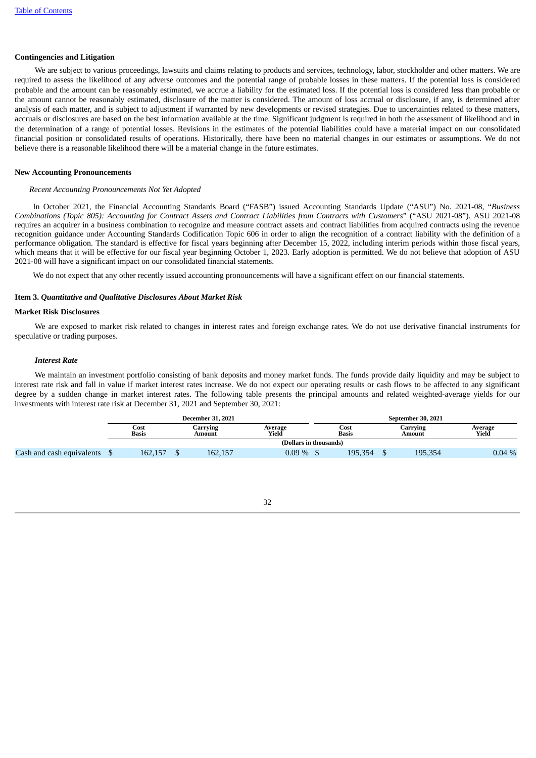**Contingencies and Litigation**

We are subject to various proceedings, lawsuits and claims relating to products and services, technology, labor, stockholder and other matters. We are required to assess the likelihood of any adverse outcomes and the potential range of probable losses in these matters. If the potential loss is considered probable and the amount can be reasonably estimated, we accrue a liability for the estimated loss. If the potential loss is considered less than probable or the amount cannot be reasonably estimated, disclosure of the matter is considered. The amount of loss accrual or disclosure, if any, is determined after analysis of each matter, and is subject to adjustment if warranted by new developments or revised strategies. Due to uncertainties related to these matters, accruals or disclosures are based on the best information available at the time. Significant judgment is required in both the assessment of likelihood and in the determination of a range of potential losses. Revisions in the estimates of the potential liabilities could have a material impact on our consolidated financial position or consolidated results of operations. Historically, there have been no material changes in our estimates or assumptions. We do not believe there is a reasonable likelihood there will be a material change in the future estimates.

**New Accounting Pronouncements**

*Recent Accounting Pronouncements Not Yet Adopted*

In October 2021, the Financial Accounting Standards Board ("FASB") issued Accounting Standards Update ("ASU") No. 2021-08, "*Business Combinations (Topic 805): Accounting for Contract Assets and Contract Liabilities from Contracts with Customers*" ("ASU 2021-08"). ASU 2021-08 requires an acquirer in a business combination to recognize and measure contract assets and contract liabilities from acquired contracts using the revenue recognition guidance under Accounting Standards Codification Topic 606 in order to align the recognition of a contract liability with the definition of a performance obligation. The standard is effective for fiscal years beginning after December 15, 2022, including interim periods within those fiscal years, which means that it will be effective for our fiscal year beginning October 1, 2023. Early adoption is permitted. We do not believe that adoption of ASU 2021-08 will have a significant impact on our consolidated financial statements.

We do not expect that any other recently issued accounting pronouncements will have a significant effect on our financial statements.

**Item 3.** ***Quantitative and Qualitative Disclosures About Market Risk***

**Market Risk Disclosures**

We are exposed to market risk related to changes in interest rates and foreign exchange rates. We do not use derivative financial instruments for speculative or trading purposes.

***Interest Rate***

We maintain an investment portfolio consisting of bank deposits and money market funds. The funds provide daily liquidity and may be subject to interest rate risk and fall in value if market interest rates increase. We do not expect our operating results or cash flows to be affected to any significant degree by a sudden change in market interest rates. The following table presents the principal amounts and related weighted-average yields for our investments with interest rate risk at December 31, 2021 and September 30, 2021:

| | December 31, 2021 | | | September 30, 2021 | | |
|---|---|---|---|---|---|---|
| | Cost Basis | Carrying Amount | Average Yield | Cost Basis | Carrying Amount | Average Yield |
| | (Dollars in thousands) | | | | | |
| Cash and cash equivalents | $ 162,157 | $ 162,157 | 0.09 % | $ 195,354 | $ 195,354 | 0.04 % |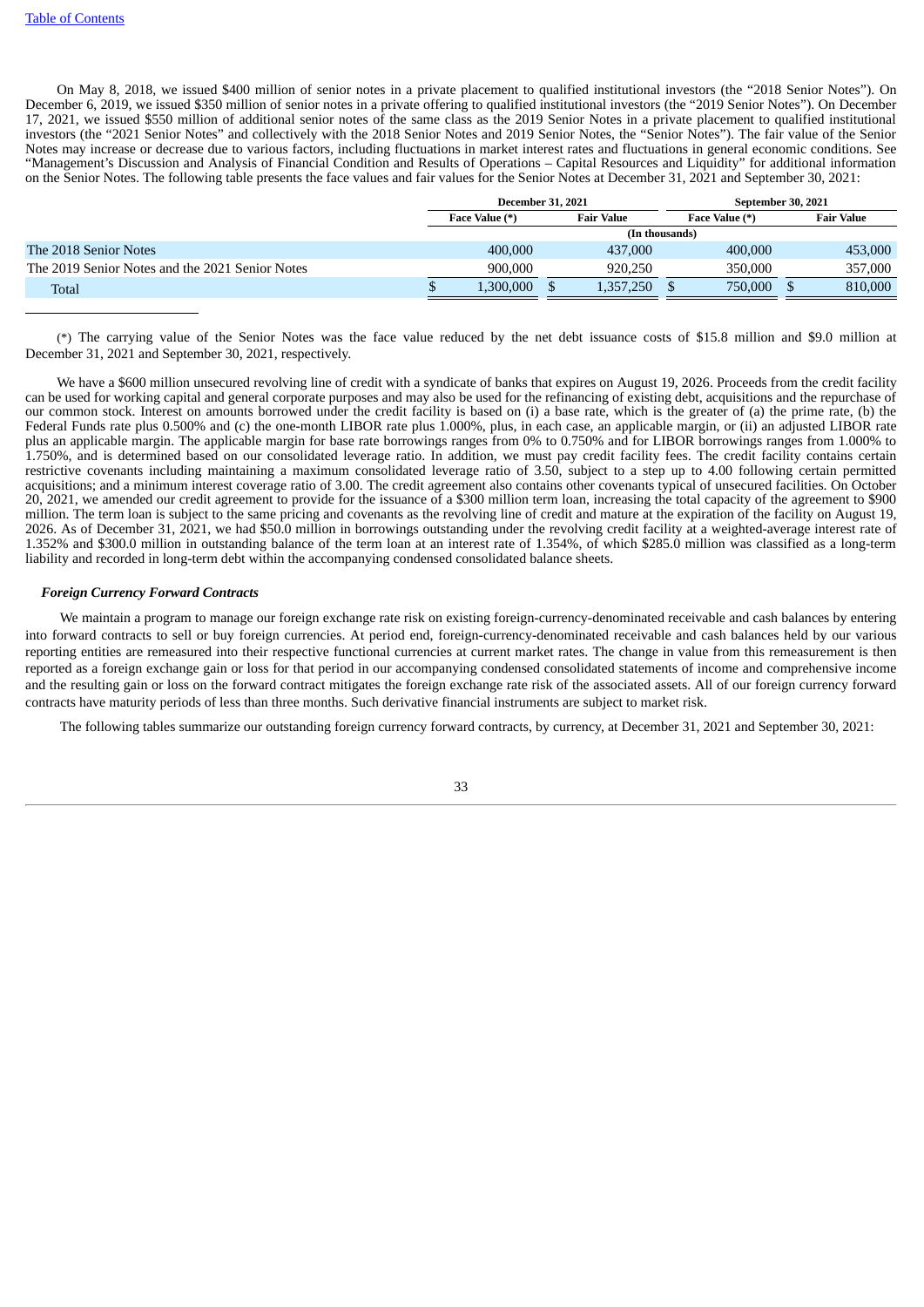On May 8, 2018, we issued $400 million of senior notes in a private placement to qualified institutional investors (the "2018 Senior Notes"). On December 6, 2019, we issued $350 million of senior notes in a private offering to qualified institutional investors (the "2019 Senior Notes"). On December 17, 2021, we issued $550 million of additional senior notes of the same class as the 2019 Senior Notes in a private placement to qualified institutional investors (the "2021 Senior Notes" and collectively with the 2018 Senior Notes and 2019 Senior Notes, the "Senior Notes"). The fair value of the Senior Notes may increase or decrease due to various factors, including fluctuations in market interest rates and fluctuations in general economic conditions. See "Management's Discussion and Analysis of Financial Condition and Results of Operations – Capital Resources and Liquidity" for additional information on the Senior Notes. The following table presents the face values and fair values for the Senior Notes at December 31, 2021 and September 30, 2021:

| | December 31, 2021 | | September 30, 2021 | |
|---|---|---|---|---|
| | Face Value (*) | Fair Value | Face Value (*) | Fair Value |
| | (In thousands) | | | |
| The 2018 Senior Notes | 400,000 | 437,000 | 400,000 | 453,000 |
| The 2019 Senior Notes and the 2021 Senior Notes | 900,000 | 920,250 | 350,000 | 357,000 |
| Total | $ 1,300,000 | $ 1,357,250 | $ 750,000 | $ 810,000 |

(*) The carrying value of the Senior Notes was the face value reduced by the net debt issuance costs of $15.8 million and $9.0 million at December 31, 2021 and September 30, 2021, respectively.

We have a $600 million unsecured revolving line of credit with a syndicate of banks that expires on August 19, 2026. Proceeds from the credit facility can be used for working capital and general corporate purposes and may also be used for the refinancing of existing debt, acquisitions and the repurchase of our common stock. Interest on amounts borrowed under the credit facility is based on (i) a base rate, which is the greater of (a) the prime rate, (b) the Federal Funds rate plus 0.500% and (c) the one-month LIBOR rate plus 1.000%, plus, in each case, an applicable margin, or (ii) an adjusted LIBOR rate plus an applicable margin. The applicable margin for base rate borrowings ranges from 0% to 0.750% and for LIBOR borrowings ranges from 1.000% to 1.750%, and is determined based on our consolidated leverage ratio. In addition, we must pay credit facility fees. The credit facility contains certain restrictive covenants including maintaining a maximum consolidated leverage ratio of 3.50, subject to a step up to 4.00 following certain permitted acquisitions; and a minimum interest coverage ratio of 3.00. The credit agreement also contains other covenants typical of unsecured facilities. On October 20, 2021, we amended our credit agreement to provide for the issuance of a $300 million term loan, increasing the total capacity of the agreement to $900 million. The term loan is subject to the same pricing and covenants as the revolving line of credit and mature at the expiration of the facility on August 19, 2026. As of December 31, 2021, we had $50.0 million in borrowings outstanding under the revolving credit facility at a weighted-average interest rate of 1.352% and $300.0 million in outstanding balance of the term loan at an interest rate of 1.354%, of which $285.0 million was classified as a long-term liability and recorded in long-term debt within the accompanying condensed consolidated balance sheets.

***Foreign Currency Forward Contracts***

We maintain a program to manage our foreign exchange rate risk on existing foreign-currency-denominated receivable and cash balances by entering into forward contracts to sell or buy foreign currencies. At period end, foreign-currency-denominated receivable and cash balances held by our various reporting entities are remeasured into their respective functional currencies at current market rates. The change in value from this remeasurement is then reported as a foreign exchange gain or loss for that period in our accompanying condensed consolidated statements of income and comprehensive income and the resulting gain or loss on the forward contract mitigates the foreign exchange rate risk of the associated assets. All of our foreign currency forward contracts have maturity periods of less than three months. Such derivative financial instruments are subject to market risk.

The following tables summarize our outstanding foreign currency forward contracts, by currency, at December 31, 2021 and September 30, 2021: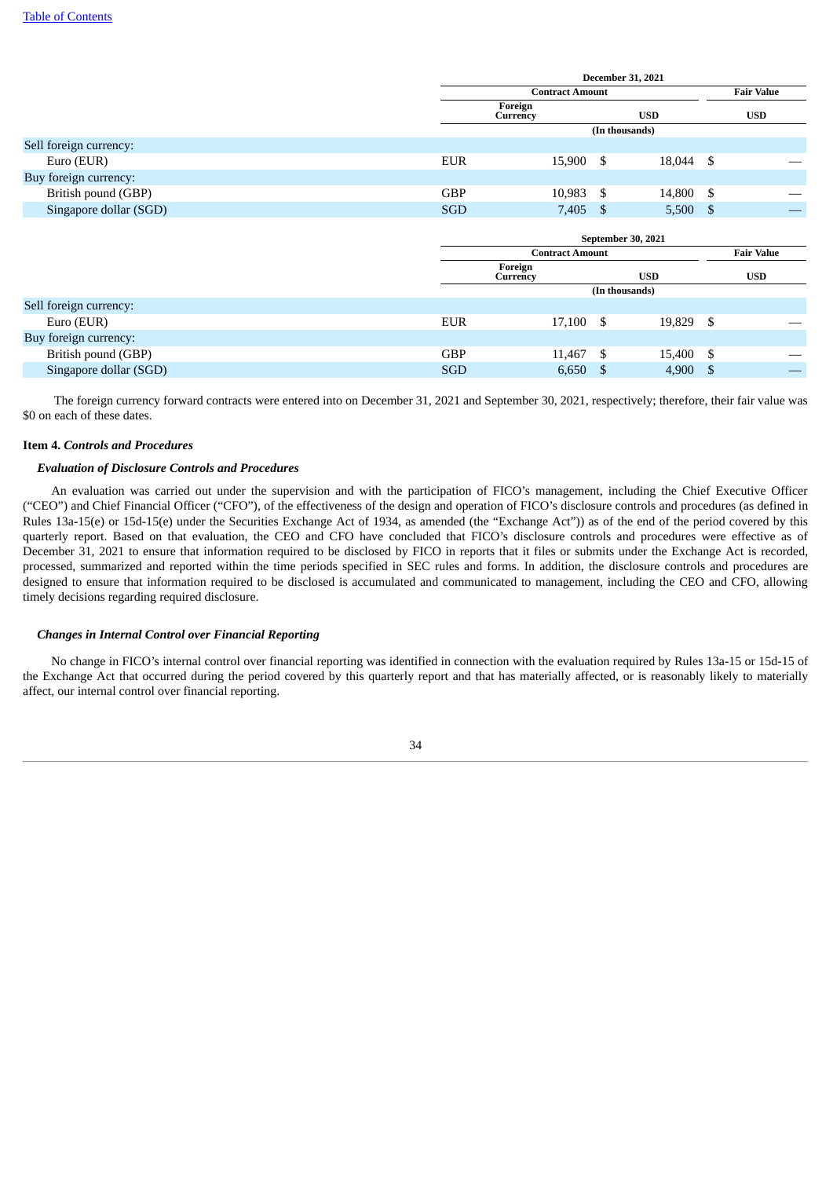| | December 31, 2021 | | |
|---|---|---|---|
| | Contract Amount | | Fair Value |
| | Foreign Currency | USD | USD |
| | (In thousands) | | |
| Sell foreign currency: | | | |
| Euro (EUR) | EUR 15,900 | $ 18,044 | $ — |
| Buy foreign currency: | | | |
| British pound (GBP) | GBP 10,983 | $ 14,800 | $ — |
| Singapore dollar (SGD) | SGD 7,405 | $ 5,500 | $ — |

| | September 30, 2021 | | |
|---|---|---|---|
| | Contract Amount | | Fair Value |
| | Foreign Currency | USD | USD |
| | (In thousands) | | |
| Sell foreign currency: | | | |
| Euro (EUR) | EUR 17,100 | $ 19,829 | $ — |
| Buy foreign currency: | | | |
| British pound (GBP) | GBP 11,467 | $ 15,400 | $ — |
| Singapore dollar (SGD) | SGD 6,650 | $ 4,900 | $ — |

The foreign currency forward contracts were entered into on December 31, 2021 and September 30, 2021, respectively; therefore, their fair value was $0 on each of these dates.

### Item 4. *Controls and Procedures*

#### *Evaluation of Disclosure Controls and Procedures*

An evaluation was carried out under the supervision and with the participation of FICO's management, including the Chief Executive Officer ("CEO") and Chief Financial Officer ("CFO"), of the effectiveness of the design and operation of FICO's disclosure controls and procedures (as defined in Rules 13a-15(e) or 15d-15(e) under the Securities Exchange Act of 1934, as amended (the "Exchange Act")) as of the end of the period covered by this quarterly report. Based on that evaluation, the CEO and CFO have concluded that FICO's disclosure controls and procedures were effective as of December 31, 2021 to ensure that information required to be disclosed by FICO in reports that it files or submits under the Exchange Act is recorded, processed, summarized and reported within the time periods specified in SEC rules and forms. In addition, the disclosure controls and procedures are designed to ensure that information required to be disclosed is accumulated and communicated to management, including the CEO and CFO, allowing timely decisions regarding required disclosure.

#### *Changes in Internal Control over Financial Reporting*

No change in FICO's internal control over financial reporting was identified in connection with the evaluation required by Rules 13a-15 or 15d-15 of the Exchange Act that occurred during the period covered by this quarterly report and that has materially affected, or is reasonably likely to materially affect, our internal control over financial reporting.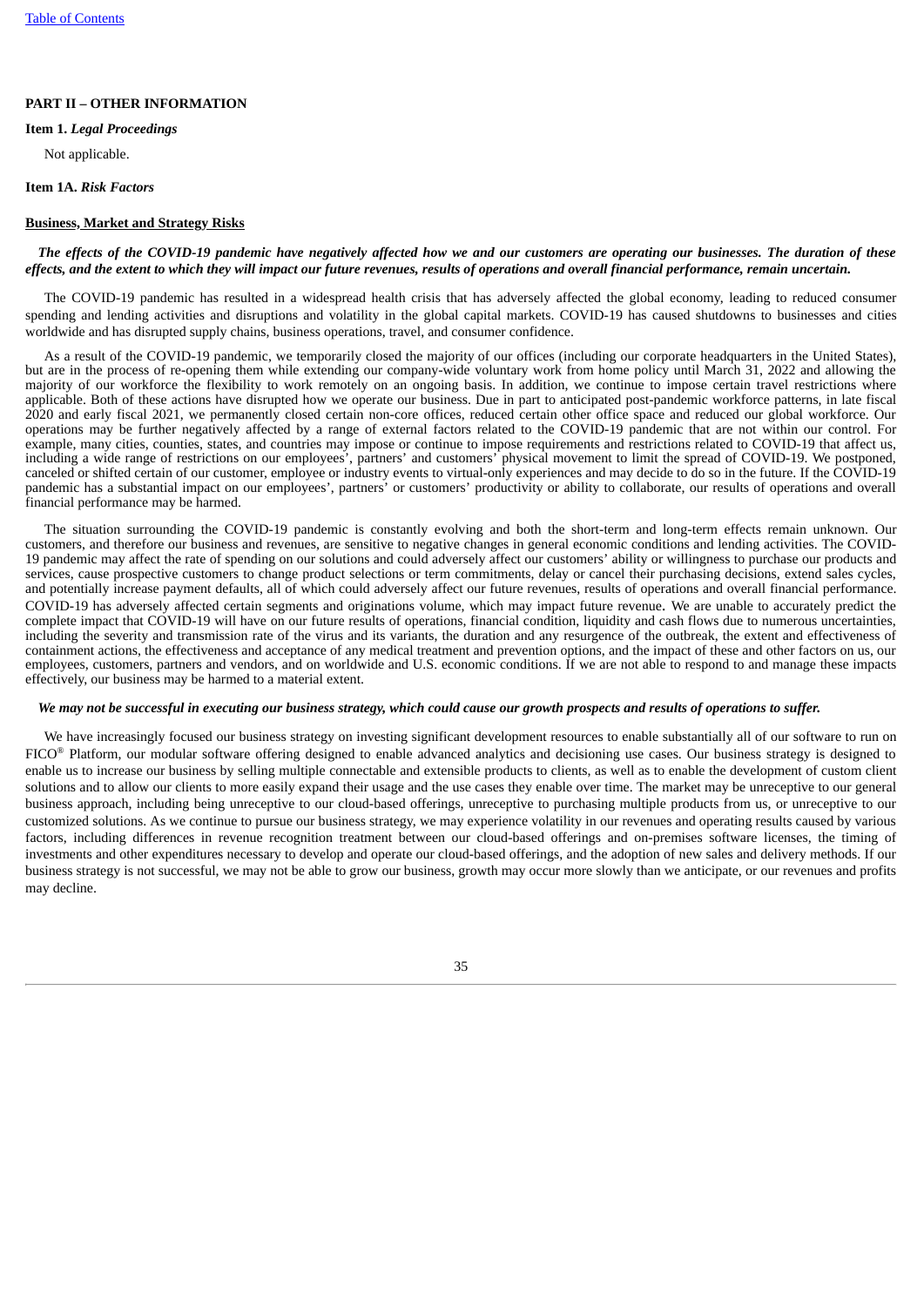## PART II – OTHER INFORMATION

**Item 1.** ***Legal Proceedings***

Not applicable.

**Item 1A.** ***Risk Factors***

**Business, Market and Strategy Risks**

***The effects of the COVID-19 pandemic have negatively affected how we and our customers are operating our businesses. The duration of these effects, and the extent to which they will impact our future revenues, results of operations and overall financial performance, remain uncertain.***

The COVID-19 pandemic has resulted in a widespread health crisis that has adversely affected the global economy, leading to reduced consumer spending and lending activities and disruptions and volatility in the global capital markets. COVID-19 has caused shutdowns to businesses and cities worldwide and has disrupted supply chains, business operations, travel, and consumer confidence.

As a result of the COVID-19 pandemic, we temporarily closed the majority of our offices (including our corporate headquarters in the United States), but are in the process of re-opening them while extending our company-wide voluntary work from home policy until March 31, 2022 and allowing the majority of our workforce the flexibility to work remotely on an ongoing basis. In addition, we continue to impose certain travel restrictions where applicable. Both of these actions have disrupted how we operate our business. Due in part to anticipated post-pandemic workforce patterns, in late fiscal 2020 and early fiscal 2021, we permanently closed certain non-core offices, reduced certain other office space and reduced our global workforce. Our operations may be further negatively affected by a range of external factors related to the COVID-19 pandemic that are not within our control. For example, many cities, counties, states, and countries may impose or continue to impose requirements and restrictions related to COVID-19 that affect us, including a wide range of restrictions on our employees', partners' and customers' physical movement to limit the spread of COVID-19. We postponed, canceled or shifted certain of our customer, employee or industry events to virtual-only experiences and may decide to do so in the future. If the COVID-19 pandemic has a substantial impact on our employees', partners' or customers' productivity or ability to collaborate, our results of operations and overall financial performance may be harmed.

The situation surrounding the COVID-19 pandemic is constantly evolving and both the short-term and long-term effects remain unknown. Our customers, and therefore our business and revenues, are sensitive to negative changes in general economic conditions and lending activities. The COVID-19 pandemic may affect the rate of spending on our solutions and could adversely affect our customers' ability or willingness to purchase our products and services, cause prospective customers to change product selections or term commitments, delay or cancel their purchasing decisions, extend sales cycles, and potentially increase payment defaults, all of which could adversely affect our future revenues, results of operations and overall financial performance. COVID-19 has adversely affected certain segments and originations volume, which may impact future revenue. We are unable to accurately predict the complete impact that COVID-19 will have on our future results of operations, financial condition, liquidity and cash flows due to numerous uncertainties, including the severity and transmission rate of the virus and its variants, the duration and any resurgence of the outbreak, the extent and effectiveness of containment actions, the effectiveness and acceptance of any medical treatment and prevention options, and the impact of these and other factors on us, our employees, customers, partners and vendors, and on worldwide and U.S. economic conditions. If we are not able to respond to and manage these impacts effectively, our business may be harmed to a material extent.

***We may not be successful in executing our business strategy, which could cause our growth prospects and results of operations to suffer.***

We have increasingly focused our business strategy on investing significant development resources to enable substantially all of our software to run on FICO® Platform, our modular software offering designed to enable advanced analytics and decisioning use cases. Our business strategy is designed to enable us to increase our business by selling multiple connectable and extensible products to clients, as well as to enable the development of custom client solutions and to allow our clients to more easily expand their usage and the use cases they enable over time. The market may be unreceptive to our general business approach, including being unreceptive to our cloud-based offerings, unreceptive to purchasing multiple products from us, or unreceptive to our customized solutions. As we continue to pursue our business strategy, we may experience volatility in our revenues and operating results caused by various factors, including differences in revenue recognition treatment between our cloud-based offerings and on-premises software licenses, the timing of investments and other expenditures necessary to develop and operate our cloud-based offerings, and the adoption of new sales and delivery methods. If our business strategy is not successful, we may not be able to grow our business, growth may occur more slowly than we anticipate, or our revenues and profits may decline.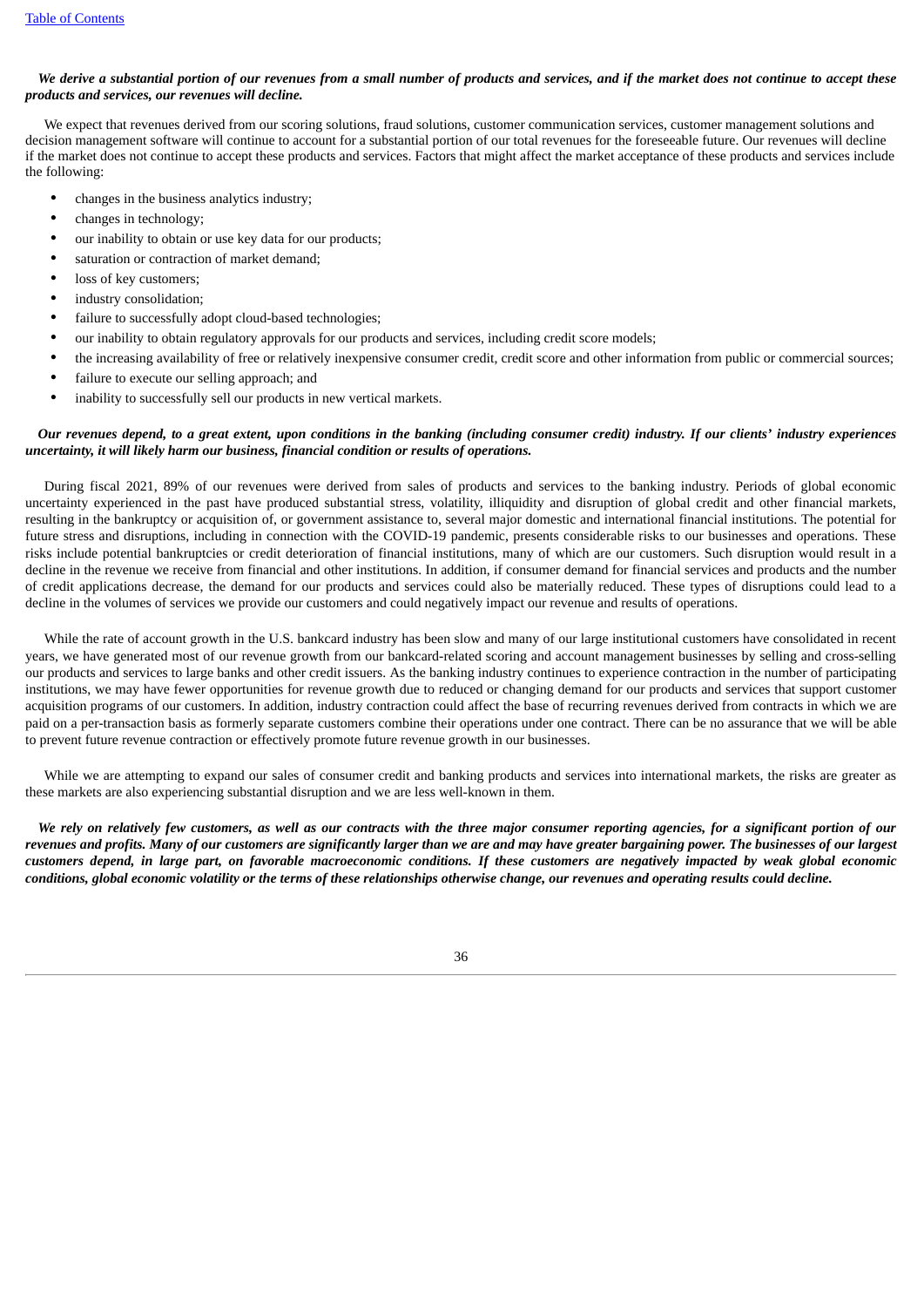*We derive a substantial portion of our revenues from a small number of products and services, and if the market does not continue to accept these products and services, our revenues will decline.*

We expect that revenues derived from our scoring solutions, fraud solutions, customer communication services, customer management solutions and decision management software will continue to account for a substantial portion of our total revenues for the foreseeable future. Our revenues will decline if the market does not continue to accept these products and services. Factors that might affect the market acceptance of these products and services include the following:

- changes in the business analytics industry;
- changes in technology;
- our inability to obtain or use key data for our products;
- saturation or contraction of market demand;
- loss of key customers;
- industry consolidation;
- failure to successfully adopt cloud-based technologies;
- our inability to obtain regulatory approvals for our products and services, including credit score models;
- the increasing availability of free or relatively inexpensive consumer credit, credit score and other information from public or commercial sources;
- failure to execute our selling approach; and
- inability to successfully sell our products in new vertical markets.

*Our revenues depend, to a great extent, upon conditions in the banking (including consumer credit) industry. If our clients' industry experiences uncertainty, it will likely harm our business, financial condition or results of operations.*

During fiscal 2021, 89% of our revenues were derived from sales of products and services to the banking industry. Periods of global economic uncertainty experienced in the past have produced substantial stress, volatility, illiquidity and disruption of global credit and other financial markets, resulting in the bankruptcy or acquisition of, or government assistance to, several major domestic and international financial institutions. The potential for future stress and disruptions, including in connection with the COVID-19 pandemic, presents considerable risks to our businesses and operations. These risks include potential bankruptcies or credit deterioration of financial institutions, many of which are our customers. Such disruption would result in a decline in the revenue we receive from financial and other institutions. In addition, if consumer demand for financial services and products and the number of credit applications decrease, the demand for our products and services could also be materially reduced. These types of disruptions could lead to a decline in the volumes of services we provide our customers and could negatively impact our revenue and results of operations.

While the rate of account growth in the U.S. bankcard industry has been slow and many of our large institutional customers have consolidated in recent years, we have generated most of our revenue growth from our bankcard-related scoring and account management businesses by selling and cross-selling our products and services to large banks and other credit issuers. As the banking industry continues to experience contraction in the number of participating institutions, we may have fewer opportunities for revenue growth due to reduced or changing demand for our products and services that support customer acquisition programs of our customers. In addition, industry contraction could affect the base of recurring revenues derived from contracts in which we are paid on a per-transaction basis as formerly separate customers combine their operations under one contract. There can be no assurance that we will be able to prevent future revenue contraction or effectively promote future revenue growth in our businesses.

While we are attempting to expand our sales of consumer credit and banking products and services into international markets, the risks are greater as these markets are also experiencing substantial disruption and we are less well-known in them.

*We rely on relatively few customers, as well as our contracts with the three major consumer reporting agencies, for a significant portion of our revenues and profits. Many of our customers are significantly larger than we are and may have greater bargaining power. The businesses of our largest customers depend, in large part, on favorable macroeconomic conditions. If these customers are negatively impacted by weak global economic conditions, global economic volatility or the terms of these relationships otherwise change, our revenues and operating results could decline.*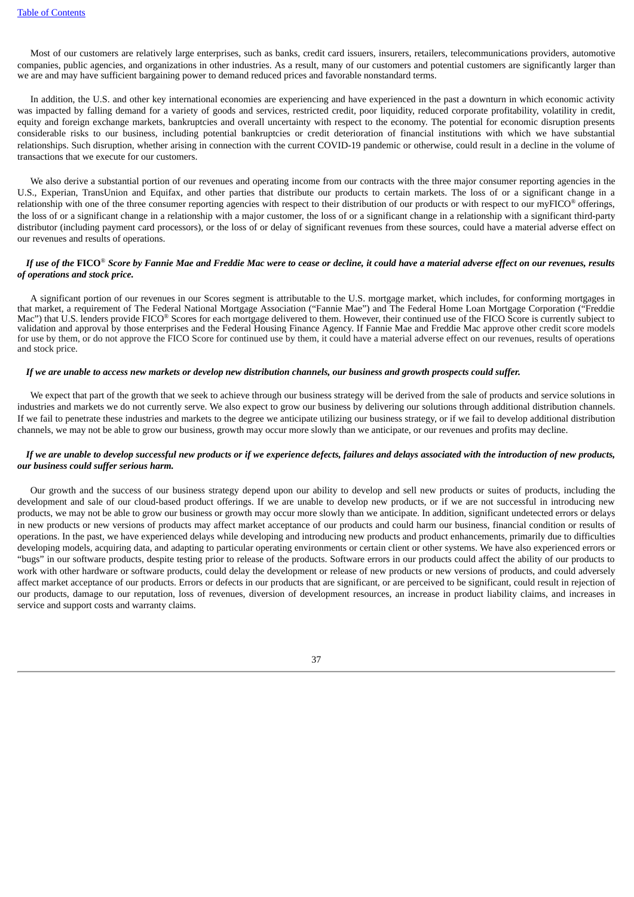Most of our customers are relatively large enterprises, such as banks, credit card issuers, insurers, retailers, telecommunications providers, automotive companies, public agencies, and organizations in other industries. As a result, many of our customers and potential customers are significantly larger than we are and may have sufficient bargaining power to demand reduced prices and favorable nonstandard terms.

In addition, the U.S. and other key international economies are experiencing and have experienced in the past a downturn in which economic activity was impacted by falling demand for a variety of goods and services, restricted credit, poor liquidity, reduced corporate profitability, volatility in credit, equity and foreign exchange markets, bankruptcies and overall uncertainty with respect to the economy. The potential for economic disruption presents considerable risks to our business, including potential bankruptcies or credit deterioration of financial institutions with which we have substantial relationships. Such disruption, whether arising in connection with the current COVID-19 pandemic or otherwise, could result in a decline in the volume of transactions that we execute for our customers.

We also derive a substantial portion of our revenues and operating income from our contracts with the three major consumer reporting agencies in the U.S., Experian, TransUnion and Equifax, and other parties that distribute our products to certain markets. The loss of or a significant change in a relationship with one of the three consumer reporting agencies with respect to their distribution of our products or with respect to our myFICO® offerings, the loss of or a significant change in a relationship with a major customer, the loss of or a significant change in a relationship with a significant third-party distributor (including payment card processors), or the loss of or delay of significant revenues from these sources, could have a material adverse effect on our revenues and results of operations.

***If use of the* FICO® *Score by Fannie Mae and Freddie Mac were to cease or decline, it could have a material adverse effect on our revenues, results of operations and stock price.***

A significant portion of our revenues in our Scores segment is attributable to the U.S. mortgage market, which includes, for conforming mortgages in that market, a requirement of The Federal National Mortgage Association ("Fannie Mae") and The Federal Home Loan Mortgage Corporation ("Freddie Mac") that U.S. lenders provide FICO® Scores for each mortgage delivered to them. However, their continued use of the FICO Score is currently subject to validation and approval by those enterprises and the Federal Housing Finance Agency. If Fannie Mae and Freddie Mac approve other credit score models for use by them, or do not approve the FICO Score for continued use by them, it could have a material adverse effect on our revenues, results of operations and stock price.

***If we are unable to access new markets or develop new distribution channels, our business and growth prospects could suffer.***

We expect that part of the growth that we seek to achieve through our business strategy will be derived from the sale of products and service solutions in industries and markets we do not currently serve. We also expect to grow our business by delivering our solutions through additional distribution channels. If we fail to penetrate these industries and markets to the degree we anticipate utilizing our business strategy, or if we fail to develop additional distribution channels, we may not be able to grow our business, growth may occur more slowly than we anticipate, or our revenues and profits may decline.

***If we are unable to develop successful new products or if we experience defects, failures and delays associated with the introduction of new products, our business could suffer serious harm.***

Our growth and the success of our business strategy depend upon our ability to develop and sell new products or suites of products, including the development and sale of our cloud-based product offerings. If we are unable to develop new products, or if we are not successful in introducing new products, we may not be able to grow our business or growth may occur more slowly than we anticipate. In addition, significant undetected errors or delays in new products or new versions of products may affect market acceptance of our products and could harm our business, financial condition or results of operations. In the past, we have experienced delays while developing and introducing new products and product enhancements, primarily due to difficulties developing models, acquiring data, and adapting to particular operating environments or certain client or other systems. We have also experienced errors or "bugs" in our software products, despite testing prior to release of the products. Software errors in our products could affect the ability of our products to work with other hardware or software products, could delay the development or release of new products or new versions of products, and could adversely affect market acceptance of our products. Errors or defects in our products that are significant, or are perceived to be significant, could result in rejection of our products, damage to our reputation, loss of revenues, diversion of development resources, an increase in product liability claims, and increases in service and support costs and warranty claims.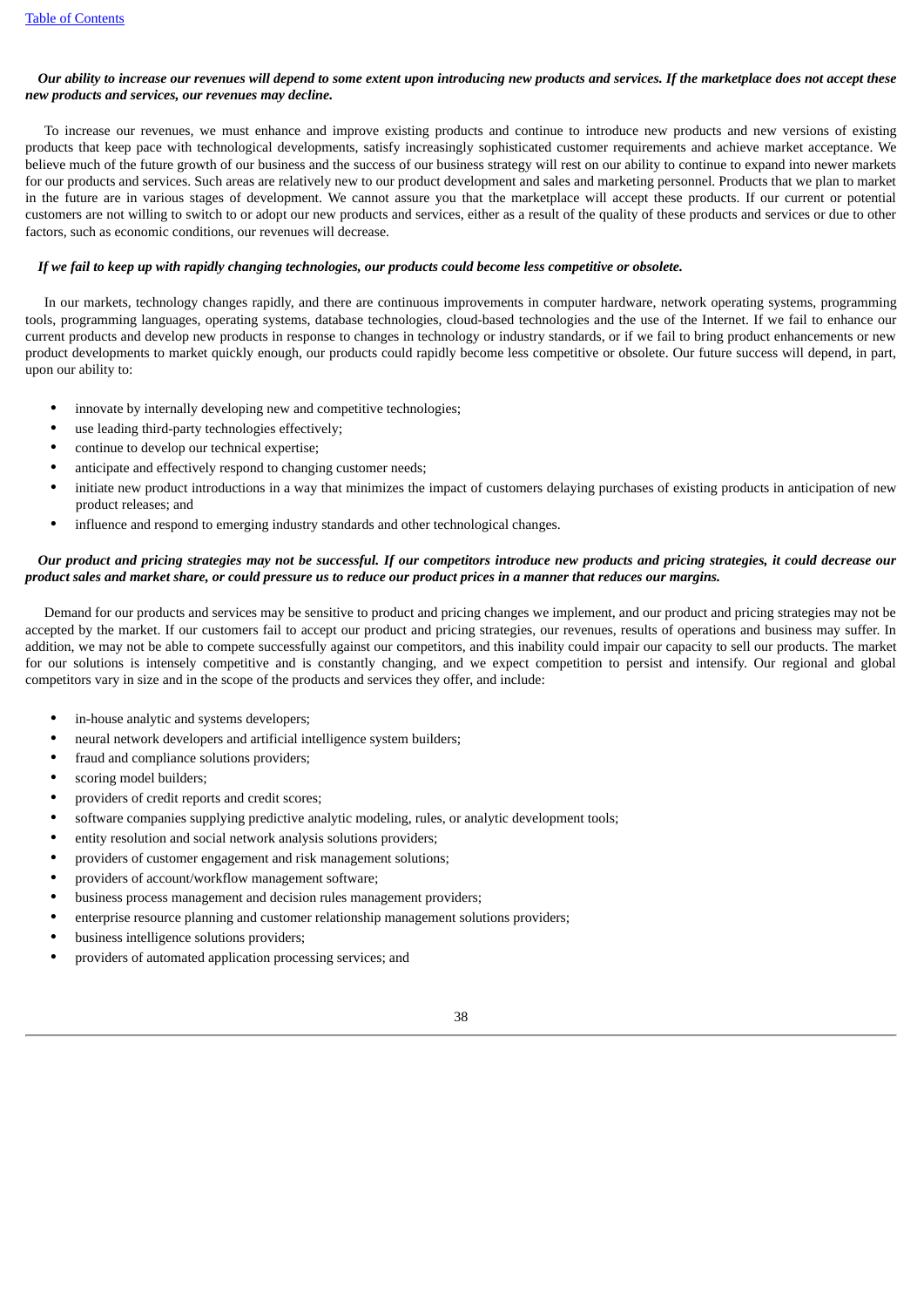***Our ability to increase our revenues will depend to some extent upon introducing new products and services. If the marketplace does not accept these new products and services, our revenues may decline.***

To increase our revenues, we must enhance and improve existing products and continue to introduce new products and new versions of existing products that keep pace with technological developments, satisfy increasingly sophisticated customer requirements and achieve market acceptance. We believe much of the future growth of our business and the success of our business strategy will rest on our ability to continue to expand into newer markets for our products and services. Such areas are relatively new to our product development and sales and marketing personnel. Products that we plan to market in the future are in various stages of development. We cannot assure you that the marketplace will accept these products. If our current or potential customers are not willing to switch to or adopt our new products and services, either as a result of the quality of these products and services or due to other factors, such as economic conditions, our revenues will decrease.

***If we fail to keep up with rapidly changing technologies, our products could become less competitive or obsolete.***

In our markets, technology changes rapidly, and there are continuous improvements in computer hardware, network operating systems, programming tools, programming languages, operating systems, database technologies, cloud-based technologies and the use of the Internet. If we fail to enhance our current products and develop new products in response to changes in technology or industry standards, or if we fail to bring product enhancements or new product developments to market quickly enough, our products could rapidly become less competitive or obsolete. Our future success will depend, in part, upon our ability to:

- innovate by internally developing new and competitive technologies;
- use leading third-party technologies effectively;
- continue to develop our technical expertise;
- anticipate and effectively respond to changing customer needs;
- initiate new product introductions in a way that minimizes the impact of customers delaying purchases of existing products in anticipation of new product releases; and
- influence and respond to emerging industry standards and other technological changes.

***Our product and pricing strategies may not be successful. If our competitors introduce new products and pricing strategies, it could decrease our product sales and market share, or could pressure us to reduce our product prices in a manner that reduces our margins.***

Demand for our products and services may be sensitive to product and pricing changes we implement, and our product and pricing strategies may not be accepted by the market. If our customers fail to accept our product and pricing strategies, our revenues, results of operations and business may suffer. In addition, we may not be able to compete successfully against our competitors, and this inability could impair our capacity to sell our products. The market for our solutions is intensely competitive and is constantly changing, and we expect competition to persist and intensify. Our regional and global competitors vary in size and in the scope of the products and services they offer, and include:

- in-house analytic and systems developers;
- neural network developers and artificial intelligence system builders;
- fraud and compliance solutions providers;
- scoring model builders;
- providers of credit reports and credit scores;
- software companies supplying predictive analytic modeling, rules, or analytic development tools;
- entity resolution and social network analysis solutions providers;
- providers of customer engagement and risk management solutions;
- providers of account/workflow management software;
- business process management and decision rules management providers;
- enterprise resource planning and customer relationship management solutions providers;
- business intelligence solutions providers;
- providers of automated application processing services; and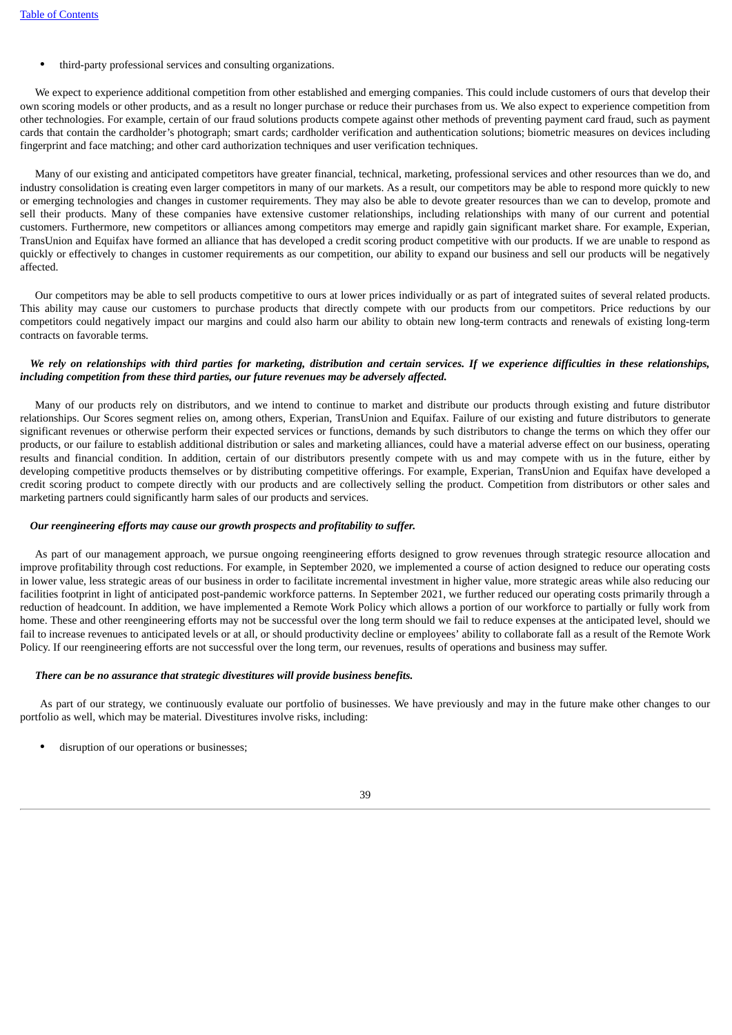- third-party professional services and consulting organizations.

We expect to experience additional competition from other established and emerging companies. This could include customers of ours that develop their own scoring models or other products, and as a result no longer purchase or reduce their purchases from us. We also expect to experience competition from other technologies. For example, certain of our fraud solutions products compete against other methods of preventing payment card fraud, such as payment cards that contain the cardholder's photograph; smart cards; cardholder verification and authentication solutions; biometric measures on devices including fingerprint and face matching; and other card authorization techniques and user verification techniques.

Many of our existing and anticipated competitors have greater financial, technical, marketing, professional services and other resources than we do, and industry consolidation is creating even larger competitors in many of our markets. As a result, our competitors may be able to respond more quickly to new or emerging technologies and changes in customer requirements. They may also be able to devote greater resources than we can to develop, promote and sell their products. Many of these companies have extensive customer relationships, including relationships with many of our current and potential customers. Furthermore, new competitors or alliances among competitors may emerge and rapidly gain significant market share. For example, Experian, TransUnion and Equifax have formed an alliance that has developed a credit scoring product competitive with our products. If we are unable to respond as quickly or effectively to changes in customer requirements as our competition, our ability to expand our business and sell our products will be negatively affected.

Our competitors may be able to sell products competitive to ours at lower prices individually or as part of integrated suites of several related products. This ability may cause our customers to purchase products that directly compete with our products from our competitors. Price reductions by our competitors could negatively impact our margins and could also harm our ability to obtain new long-term contracts and renewals of existing long-term contracts on favorable terms.

***We rely on relationships with third parties for marketing, distribution and certain services. If we experience difficulties in these relationships, including competition from these third parties, our future revenues may be adversely affected.***

Many of our products rely on distributors, and we intend to continue to market and distribute our products through existing and future distributor relationships. Our Scores segment relies on, among others, Experian, TransUnion and Equifax. Failure of our existing and future distributors to generate significant revenues or otherwise perform their expected services or functions, demands by such distributors to change the terms on which they offer our products, or our failure to establish additional distribution or sales and marketing alliances, could have a material adverse effect on our business, operating results and financial condition. In addition, certain of our distributors presently compete with us and may compete with us in the future, either by developing competitive products themselves or by distributing competitive offerings. For example, Experian, TransUnion and Equifax have developed a credit scoring product to compete directly with our products and are collectively selling the product. Competition from distributors or other sales and marketing partners could significantly harm sales of our products and services.

***Our reengineering efforts may cause our growth prospects and profitability to suffer.***

As part of our management approach, we pursue ongoing reengineering efforts designed to grow revenues through strategic resource allocation and improve profitability through cost reductions. For example, in September 2020, we implemented a course of action designed to reduce our operating costs in lower value, less strategic areas of our business in order to facilitate incremental investment in higher value, more strategic areas while also reducing our facilities footprint in light of anticipated post-pandemic workforce patterns. In September 2021, we further reduced our operating costs primarily through a reduction of headcount. In addition, we have implemented a Remote Work Policy which allows a portion of our workforce to partially or fully work from home. These and other reengineering efforts may not be successful over the long term should we fail to reduce expenses at the anticipated level, should we fail to increase revenues to anticipated levels or at all, or should productivity decline or employees' ability to collaborate fall as a result of the Remote Work Policy. If our reengineering efforts are not successful over the long term, our revenues, results of operations and business may suffer.

***There can be no assurance that strategic divestitures will provide business benefits.***

As part of our strategy, we continuously evaluate our portfolio of businesses. We have previously and may in the future make other changes to our portfolio as well, which may be material. Divestitures involve risks, including:

- disruption of our operations or businesses;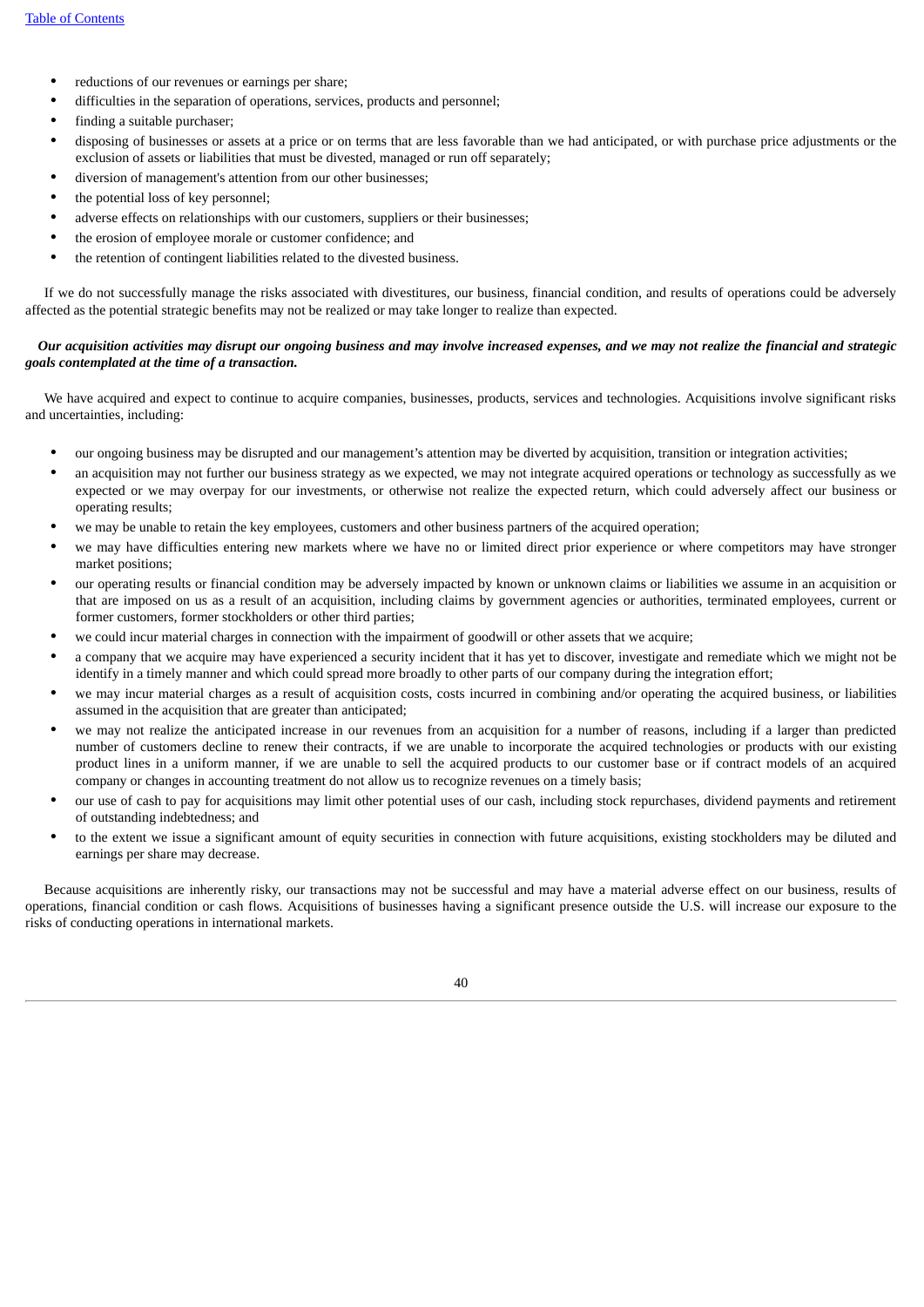- reductions of our revenues or earnings per share;
- difficulties in the separation of operations, services, products and personnel;
- finding a suitable purchaser;
- disposing of businesses or assets at a price or on terms that are less favorable than we had anticipated, or with purchase price adjustments or the exclusion of assets or liabilities that must be divested, managed or run off separately;
- diversion of management's attention from our other businesses;
- the potential loss of key personnel;
- adverse effects on relationships with our customers, suppliers or their businesses;
- the erosion of employee morale or customer confidence; and
- the retention of contingent liabilities related to the divested business.

If we do not successfully manage the risks associated with divestitures, our business, financial condition, and results of operations could be adversely affected as the potential strategic benefits may not be realized or may take longer to realize than expected.

***Our acquisition activities may disrupt our ongoing business and may involve increased expenses, and we may not realize the financial and strategic goals contemplated at the time of a transaction.***

We have acquired and expect to continue to acquire companies, businesses, products, services and technologies. Acquisitions involve significant risks and uncertainties, including:

- our ongoing business may be disrupted and our management's attention may be diverted by acquisition, transition or integration activities;
- an acquisition may not further our business strategy as we expected, we may not integrate acquired operations or technology as successfully as we expected or we may overpay for our investments, or otherwise not realize the expected return, which could adversely affect our business or operating results;
- we may be unable to retain the key employees, customers and other business partners of the acquired operation;
- we may have difficulties entering new markets where we have no or limited direct prior experience or where competitors may have stronger market positions;
- our operating results or financial condition may be adversely impacted by known or unknown claims or liabilities we assume in an acquisition or that are imposed on us as a result of an acquisition, including claims by government agencies or authorities, terminated employees, current or former customers, former stockholders or other third parties;
- we could incur material charges in connection with the impairment of goodwill or other assets that we acquire;
- a company that we acquire may have experienced a security incident that it has yet to discover, investigate and remediate which we might not be identify in a timely manner and which could spread more broadly to other parts of our company during the integration effort;
- we may incur material charges as a result of acquisition costs, costs incurred in combining and/or operating the acquired business, or liabilities assumed in the acquisition that are greater than anticipated;
- we may not realize the anticipated increase in our revenues from an acquisition for a number of reasons, including if a larger than predicted number of customers decline to renew their contracts, if we are unable to incorporate the acquired technologies or products with our existing product lines in a uniform manner, if we are unable to sell the acquired products to our customer base or if contract models of an acquired company or changes in accounting treatment do not allow us to recognize revenues on a timely basis;
- our use of cash to pay for acquisitions may limit other potential uses of our cash, including stock repurchases, dividend payments and retirement of outstanding indebtedness; and
- to the extent we issue a significant amount of equity securities in connection with future acquisitions, existing stockholders may be diluted and earnings per share may decrease.

Because acquisitions are inherently risky, our transactions may not be successful and may have a material adverse effect on our business, results of operations, financial condition or cash flows. Acquisitions of businesses having a significant presence outside the U.S. will increase our exposure to the risks of conducting operations in international markets.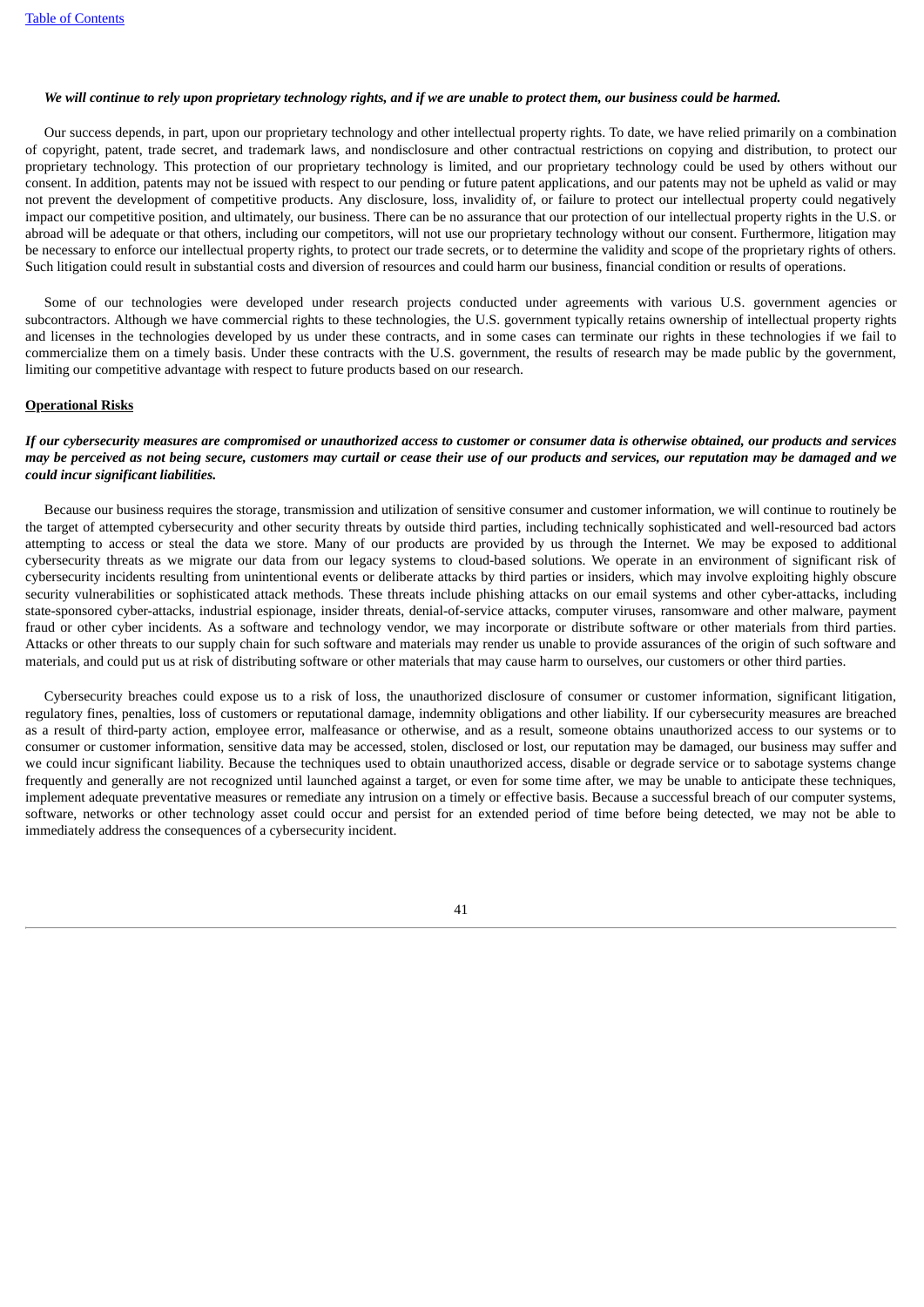***We will continue to rely upon proprietary technology rights, and if we are unable to protect them, our business could be harmed.***

Our success depends, in part, upon our proprietary technology and other intellectual property rights. To date, we have relied primarily on a combination of copyright, patent, trade secret, and trademark laws, and nondisclosure and other contractual restrictions on copying and distribution, to protect our proprietary technology. This protection of our proprietary technology is limited, and our proprietary technology could be used by others without our consent. In addition, patents may not be issued with respect to our pending or future patent applications, and our patents may not be upheld as valid or may not prevent the development of competitive products. Any disclosure, loss, invalidity of, or failure to protect our intellectual property could negatively impact our competitive position, and ultimately, our business. There can be no assurance that our protection of our intellectual property rights in the U.S. or abroad will be adequate or that others, including our competitors, will not use our proprietary technology without our consent. Furthermore, litigation may be necessary to enforce our intellectual property rights, to protect our trade secrets, or to determine the validity and scope of the proprietary rights of others. Such litigation could result in substantial costs and diversion of resources and could harm our business, financial condition or results of operations.

Some of our technologies were developed under research projects conducted under agreements with various U.S. government agencies or subcontractors. Although we have commercial rights to these technologies, the U.S. government typically retains ownership of intellectual property rights and licenses in the technologies developed by us under these contracts, and in some cases can terminate our rights in these technologies if we fail to commercialize them on a timely basis. Under these contracts with the U.S. government, the results of research may be made public by the government, limiting our competitive advantage with respect to future products based on our research.

**Operational Risks**

***If our cybersecurity measures are compromised or unauthorized access to customer or consumer data is otherwise obtained, our products and services may be perceived as not being secure, customers may curtail or cease their use of our products and services, our reputation may be damaged and we could incur significant liabilities.***

Because our business requires the storage, transmission and utilization of sensitive consumer and customer information, we will continue to routinely be the target of attempted cybersecurity and other security threats by outside third parties, including technically sophisticated and well-resourced bad actors attempting to access or steal the data we store. Many of our products are provided by us through the Internet. We may be exposed to additional cybersecurity threats as we migrate our data from our legacy systems to cloud-based solutions. We operate in an environment of significant risk of cybersecurity incidents resulting from unintentional events or deliberate attacks by third parties or insiders, which may involve exploiting highly obscure security vulnerabilities or sophisticated attack methods. These threats include phishing attacks on our email systems and other cyber-attacks, including state-sponsored cyber-attacks, industrial espionage, insider threats, denial-of-service attacks, computer viruses, ransomware and other malware, payment fraud or other cyber incidents. As a software and technology vendor, we may incorporate or distribute software or other materials from third parties. Attacks or other threats to our supply chain for such software and materials may render us unable to provide assurances of the origin of such software and materials, and could put us at risk of distributing software or other materials that may cause harm to ourselves, our customers or other third parties.

Cybersecurity breaches could expose us to a risk of loss, the unauthorized disclosure of consumer or customer information, significant litigation, regulatory fines, penalties, loss of customers or reputational damage, indemnity obligations and other liability. If our cybersecurity measures are breached as a result of third-party action, employee error, malfeasance or otherwise, and as a result, someone obtains unauthorized access to our systems or to consumer or customer information, sensitive data may be accessed, stolen, disclosed or lost, our reputation may be damaged, our business may suffer and we could incur significant liability. Because the techniques used to obtain unauthorized access, disable or degrade service or to sabotage systems change frequently and generally are not recognized until launched against a target, or even for some time after, we may be unable to anticipate these techniques, implement adequate preventative measures or remediate any intrusion on a timely or effective basis. Because a successful breach of our computer systems, software, networks or other technology asset could occur and persist for an extended period of time before being detected, we may not be able to immediately address the consequences of a cybersecurity incident.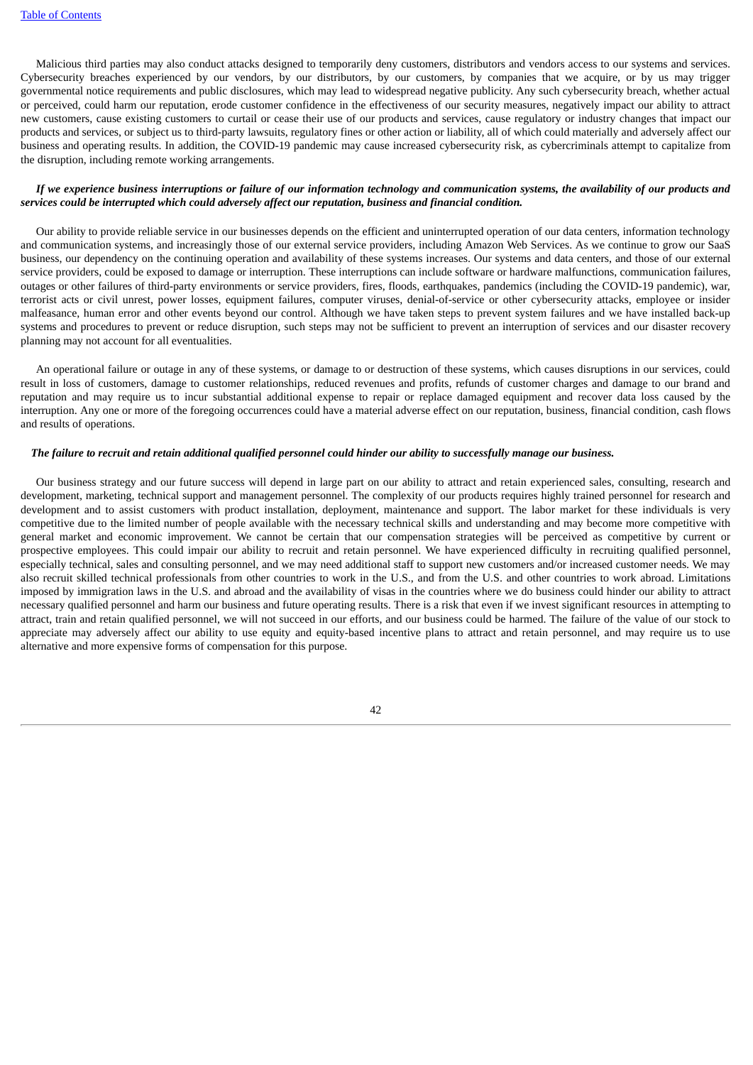Malicious third parties may also conduct attacks designed to temporarily deny customers, distributors and vendors access to our systems and services. Cybersecurity breaches experienced by our vendors, by our distributors, by our customers, by companies that we acquire, or by us may trigger governmental notice requirements and public disclosures, which may lead to widespread negative publicity. Any such cybersecurity breach, whether actual or perceived, could harm our reputation, erode customer confidence in the effectiveness of our security measures, negatively impact our ability to attract new customers, cause existing customers to curtail or cease their use of our products and services, cause regulatory or industry changes that impact our products and services, or subject us to third-party lawsuits, regulatory fines or other action or liability, all of which could materially and adversely affect our business and operating results. In addition, the COVID-19 pandemic may cause increased cybersecurity risk, as cybercriminals attempt to capitalize from the disruption, including remote working arrangements.

***If we experience business interruptions or failure of our information technology and communication systems, the availability of our products and services could be interrupted which could adversely affect our reputation, business and financial condition.***

Our ability to provide reliable service in our businesses depends on the efficient and uninterrupted operation of our data centers, information technology and communication systems, and increasingly those of our external service providers, including Amazon Web Services. As we continue to grow our SaaS business, our dependency on the continuing operation and availability of these systems increases. Our systems and data centers, and those of our external service providers, could be exposed to damage or interruption. These interruptions can include software or hardware malfunctions, communication failures, outages or other failures of third-party environments or service providers, fires, floods, earthquakes, pandemics (including the COVID-19 pandemic), war, terrorist acts or civil unrest, power losses, equipment failures, computer viruses, denial-of-service or other cybersecurity attacks, employee or insider malfeasance, human error and other events beyond our control. Although we have taken steps to prevent system failures and we have installed back-up systems and procedures to prevent or reduce disruption, such steps may not be sufficient to prevent an interruption of services and our disaster recovery planning may not account for all eventualities.

An operational failure or outage in any of these systems, or damage to or destruction of these systems, which causes disruptions in our services, could result in loss of customers, damage to customer relationships, reduced revenues and profits, refunds of customer charges and damage to our brand and reputation and may require us to incur substantial additional expense to repair or replace damaged equipment and recover data loss caused by the interruption. Any one or more of the foregoing occurrences could have a material adverse effect on our reputation, business, financial condition, cash flows and results of operations.

***The failure to recruit and retain additional qualified personnel could hinder our ability to successfully manage our business.***

Our business strategy and our future success will depend in large part on our ability to attract and retain experienced sales, consulting, research and development, marketing, technical support and management personnel. The complexity of our products requires highly trained personnel for research and development and to assist customers with product installation, deployment, maintenance and support. The labor market for these individuals is very competitive due to the limited number of people available with the necessary technical skills and understanding and may become more competitive with general market and economic improvement. We cannot be certain that our compensation strategies will be perceived as competitive by current or prospective employees. This could impair our ability to recruit and retain personnel. We have experienced difficulty in recruiting qualified personnel, especially technical, sales and consulting personnel, and we may need additional staff to support new customers and/or increased customer needs. We may also recruit skilled technical professionals from other countries to work in the U.S., and from the U.S. and other countries to work abroad. Limitations imposed by immigration laws in the U.S. and abroad and the availability of visas in the countries where we do business could hinder our ability to attract necessary qualified personnel and harm our business and future operating results. There is a risk that even if we invest significant resources in attempting to attract, train and retain qualified personnel, we will not succeed in our efforts, and our business could be harmed. The failure of the value of our stock to appreciate may adversely affect our ability to use equity and equity-based incentive plans to attract and retain personnel, and may require us to use alternative and more expensive forms of compensation for this purpose.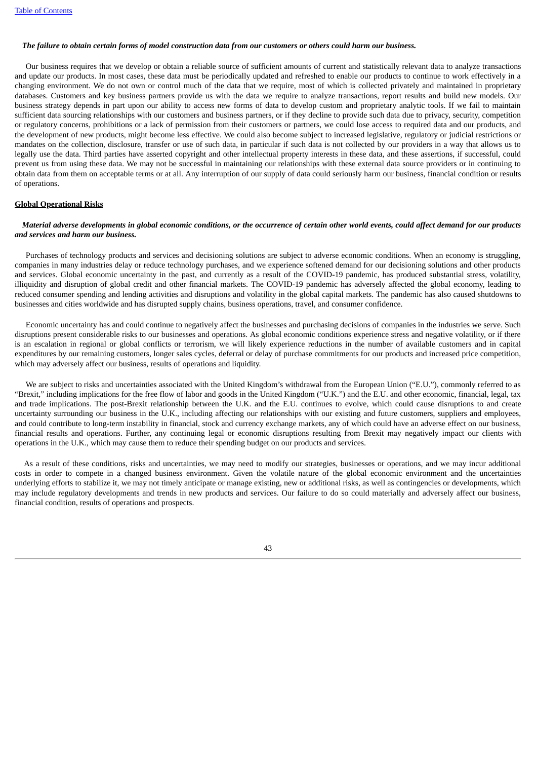*The failure to obtain certain forms of model construction data from our customers or others could harm our business.*

Our business requires that we develop or obtain a reliable source of sufficient amounts of current and statistically relevant data to analyze transactions and update our products. In most cases, these data must be periodically updated and refreshed to enable our products to continue to work effectively in a changing environment. We do not own or control much of the data that we require, most of which is collected privately and maintained in proprietary databases. Customers and key business partners provide us with the data we require to analyze transactions, report results and build new models. Our business strategy depends in part upon our ability to access new forms of data to develop custom and proprietary analytic tools. If we fail to maintain sufficient data sourcing relationships with our customers and business partners, or if they decline to provide such data due to privacy, security, competition or regulatory concerns, prohibitions or a lack of permission from their customers or partners, we could lose access to required data and our products, and the development of new products, might become less effective. We could also become subject to increased legislative, regulatory or judicial restrictions or mandates on the collection, disclosure, transfer or use of such data, in particular if such data is not collected by our providers in a way that allows us to legally use the data. Third parties have asserted copyright and other intellectual property interests in these data, and these assertions, if successful, could prevent us from using these data. We may not be successful in maintaining our relationships with these external data source providers or in continuing to obtain data from them on acceptable terms or at all. Any interruption of our supply of data could seriously harm our business, financial condition or results of operations.

**Global Operational Risks**

*Material adverse developments in global economic conditions, or the occurrence of certain other world events, could affect demand for our products and services and harm our business.*

Purchases of technology products and services and decisioning solutions are subject to adverse economic conditions. When an economy is struggling, companies in many industries delay or reduce technology purchases, and we experience softened demand for our decisioning solutions and other products and services. Global economic uncertainty in the past, and currently as a result of the COVID-19 pandemic, has produced substantial stress, volatility, illiquidity and disruption of global credit and other financial markets. The COVID-19 pandemic has adversely affected the global economy, leading to reduced consumer spending and lending activities and disruptions and volatility in the global capital markets. The pandemic has also caused shutdowns to businesses and cities worldwide and has disrupted supply chains, business operations, travel, and consumer confidence.

Economic uncertainty has and could continue to negatively affect the businesses and purchasing decisions of companies in the industries we serve. Such disruptions present considerable risks to our businesses and operations. As global economic conditions experience stress and negative volatility, or if there is an escalation in regional or global conflicts or terrorism, we will likely experience reductions in the number of available customers and in capital expenditures by our remaining customers, longer sales cycles, deferral or delay of purchase commitments for our products and increased price competition, which may adversely affect our business, results of operations and liquidity.

We are subject to risks and uncertainties associated with the United Kingdom's withdrawal from the European Union ("E.U."), commonly referred to as "Brexit," including implications for the free flow of labor and goods in the United Kingdom ("U.K.") and the E.U. and other economic, financial, legal, tax and trade implications. The post-Brexit relationship between the U.K. and the E.U. continues to evolve, which could cause disruptions to and create uncertainty surrounding our business in the U.K., including affecting our relationships with our existing and future customers, suppliers and employees, and could contribute to long-term instability in financial, stock and currency exchange markets, any of which could have an adverse effect on our business, financial results and operations. Further, any continuing legal or economic disruptions resulting from Brexit may negatively impact our clients with operations in the U.K., which may cause them to reduce their spending budget on our products and services.

As a result of these conditions, risks and uncertainties, we may need to modify our strategies, businesses or operations, and we may incur additional costs in order to compete in a changed business environment. Given the volatile nature of the global economic environment and the uncertainties underlying efforts to stabilize it, we may not timely anticipate or manage existing, new or additional risks, as well as contingencies or developments, which may include regulatory developments and trends in new products and services. Our failure to do so could materially and adversely affect our business, financial condition, results of operations and prospects.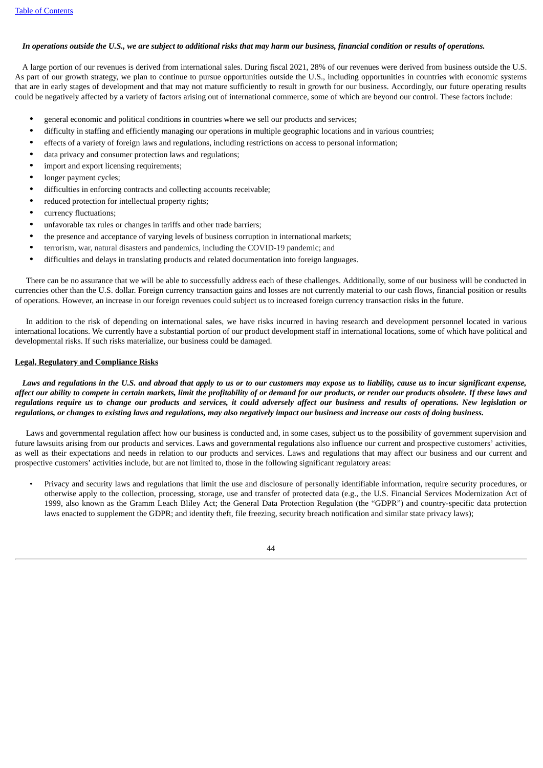***In operations outside the U.S., we are subject to additional risks that may harm our business, financial condition or results of operations.***

A large portion of our revenues is derived from international sales. During fiscal 2021, 28% of our revenues were derived from business outside the U.S. As part of our growth strategy, we plan to continue to pursue opportunities outside the U.S., including opportunities in countries with economic systems that are in early stages of development and that may not mature sufficiently to result in growth for our business. Accordingly, our future operating results could be negatively affected by a variety of factors arising out of international commerce, some of which are beyond our control. These factors include:

- general economic and political conditions in countries where we sell our products and services;
- difficulty in staffing and efficiently managing our operations in multiple geographic locations and in various countries;
- effects of a variety of foreign laws and regulations, including restrictions on access to personal information;
- data privacy and consumer protection laws and regulations;
- import and export licensing requirements;
- longer payment cycles;
- difficulties in enforcing contracts and collecting accounts receivable;
- reduced protection for intellectual property rights;
- currency fluctuations;
- unfavorable tax rules or changes in tariffs and other trade barriers;
- the presence and acceptance of varying levels of business corruption in international markets;
- terrorism, war, natural disasters and pandemics, including the COVID-19 pandemic; and
- difficulties and delays in translating products and related documentation into foreign languages.

There can be no assurance that we will be able to successfully address each of these challenges. Additionally, some of our business will be conducted in currencies other than the U.S. dollar. Foreign currency transaction gains and losses are not currently material to our cash flows, financial position or results of operations. However, an increase in our foreign revenues could subject us to increased foreign currency transaction risks in the future.

In addition to the risk of depending on international sales, we have risks incurred in having research and development personnel located in various international locations. We currently have a substantial portion of our product development staff in international locations, some of which have political and developmental risks. If such risks materialize, our business could be damaged.

**Legal, Regulatory and Compliance Risks**

***Laws and regulations in the U.S. and abroad that apply to us or to our customers may expose us to liability, cause us to incur significant expense, affect our ability to compete in certain markets, limit the profitability of or demand for our products, or render our products obsolete. If these laws and regulations require us to change our products and services, it could adversely affect our business and results of operations. New legislation or regulations, or changes to existing laws and regulations, may also negatively impact our business and increase our costs of doing business.***

Laws and governmental regulation affect how our business is conducted and, in some cases, subject us to the possibility of government supervision and future lawsuits arising from our products and services. Laws and governmental regulations also influence our current and prospective customers' activities, as well as their expectations and needs in relation to our products and services. Laws and regulations that may affect our business and our current and prospective customers' activities include, but are not limited to, those in the following significant regulatory areas:

- Privacy and security laws and regulations that limit the use and disclosure of personally identifiable information, require security procedures, or otherwise apply to the collection, processing, storage, use and transfer of protected data (e.g., the U.S. Financial Services Modernization Act of 1999, also known as the Gramm Leach Bliley Act; the General Data Protection Regulation (the "GDPR") and country-specific data protection laws enacted to supplement the GDPR; and identity theft, file freezing, security breach notification and similar state privacy laws);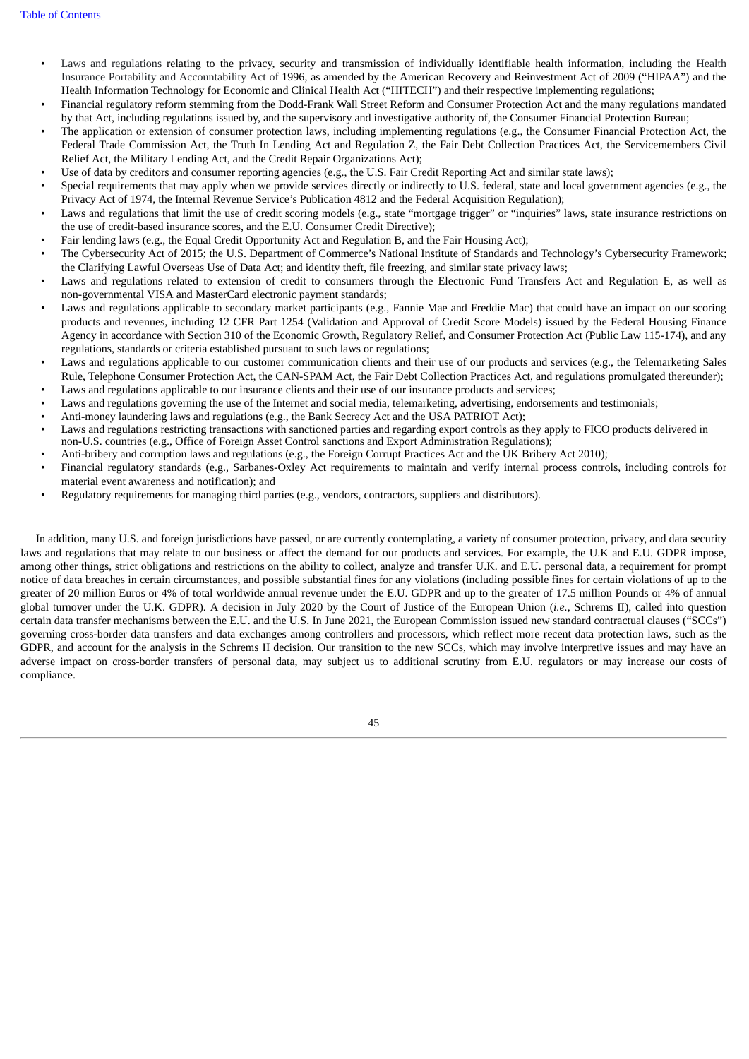- Laws and regulations relating to the privacy, security and transmission of individually identifiable health information, including the Health Insurance Portability and Accountability Act of 1996, as amended by the American Recovery and Reinvestment Act of 2009 ("HIPAA") and the Health Information Technology for Economic and Clinical Health Act ("HITECH") and their respective implementing regulations;
- Financial regulatory reform stemming from the Dodd-Frank Wall Street Reform and Consumer Protection Act and the many regulations mandated by that Act, including regulations issued by, and the supervisory and investigative authority of, the Consumer Financial Protection Bureau;
- The application or extension of consumer protection laws, including implementing regulations (e.g., the Consumer Financial Protection Act, the Federal Trade Commission Act, the Truth In Lending Act and Regulation Z, the Fair Debt Collection Practices Act, the Servicemembers Civil Relief Act, the Military Lending Act, and the Credit Repair Organizations Act);
- Use of data by creditors and consumer reporting agencies (e.g., the U.S. Fair Credit Reporting Act and similar state laws);
- Special requirements that may apply when we provide services directly or indirectly to U.S. federal, state and local government agencies (e.g., the Privacy Act of 1974, the Internal Revenue Service's Publication 4812 and the Federal Acquisition Regulation);
- Laws and regulations that limit the use of credit scoring models (e.g., state "mortgage trigger" or "inquiries" laws, state insurance restrictions on the use of credit-based insurance scores, and the E.U. Consumer Credit Directive);
- Fair lending laws (e.g., the Equal Credit Opportunity Act and Regulation B, and the Fair Housing Act);
- The Cybersecurity Act of 2015; the U.S. Department of Commerce's National Institute of Standards and Technology's Cybersecurity Framework; the Clarifying Lawful Overseas Use of Data Act; and identity theft, file freezing, and similar state privacy laws;
- Laws and regulations related to extension of credit to consumers through the Electronic Fund Transfers Act and Regulation E, as well as non-governmental VISA and MasterCard electronic payment standards;
- Laws and regulations applicable to secondary market participants (e.g., Fannie Mae and Freddie Mac) that could have an impact on our scoring products and revenues, including 12 CFR Part 1254 (Validation and Approval of Credit Score Models) issued by the Federal Housing Finance Agency in accordance with Section 310 of the Economic Growth, Regulatory Relief, and Consumer Protection Act (Public Law 115-174), and any regulations, standards or criteria established pursuant to such laws or regulations;
- Laws and regulations applicable to our customer communication clients and their use of our products and services (e.g., the Telemarketing Sales Rule, Telephone Consumer Protection Act, the CAN-SPAM Act, the Fair Debt Collection Practices Act, and regulations promulgated thereunder);
- Laws and regulations applicable to our insurance clients and their use of our insurance products and services;
- Laws and regulations governing the use of the Internet and social media, telemarketing, advertising, endorsements and testimonials;
- Anti-money laundering laws and regulations (e.g., the Bank Secrecy Act and the USA PATRIOT Act);
- Laws and regulations restricting transactions with sanctioned parties and regarding export controls as they apply to FICO products delivered in non-U.S. countries (e.g., Office of Foreign Asset Control sanctions and Export Administration Regulations);
- Anti-bribery and corruption laws and regulations (e.g., the Foreign Corrupt Practices Act and the UK Bribery Act 2010);
- Financial regulatory standards (e.g., Sarbanes-Oxley Act requirements to maintain and verify internal process controls, including controls for material event awareness and notification); and
- Regulatory requirements for managing third parties (e.g., vendors, contractors, suppliers and distributors).

In addition, many U.S. and foreign jurisdictions have passed, or are currently contemplating, a variety of consumer protection, privacy, and data security laws and regulations that may relate to our business or affect the demand for our products and services. For example, the U.K and E.U. GDPR impose, among other things, strict obligations and restrictions on the ability to collect, analyze and transfer U.K. and E.U. personal data, a requirement for prompt notice of data breaches in certain circumstances, and possible substantial fines for any violations (including possible fines for certain violations of up to the greater of 20 million Euros or 4% of total worldwide annual revenue under the E.U. GDPR and up to the greater of 17.5 million Pounds or 4% of annual global turnover under the U.K. GDPR). A decision in July 2020 by the Court of Justice of the European Union (*i.e.*, Schrems II), called into question certain data transfer mechanisms between the E.U. and the U.S. In June 2021, the European Commission issued new standard contractual clauses ("SCCs") governing cross-border data transfers and data exchanges among controllers and processors, which reflect more recent data protection laws, such as the GDPR, and account for the analysis in the Schrems II decision. Our transition to the new SCCs, which may involve interpretive issues and may have an adverse impact on cross-border transfers of personal data, may subject us to additional scrutiny from E.U. regulators or may increase our costs of compliance.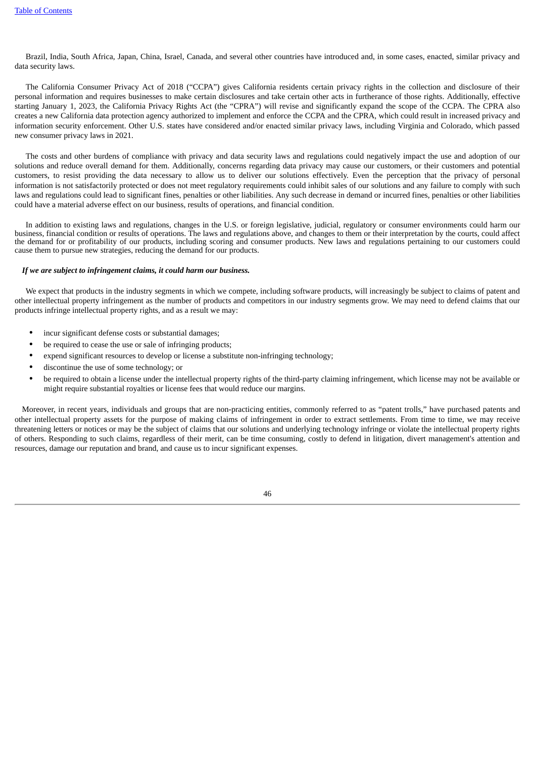Brazil, India, South Africa, Japan, China, Israel, Canada, and several other countries have introduced and, in some cases, enacted, similar privacy and data security laws.

The California Consumer Privacy Act of 2018 ("CCPA") gives California residents certain privacy rights in the collection and disclosure of their personal information and requires businesses to make certain disclosures and take certain other acts in furtherance of those rights. Additionally, effective starting January 1, 2023, the California Privacy Rights Act (the "CPRA") will revise and significantly expand the scope of the CCPA. The CPRA also creates a new California data protection agency authorized to implement and enforce the CCPA and the CPRA, which could result in increased privacy and information security enforcement. Other U.S. states have considered and/or enacted similar privacy laws, including Virginia and Colorado, which passed new consumer privacy laws in 2021.

The costs and other burdens of compliance with privacy and data security laws and regulations could negatively impact the use and adoption of our solutions and reduce overall demand for them. Additionally, concerns regarding data privacy may cause our customers, or their customers and potential customers, to resist providing the data necessary to allow us to deliver our solutions effectively. Even the perception that the privacy of personal information is not satisfactorily protected or does not meet regulatory requirements could inhibit sales of our solutions and any failure to comply with such laws and regulations could lead to significant fines, penalties or other liabilities. Any such decrease in demand or incurred fines, penalties or other liabilities could have a material adverse effect on our business, results of operations, and financial condition.

In addition to existing laws and regulations, changes in the U.S. or foreign legislative, judicial, regulatory or consumer environments could harm our business, financial condition or results of operations. The laws and regulations above, and changes to them or their interpretation by the courts, could affect the demand for or profitability of our products, including scoring and consumer products. New laws and regulations pertaining to our customers could cause them to pursue new strategies, reducing the demand for our products.

***If we are subject to infringement claims, it could harm our business.***

We expect that products in the industry segments in which we compete, including software products, will increasingly be subject to claims of patent and other intellectual property infringement as the number of products and competitors in our industry segments grow. We may need to defend claims that our products infringe intellectual property rights, and as a result we may:

- incur significant defense costs or substantial damages;
- be required to cease the use or sale of infringing products;
- expend significant resources to develop or license a substitute non-infringing technology;
- discontinue the use of some technology; or
- be required to obtain a license under the intellectual property rights of the third-party claiming infringement, which license may not be available or might require substantial royalties or license fees that would reduce our margins.

Moreover, in recent years, individuals and groups that are non-practicing entities, commonly referred to as "patent trolls," have purchased patents and other intellectual property assets for the purpose of making claims of infringement in order to extract settlements. From time to time, we may receive threatening letters or notices or may be the subject of claims that our solutions and underlying technology infringe or violate the intellectual property rights of others. Responding to such claims, regardless of their merit, can be time consuming, costly to defend in litigation, divert management's attention and resources, damage our reputation and brand, and cause us to incur significant expenses.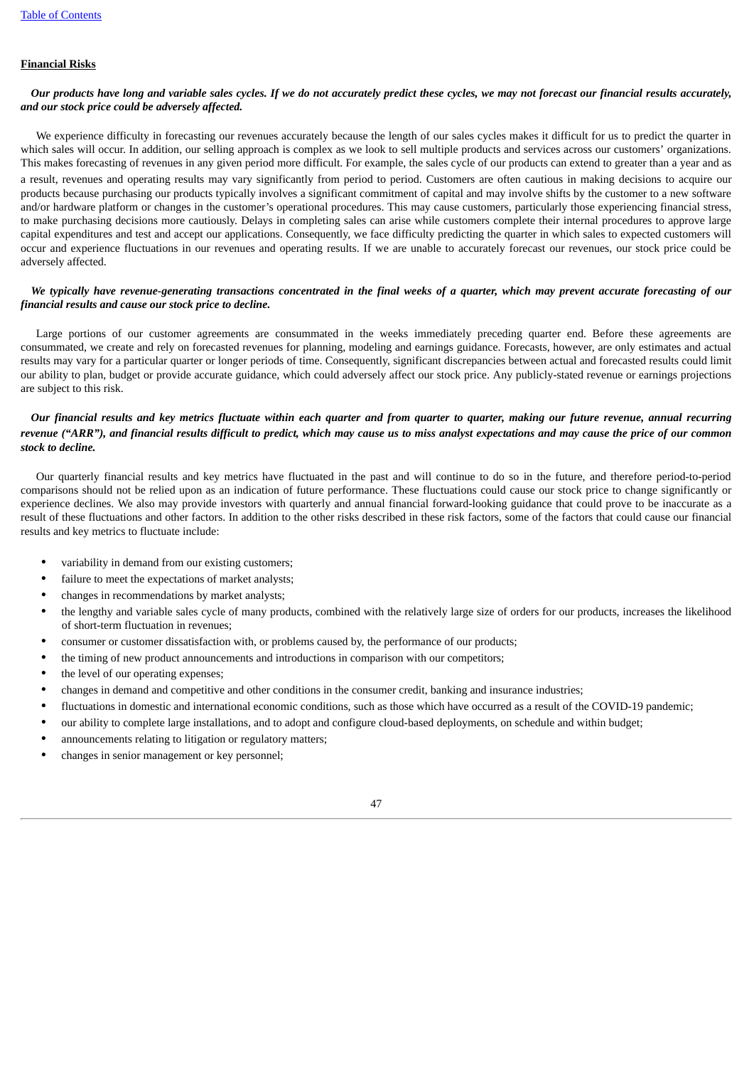## Financial Risks

***Our products have long and variable sales cycles. If we do not accurately predict these cycles, we may not forecast our financial results accurately, and our stock price could be adversely affected.***

We experience difficulty in forecasting our revenues accurately because the length of our sales cycles makes it difficult for us to predict the quarter in which sales will occur. In addition, our selling approach is complex as we look to sell multiple products and services across our customers' organizations. This makes forecasting of revenues in any given period more difficult. For example, the sales cycle of our products can extend to greater than a year and as a result, revenues and operating results may vary significantly from period to period. Customers are often cautious in making decisions to acquire our products because purchasing our products typically involves a significant commitment of capital and may involve shifts by the customer to a new software and/or hardware platform or changes in the customer's operational procedures. This may cause customers, particularly those experiencing financial stress, to make purchasing decisions more cautiously. Delays in completing sales can arise while customers complete their internal procedures to approve large capital expenditures and test and accept our applications. Consequently, we face difficulty predicting the quarter in which sales to expected customers will occur and experience fluctuations in our revenues and operating results. If we are unable to accurately forecast our revenues, our stock price could be adversely affected.

***We typically have revenue-generating transactions concentrated in the final weeks of a quarter, which may prevent accurate forecasting of our financial results and cause our stock price to decline.***

Large portions of our customer agreements are consummated in the weeks immediately preceding quarter end. Before these agreements are consummated, we create and rely on forecasted revenues for planning, modeling and earnings guidance. Forecasts, however, are only estimates and actual results may vary for a particular quarter or longer periods of time. Consequently, significant discrepancies between actual and forecasted results could limit our ability to plan, budget or provide accurate guidance, which could adversely affect our stock price. Any publicly-stated revenue or earnings projections are subject to this risk.

***Our financial results and key metrics fluctuate within each quarter and from quarter to quarter, making our future revenue, annual recurring revenue ("ARR"), and financial results difficult to predict, which may cause us to miss analyst expectations and may cause the price of our common stock to decline.***

Our quarterly financial results and key metrics have fluctuated in the past and will continue to do so in the future, and therefore period-to-period comparisons should not be relied upon as an indication of future performance. These fluctuations could cause our stock price to change significantly or experience declines. We also may provide investors with quarterly and annual financial forward-looking guidance that could prove to be inaccurate as a result of these fluctuations and other factors. In addition to the other risks described in these risk factors, some of the factors that could cause our financial results and key metrics to fluctuate include:

- variability in demand from our existing customers;
- failure to meet the expectations of market analysts;
- changes in recommendations by market analysts;
- the lengthy and variable sales cycle of many products, combined with the relatively large size of orders for our products, increases the likelihood of short-term fluctuation in revenues;
- consumer or customer dissatisfaction with, or problems caused by, the performance of our products;
- the timing of new product announcements and introductions in comparison with our competitors;
- the level of our operating expenses;
- changes in demand and competitive and other conditions in the consumer credit, banking and insurance industries;
- fluctuations in domestic and international economic conditions, such as those which have occurred as a result of the COVID-19 pandemic;
- our ability to complete large installations, and to adopt and configure cloud-based deployments, on schedule and within budget;
- announcements relating to litigation or regulatory matters;
- changes in senior management or key personnel;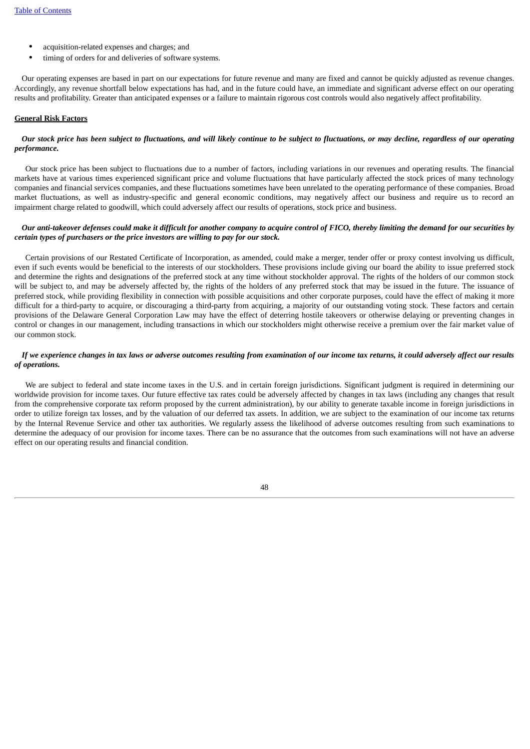- acquisition-related expenses and charges; and
- timing of orders for and deliveries of software systems.

Our operating expenses are based in part on our expectations for future revenue and many are fixed and cannot be quickly adjusted as revenue changes. Accordingly, any revenue shortfall below expectations has had, and in the future could have, an immediate and significant adverse effect on our operating results and profitability. Greater than anticipated expenses or a failure to maintain rigorous cost controls would also negatively affect profitability.

## General Risk Factors

***Our stock price has been subject to fluctuations, and will likely continue to be subject to fluctuations, or may decline, regardless of our operating performance.***

Our stock price has been subject to fluctuations due to a number of factors, including variations in our revenues and operating results. The financial markets have at various times experienced significant price and volume fluctuations that have particularly affected the stock prices of many technology companies and financial services companies, and these fluctuations sometimes have been unrelated to the operating performance of these companies. Broad market fluctuations, as well as industry-specific and general economic conditions, may negatively affect our business and require us to record an impairment charge related to goodwill, which could adversely affect our results of operations, stock price and business.

***Our anti-takeover defenses could make it difficult for another company to acquire control of FICO, thereby limiting the demand for our securities by certain types of purchasers or the price investors are willing to pay for our stock.***

Certain provisions of our Restated Certificate of Incorporation, as amended, could make a merger, tender offer or proxy contest involving us difficult, even if such events would be beneficial to the interests of our stockholders. These provisions include giving our board the ability to issue preferred stock and determine the rights and designations of the preferred stock at any time without stockholder approval. The rights of the holders of our common stock will be subject to, and may be adversely affected by, the rights of the holders of any preferred stock that may be issued in the future. The issuance of preferred stock, while providing flexibility in connection with possible acquisitions and other corporate purposes, could have the effect of making it more difficult for a third-party to acquire, or discouraging a third-party from acquiring, a majority of our outstanding voting stock. These factors and certain provisions of the Delaware General Corporation Law may have the effect of deterring hostile takeovers or otherwise delaying or preventing changes in control or changes in our management, including transactions in which our stockholders might otherwise receive a premium over the fair market value of our common stock.

***If we experience changes in tax laws or adverse outcomes resulting from examination of our income tax returns, it could adversely affect our results of operations.***

We are subject to federal and state income taxes in the U.S. and in certain foreign jurisdictions. Significant judgment is required in determining our worldwide provision for income taxes. Our future effective tax rates could be adversely affected by changes in tax laws (including any changes that result from the comprehensive corporate tax reform proposed by the current administration), by our ability to generate taxable income in foreign jurisdictions in order to utilize foreign tax losses, and by the valuation of our deferred tax assets. In addition, we are subject to the examination of our income tax returns by the Internal Revenue Service and other tax authorities. We regularly assess the likelihood of adverse outcomes resulting from such examinations to determine the adequacy of our provision for income taxes. There can be no assurance that the outcomes from such examinations will not have an adverse effect on our operating results and financial condition.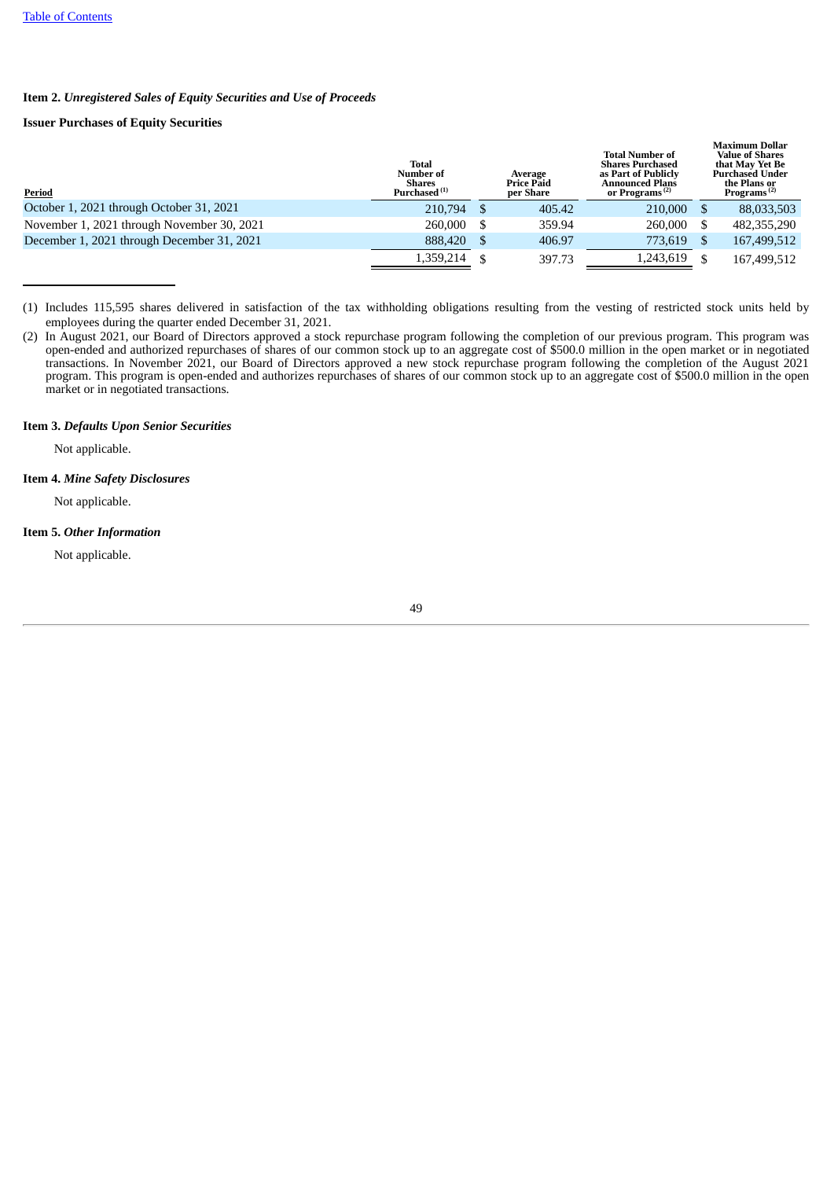## Item 2. *Unregistered Sales of Equity Securities and Use of Proceeds*

**Issuer Purchases of Equity Securities**

| Period | Total Number of Shares Purchased [(1)] | Average Price Paid per Share | Total Number of Shares Purchased as Part of Publicly Announced Plans or Programs [(2)] | Maximum Dollar Value of Shares that May Yet Be Purchased Under the Plans or Programs [(2)] |
|---|---|---|---|---|
| October 1, 2021 through October 31, 2021 | 210,794 | $ 405.42 | 210,000 | $ 88,033,503 |
| November 1, 2021 through November 30, 2021 | 260,000 | $ 359.94 | 260,000 | $ 482,355,290 |
| December 1, 2021 through December 31, 2021 | 888,420 | $ 406.97 | 773,619 | $ 167,499,512 |
| | 1,359,214 | $ 397.73 | 1,243,619 | $ 167,499,512 |

(1) Includes 115,595 shares delivered in satisfaction of the tax withholding obligations resulting from the vesting of restricted stock units held by employees during the quarter ended December 31, 2021.

(2) In August 2021, our Board of Directors approved a stock repurchase program following the completion of our previous program. This program was open-ended and authorized repurchases of shares of our common stock up to an aggregate cost of $500.0 million in the open market or in negotiated transactions. In November 2021, our Board of Directors approved a new stock repurchase program following the completion of the August 2021 program. This program is open-ended and authorizes repurchases of shares of our common stock up to an aggregate cost of $500.0 million in the open market or in negotiated transactions.

## Item 3. *Defaults Upon Senior Securities*

Not applicable.

## Item 4. *Mine Safety Disclosures*

Not applicable.

## Item 5. *Other Information*

Not applicable.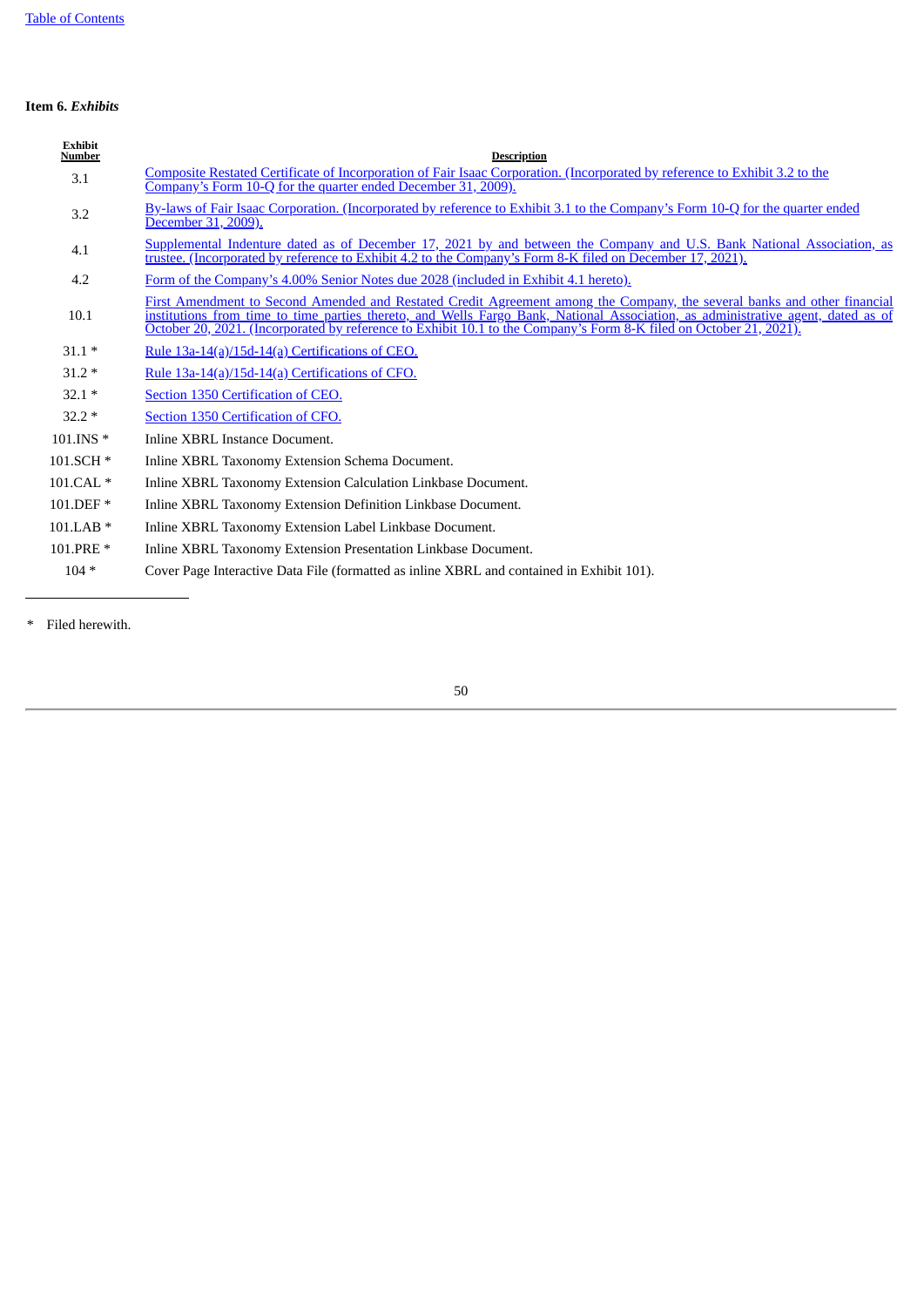**Item 6.** ***Exhibits***

| Exhibit Number | Description |
|---|---|
| 3.1 | Composite Restated Certificate of Incorporation of Fair Isaac Corporation. (Incorporated by reference to Exhibit 3.2 to the Company's Form 10-Q for the quarter ended December 31, 2009). |
| 3.2 | By-laws of Fair Isaac Corporation. (Incorporated by reference to Exhibit 3.1 to the Company's Form 10-Q for the quarter ended December 31, 2009). |
| 4.1 | Supplemental Indenture dated as of December 17, 2021 by and between the Company and U.S. Bank National Association, as trustee. (Incorporated by reference to Exhibit 4.2 to the Company's Form 8-K filed on December 17, 2021). |
| 4.2 | Form of the Company's 4.00% Senior Notes due 2028 (included in Exhibit 4.1 hereto). |
| 10.1 | First Amendment to Second Amended and Restated Credit Agreement among the Company, the several banks and other financial institutions from time to time parties thereto, and Wells Fargo Bank, National Association, as administrative agent, dated as of October 20, 2021. (Incorporated by reference to Exhibit 10.1 to the Company's Form 8-K filed on October 21, 2021). |
| 31.1 * | Rule 13a-14(a)/15d-14(a) Certifications of CEO. |
| 31.2 * | Rule 13a-14(a)/15d-14(a) Certifications of CFO. |
| 32.1 * | Section 1350 Certification of CEO. |
| 32.2 * | Section 1350 Certification of CFO. |
| 101.INS * | Inline XBRL Instance Document. |
| 101.SCH * | Inline XBRL Taxonomy Extension Schema Document. |
| 101.CAL * | Inline XBRL Taxonomy Extension Calculation Linkbase Document. |
| 101.DEF * | Inline XBRL Taxonomy Extension Definition Linkbase Document. |
| 101.LAB * | Inline XBRL Taxonomy Extension Label Linkbase Document. |
| 101.PRE * | Inline XBRL Taxonomy Extension Presentation Linkbase Document. |
| 104 * | Cover Page Interactive Data File (formatted as inline XBRL and contained in Exhibit 101). |

\* Filed herewith.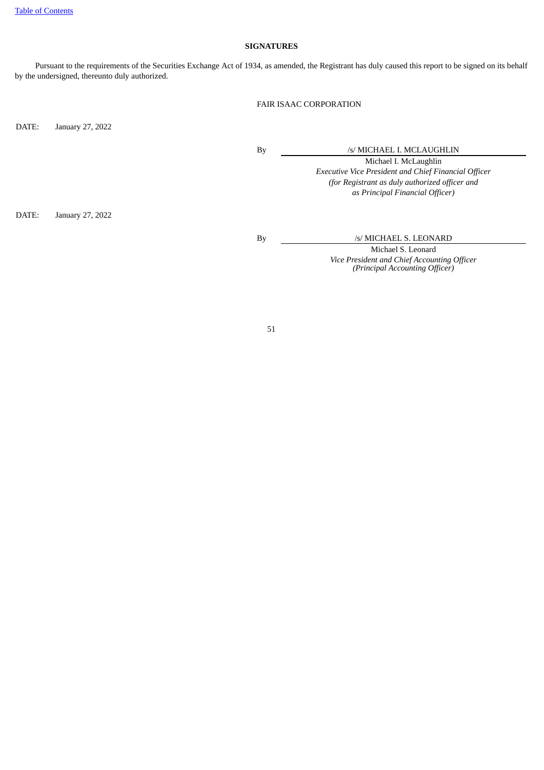## SIGNATURES

Pursuant to the requirements of the Securities Exchange Act of 1934, as amended, the Registrant has duly caused this report to be signed on its behalf by the undersigned, thereunto duly authorized.

FAIR ISAAC CORPORATION

DATE: January 27, 2022

By /s/ MICHAEL I. MCLAUGHLIN

Michael I. McLaughlin
*Executive Vice President and Chief Financial Officer*
*(for Registrant as duly authorized officer and as Principal Financial Officer)*

DATE: January 27, 2022

By /s/ MICHAEL S. LEONARD

Michael S. Leonard
*Vice President and Chief Accounting Officer*
*(Principal Accounting Officer)*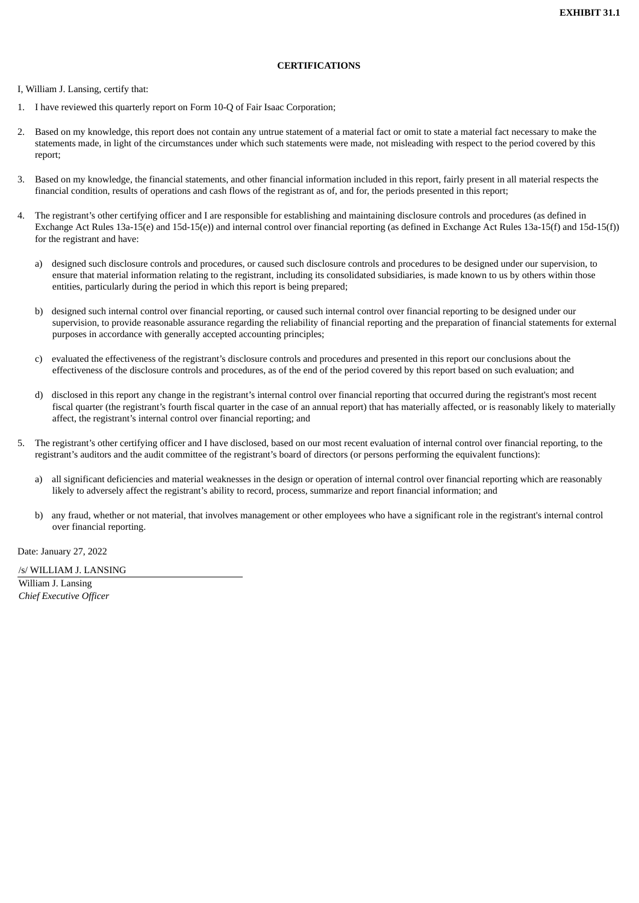**EXHIBIT 31.1**

**CERTIFICATIONS**

I, William J. Lansing, certify that:

1. I have reviewed this quarterly report on Form 10-Q of Fair Isaac Corporation;

2. Based on my knowledge, this report does not contain any untrue statement of a material fact or omit to state a material fact necessary to make the statements made, in light of the circumstances under which such statements were made, not misleading with respect to the period covered by this report;

3. Based on my knowledge, the financial statements, and other financial information included in this report, fairly present in all material respects the financial condition, results of operations and cash flows of the registrant as of, and for, the periods presented in this report;

4. The registrant's other certifying officer and I are responsible for establishing and maintaining disclosure controls and procedures (as defined in Exchange Act Rules 13a-15(e) and 15d-15(e)) and internal control over financial reporting (as defined in Exchange Act Rules 13a-15(f) and 15d-15(f)) for the registrant and have:

   a) designed such disclosure controls and procedures, or caused such disclosure controls and procedures to be designed under our supervision, to ensure that material information relating to the registrant, including its consolidated subsidiaries, is made known to us by others within those entities, particularly during the period in which this report is being prepared;

   b) designed such internal control over financial reporting, or caused such internal control over financial reporting to be designed under our supervision, to provide reasonable assurance regarding the reliability of financial reporting and the preparation of financial statements for external purposes in accordance with generally accepted accounting principles;

   c) evaluated the effectiveness of the registrant's disclosure controls and procedures and presented in this report our conclusions about the effectiveness of the disclosure controls and procedures, as of the end of the period covered by this report based on such evaluation; and

   d) disclosed in this report any change in the registrant's internal control over financial reporting that occurred during the registrant's most recent fiscal quarter (the registrant's fourth fiscal quarter in the case of an annual report) that has materially affected, or is reasonably likely to materially affect, the registrant's internal control over financial reporting; and

5. The registrant's other certifying officer and I have disclosed, based on our most recent evaluation of internal control over financial reporting, to the registrant's auditors and the audit committee of the registrant's board of directors (or persons performing the equivalent functions):

   a) all significant deficiencies and material weaknesses in the design or operation of internal control over financial reporting which are reasonably likely to adversely affect the registrant's ability to record, process, summarize and report financial information; and

   b) any fraud, whether or not material, that involves management or other employees who have a significant role in the registrant's internal control over financial reporting.

Date: January 27, 2022

/s/ WILLIAM J. LANSING

William J. Lansing
*Chief Executive Officer*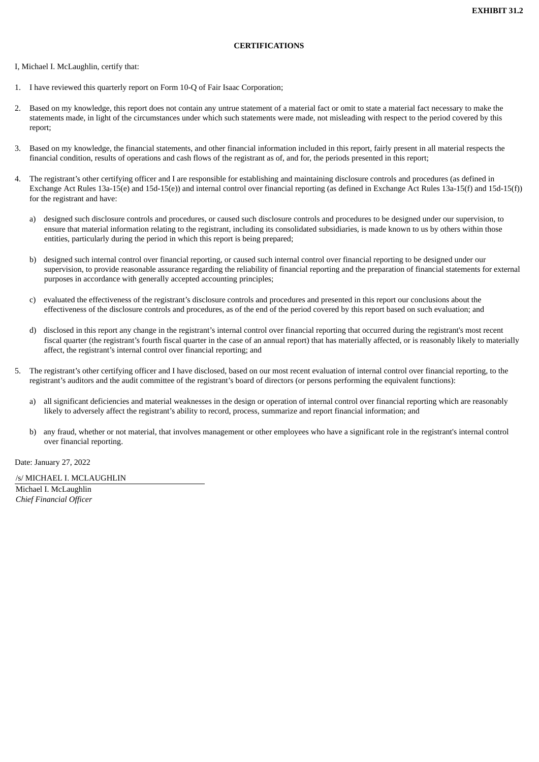**EXHIBIT 31.2**

**CERTIFICATIONS**

I, Michael I. McLaughlin, certify that:

1. I have reviewed this quarterly report on Form 10-Q of Fair Isaac Corporation;

2. Based on my knowledge, this report does not contain any untrue statement of a material fact or omit to state a material fact necessary to make the statements made, in light of the circumstances under which such statements were made, not misleading with respect to the period covered by this report;

3. Based on my knowledge, the financial statements, and other financial information included in this report, fairly present in all material respects the financial condition, results of operations and cash flows of the registrant as of, and for, the periods presented in this report;

4. The registrant's other certifying officer and I are responsible for establishing and maintaining disclosure controls and procedures (as defined in Exchange Act Rules 13a-15(e) and 15d-15(e)) and internal control over financial reporting (as defined in Exchange Act Rules 13a-15(f) and 15d-15(f)) for the registrant and have:

   a) designed such disclosure controls and procedures, or caused such disclosure controls and procedures to be designed under our supervision, to ensure that material information relating to the registrant, including its consolidated subsidiaries, is made known to us by others within those entities, particularly during the period in which this report is being prepared;

   b) designed such internal control over financial reporting, or caused such internal control over financial reporting to be designed under our supervision, to provide reasonable assurance regarding the reliability of financial reporting and the preparation of financial statements for external purposes in accordance with generally accepted accounting principles;

   c) evaluated the effectiveness of the registrant's disclosure controls and procedures and presented in this report our conclusions about the effectiveness of the disclosure controls and procedures, as of the end of the period covered by this report based on such evaluation; and

   d) disclosed in this report any change in the registrant's internal control over financial reporting that occurred during the registrant's most recent fiscal quarter (the registrant's fourth fiscal quarter in the case of an annual report) that has materially affected, or is reasonably likely to materially affect, the registrant's internal control over financial reporting; and

5. The registrant's other certifying officer and I have disclosed, based on our most recent evaluation of internal control over financial reporting, to the registrant's auditors and the audit committee of the registrant's board of directors (or persons performing the equivalent functions):

   a) all significant deficiencies and material weaknesses in the design or operation of internal control over financial reporting which are reasonably likely to adversely affect the registrant's ability to record, process, summarize and report financial information; and

   b) any fraud, whether or not material, that involves management or other employees who have a significant role in the registrant's internal control over financial reporting.

Date: January 27, 2022

/s/ MICHAEL I. MCLAUGHLIN

Michael I. McLaughlin
*Chief Financial Officer*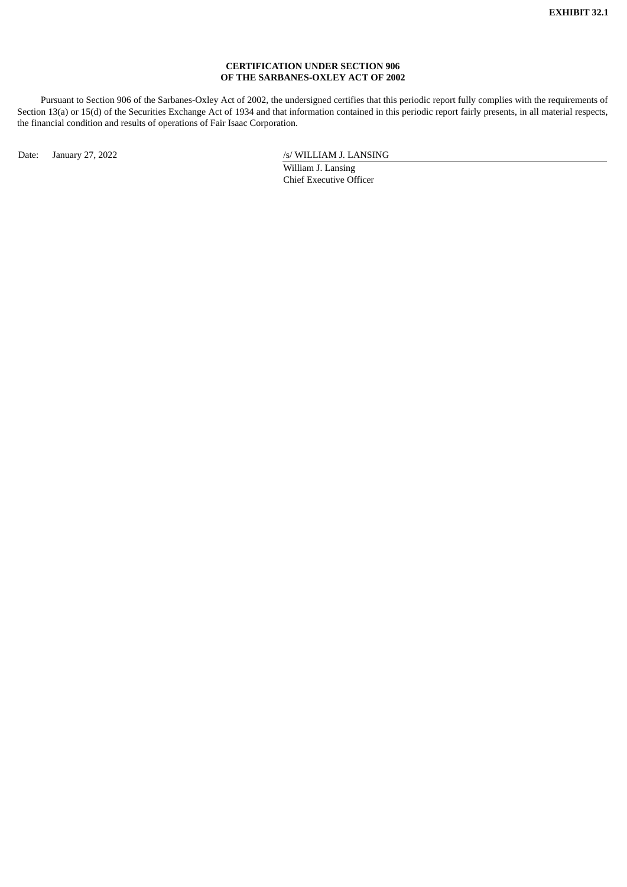**EXHIBIT 32.1**

**CERTIFICATION UNDER SECTION 906**
**OF THE SARBANES-OXLEY ACT OF 2002**

Pursuant to Section 906 of the Sarbanes-Oxley Act of 2002, the undersigned certifies that this periodic report fully complies with the requirements of Section 13(a) or 15(d) of the Securities Exchange Act of 1934 and that information contained in this periodic report fairly presents, in all material respects, the financial condition and results of operations of Fair Isaac Corporation.

Date: January 27, 2022

/s/ WILLIAM J. LANSING
William J. Lansing
Chief Executive Officer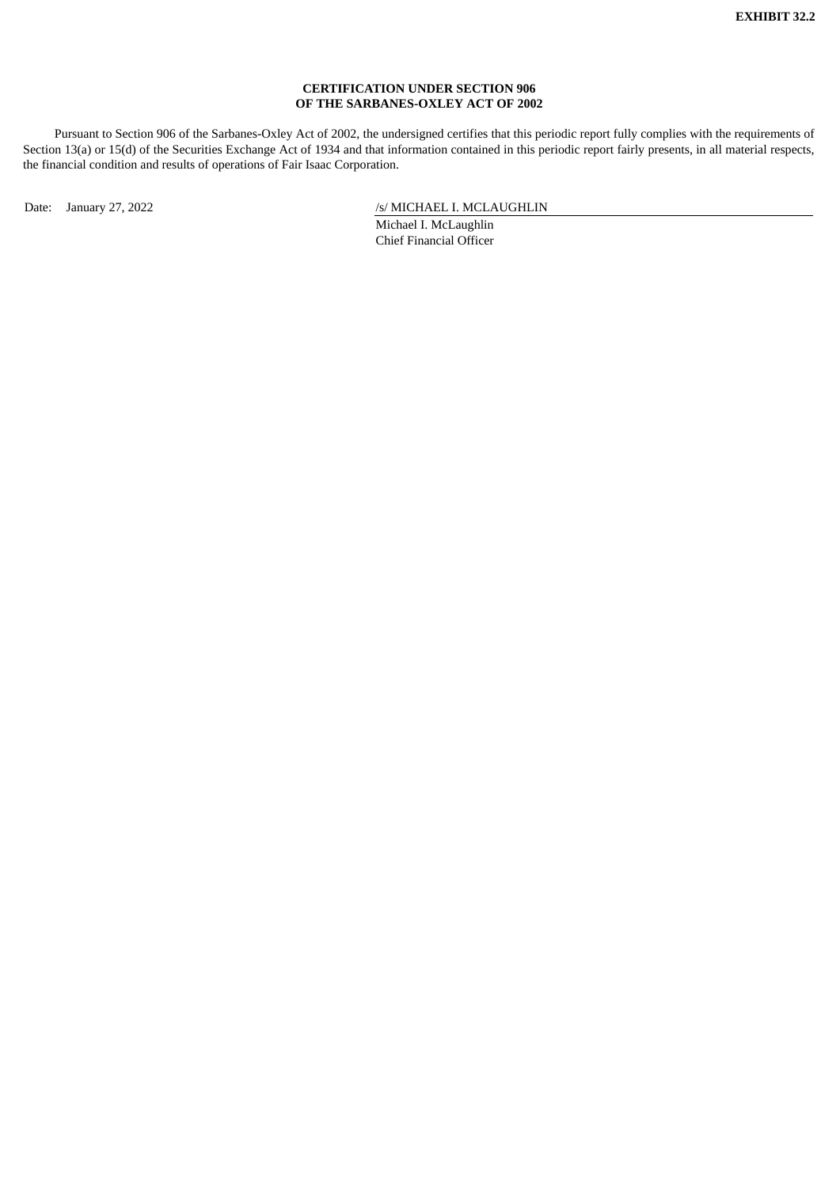**EXHIBIT 32.2**

**CERTIFICATION UNDER SECTION 906**
**OF THE SARBANES-OXLEY ACT OF 2002**

Pursuant to Section 906 of the Sarbanes-Oxley Act of 2002, the undersigned certifies that this periodic report fully complies with the requirements of Section 13(a) or 15(d) of the Securities Exchange Act of 1934 and that information contained in this periodic report fairly presents, in all material respects, the financial condition and results of operations of Fair Isaac Corporation.

Date: January 27, 2022

/s/ MICHAEL I. MCLAUGHLIN
Michael I. McLaughlin
Chief Financial Officer